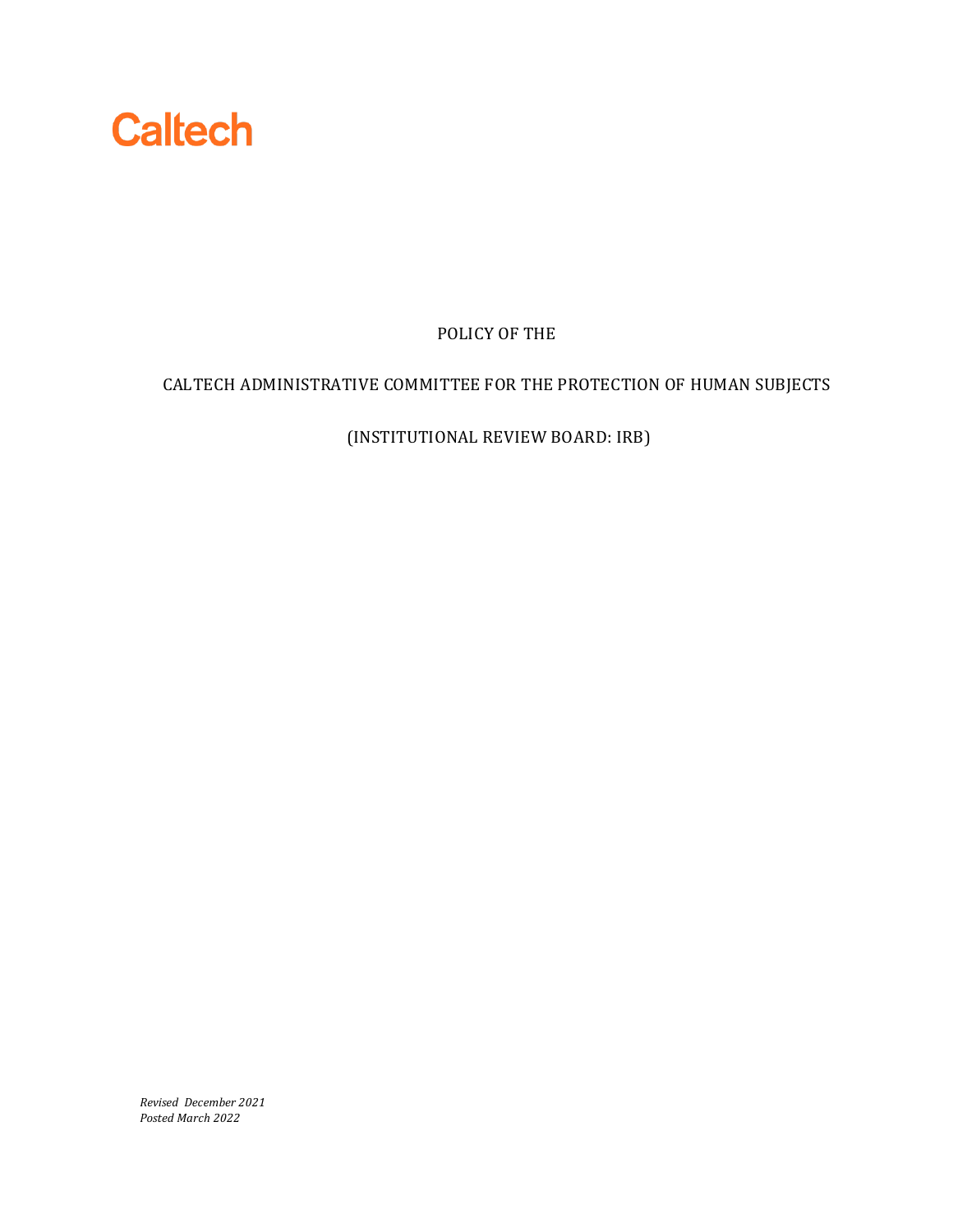Caltech

# POLICY OF THE

# CALTECH ADMINISTRATIVE COMMITTEE FOR THE PROTECTION OF HUMAN SUBJECTS

# (INSTITUTIONAL REVIEW BOARD: IRB)

*Revised December 2021*
*Posted March 2022*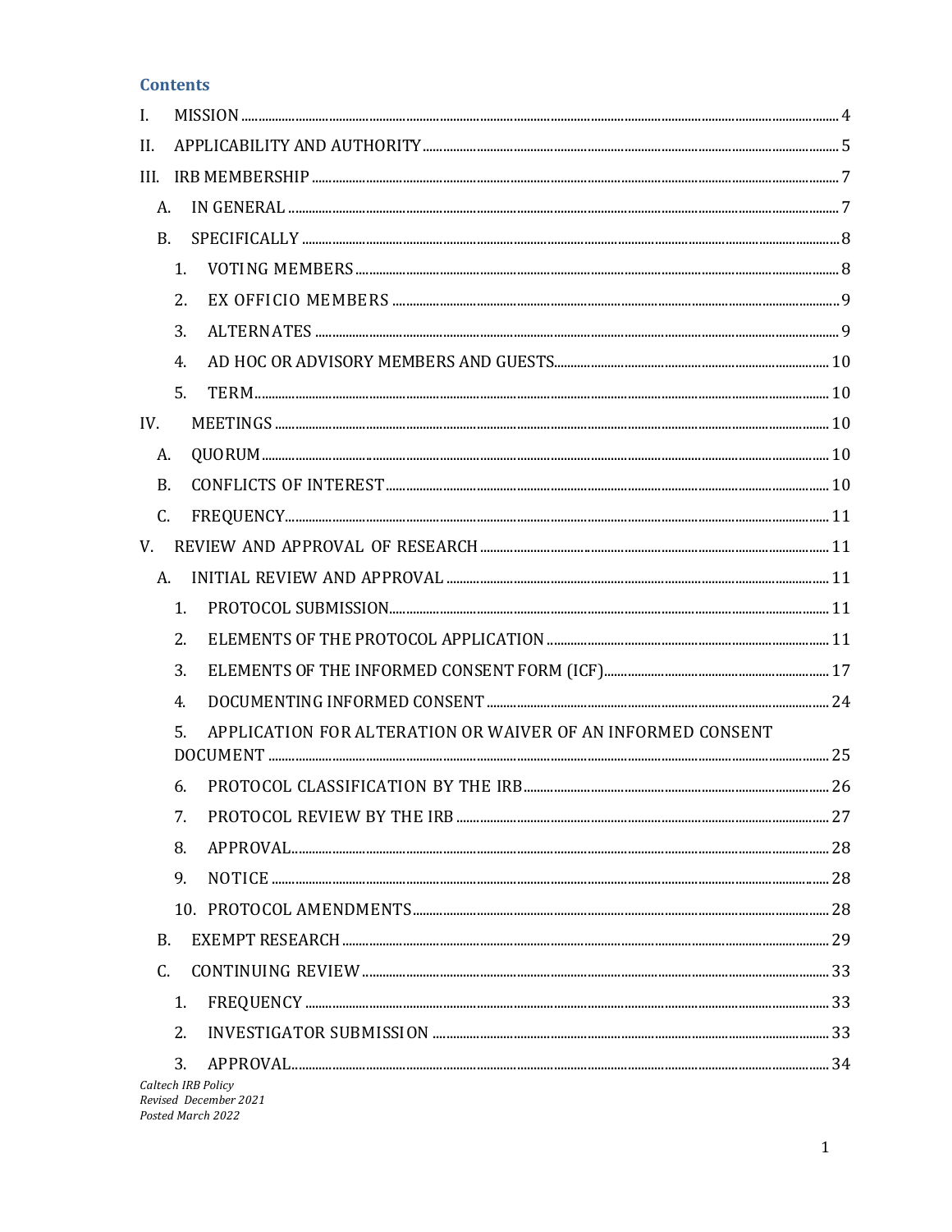## Contents

I. MISSION ..... 4

II. APPLICABILITY AND AUTHORITY ..... 5

III. IRB MEMBERSHIP ..... 7

- A. IN GENERAL ..... 7
- B. SPECIFICALLY ..... 8
  1. VOTING MEMBERS ..... 8
  2. EX OFFICIO MEMBERS ..... 9
  3. ALTERNATES ..... 9
  4. AD HOC OR ADVISORY MEMBERS AND GUESTS ..... 10
  5. TERM ..... 10

IV. MEETINGS ..... 10

- A. QUORUM ..... 10
- B. CONFLICTS OF INTEREST ..... 10
- C. FREQUENCY ..... 11

V. REVIEW AND APPROVAL OF RESEARCH ..... 11

- A. INITIAL REVIEW AND APPROVAL ..... 11
  1. PROTOCOL SUBMISSION ..... 11
  2. ELEMENTS OF THE PROTOCOL APPLICATION ..... 11
  3. ELEMENTS OF THE INFORMED CONSENT FORM (ICF) ..... 17
  4. DOCUMENTING INFORMED CONSENT ..... 24
  5. APPLICATION FOR ALTERATION OR WAIVER OF AN INFORMED CONSENT DOCUMENT ..... 25
  6. PROTOCOL CLASSIFICATION BY THE IRB ..... 26
  7. PROTOCOL REVIEW BY THE IRB ..... 27
  8. APPROVAL ..... 28
  9. NOTICE ..... 28
  10. PROTOCOL AMENDMENTS ..... 28
- B. EXEMPT RESEARCH ..... 29
- C. CONTINUING REVIEW ..... 33
  1. FREQUENCY ..... 33
  2. INVESTIGATOR SUBMISSION ..... 33
  3. APPROVAL ..... 34

*Caltech IRB Policy*
*Revised December 2021*
*Posted March 2022*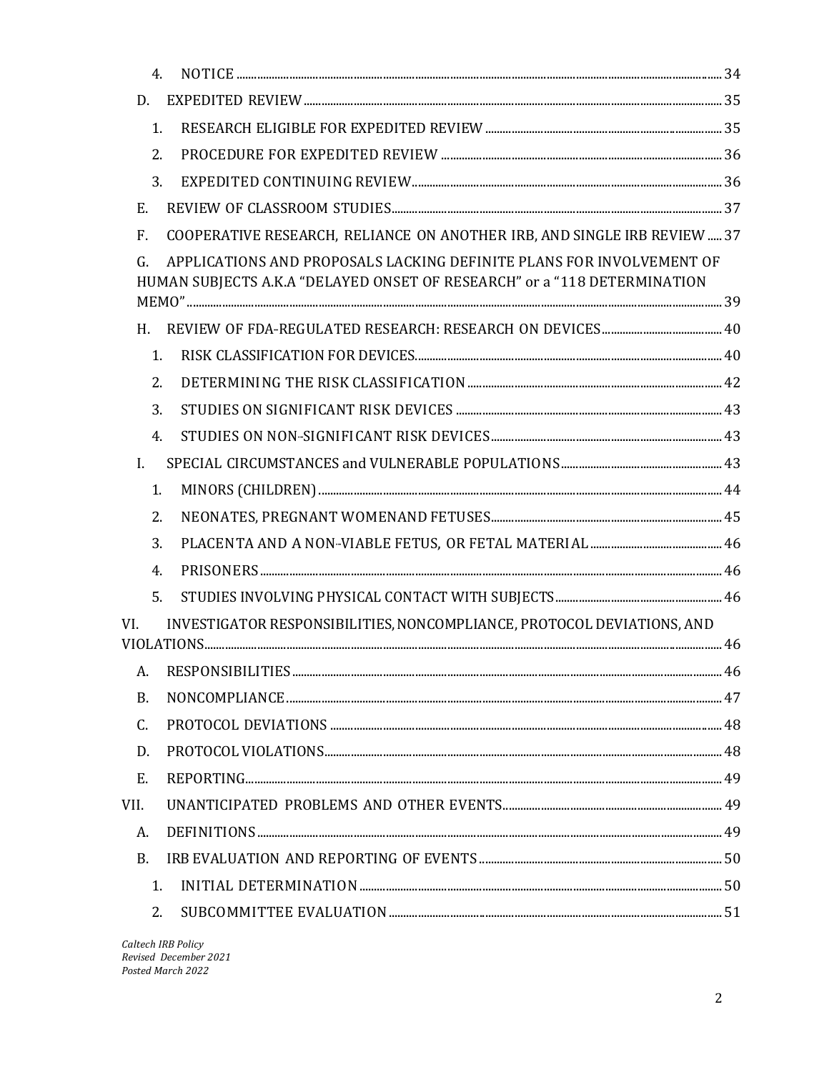4. NOTICE ..... 34

D. EXPEDITED REVIEW ..... 35

1. RESEARCH ELIGIBLE FOR EXPEDITED REVIEW ..... 35
2. PROCEDURE FOR EXPEDITED REVIEW ..... 36
3. EXPEDITED CONTINUING REVIEW ..... 36

E. REVIEW OF CLASSROOM STUDIES ..... 37

F. COOPERATIVE RESEARCH, RELIANCE ON ANOTHER IRB, AND SINGLE IRB REVIEW ..... 37

G. APPLICATIONS AND PROPOSALS LACKING DEFINITE PLANS FOR INVOLVEMENT OF HUMAN SUBJECTS A.K.A "DELAYED ONSET OF RESEARCH" or a "118 DETERMINATION MEMO" ..... 39

H. REVIEW OF FDA-REGULATED RESEARCH: RESEARCH ON DEVICES ..... 40

1. RISK CLASSIFICATION FOR DEVICES ..... 40
2. DETERMINING THE RISK CLASSIFICATION ..... 42
3. STUDIES ON SIGNIFICANT RISK DEVICES ..... 43
4. STUDIES ON NON-SIGNIFICANT RISK DEVICES ..... 43

I. SPECIAL CIRCUMSTANCES and VULNERABLE POPULATIONS ..... 43

1. MINORS (CHILDREN) ..... 44
2. NEONATES, PREGNANT WOMENAND FETUSES ..... 45
3. PLACENTA AND A NON-VIABLE FETUS, OR FETAL MATERIAL ..... 46
4. PRISONERS ..... 46
5. STUDIES INVOLVING PHYSICAL CONTACT WITH SUBJECTS ..... 46

VI. INVESTIGATOR RESPONSIBILITIES, NONCOMPLIANCE, PROTOCOL DEVIATIONS, AND VIOLATIONS ..... 46

A. RESPONSIBILITIES ..... 46

B. NONCOMPLIANCE ..... 47

C. PROTOCOL DEVIATIONS ..... 48

D. PROTOCOL VIOLATIONS ..... 48

E. REPORTING ..... 49

VII. UNANTICIPATED PROBLEMS AND OTHER EVENTS ..... 49

A. DEFINITIONS ..... 49

B. IRB EVALUATION AND REPORTING OF EVENTS ..... 50

1. INITIAL DETERMINATION ..... 50
2. SUBCOMMITTEE EVALUATION ..... 51

*Caltech IRB Policy*
*Revised December 2021*
*Posted March 2022*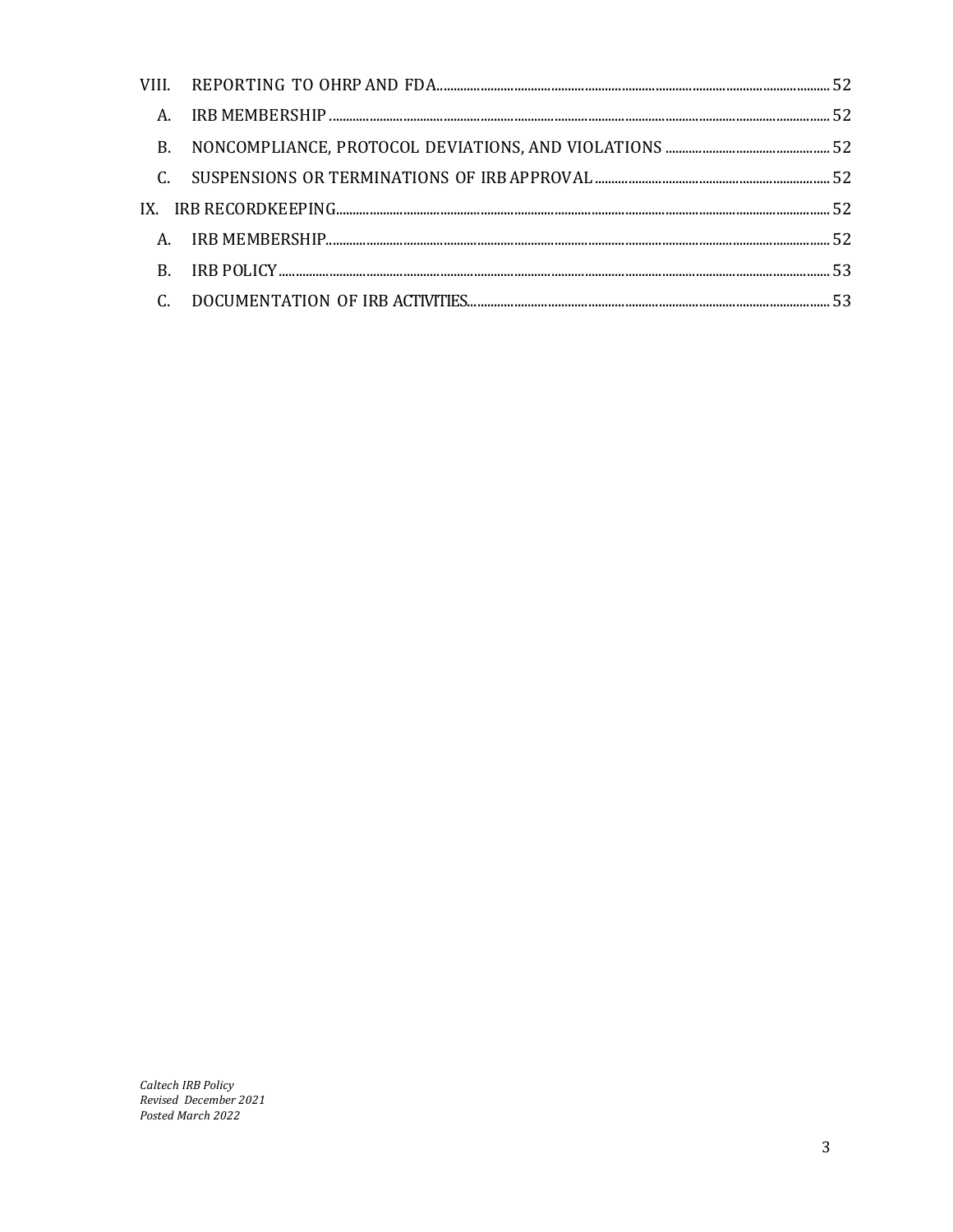VIII. REPORTING TO OHRP AND FDA ..... 52

A. IRB MEMBERSHIP ..... 52

B. NONCOMPLIANCE, PROTOCOL DEVIATIONS, AND VIOLATIONS ..... 52

C. SUSPENSIONS OR TERMINATIONS OF IRB APPROVAL ..... 52

IX. IRB RECORDKEEPING ..... 52

A. IRB MEMBERSHIP ..... 52

B. IRB POLICY ..... 53

C. DOCUMENTATION OF IRB ACTIVITIES ..... 53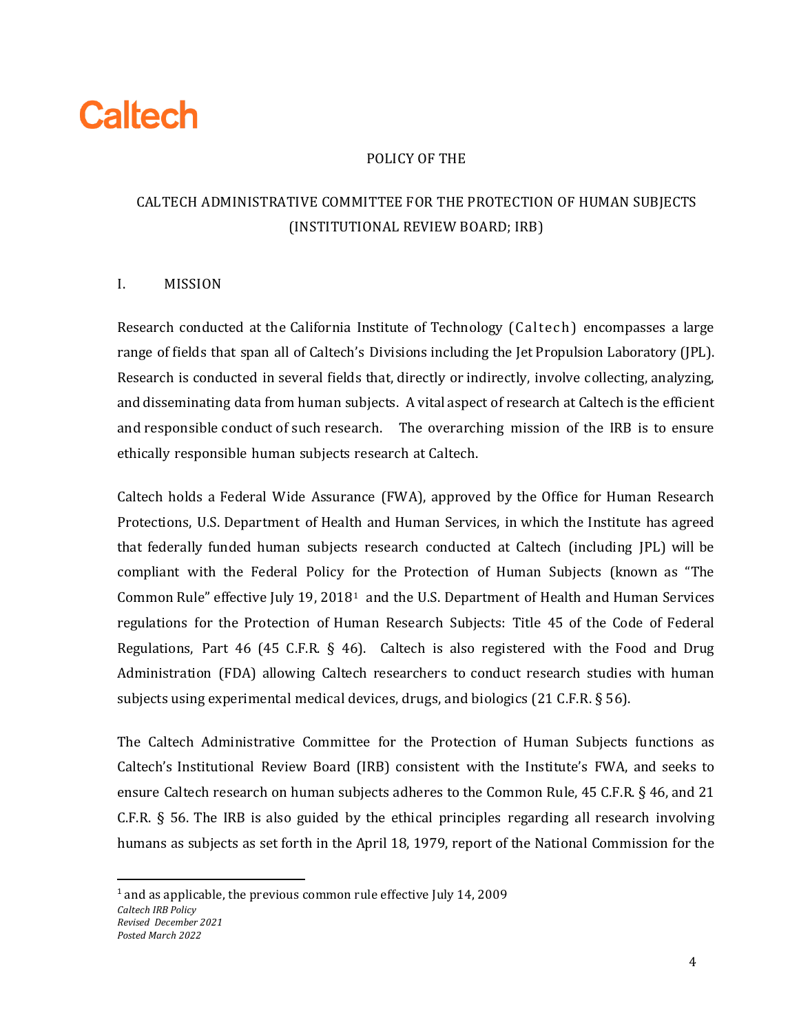# Caltech

POLICY OF THE

CALTECH ADMINISTRATIVE COMMITTEE FOR THE PROTECTION OF HUMAN SUBJECTS (INSTITUTIONAL REVIEW BOARD; IRB)

## I. MISSION

Research conducted at the California Institute of Technology (Caltech) encompasses a large range of fields that span all of Caltech's Divisions including the Jet Propulsion Laboratory (JPL). Research is conducted in several fields that, directly or indirectly, involve collecting, analyzing, and disseminating data from human subjects. A vital aspect of research at Caltech is the efficient and responsible conduct of such research. The overarching mission of the IRB is to ensure ethically responsible human subjects research at Caltech.

Caltech holds a Federal Wide Assurance (FWA), approved by the Office for Human Research Protections, U.S. Department of Health and Human Services, in which the Institute has agreed that federally funded human subjects research conducted at Caltech (including JPL) will be compliant with the Federal Policy for the Protection of Human Subjects (known as "The Common Rule" effective July 19, 2018[1] and the U.S. Department of Health and Human Services regulations for the Protection of Human Research Subjects: Title 45 of the Code of Federal Regulations, Part 46 (45 C.F.R. § 46). Caltech is also registered with the Food and Drug Administration (FDA) allowing Caltech researchers to conduct research studies with human subjects using experimental medical devices, drugs, and biologics (21 C.F.R. § 56).

The Caltech Administrative Committee for the Protection of Human Subjects functions as Caltech's Institutional Review Board (IRB) consistent with the Institute's FWA, and seeks to ensure Caltech research on human subjects adheres to the Common Rule, 45 C.F.R. § 46, and 21 C.F.R. § 56. The IRB is also guided by the ethical principles regarding all research involving humans as subjects as set forth in the April 18, 1979, report of the National Commission for the

[1] and as applicable, the previous common rule effective July 14, 2009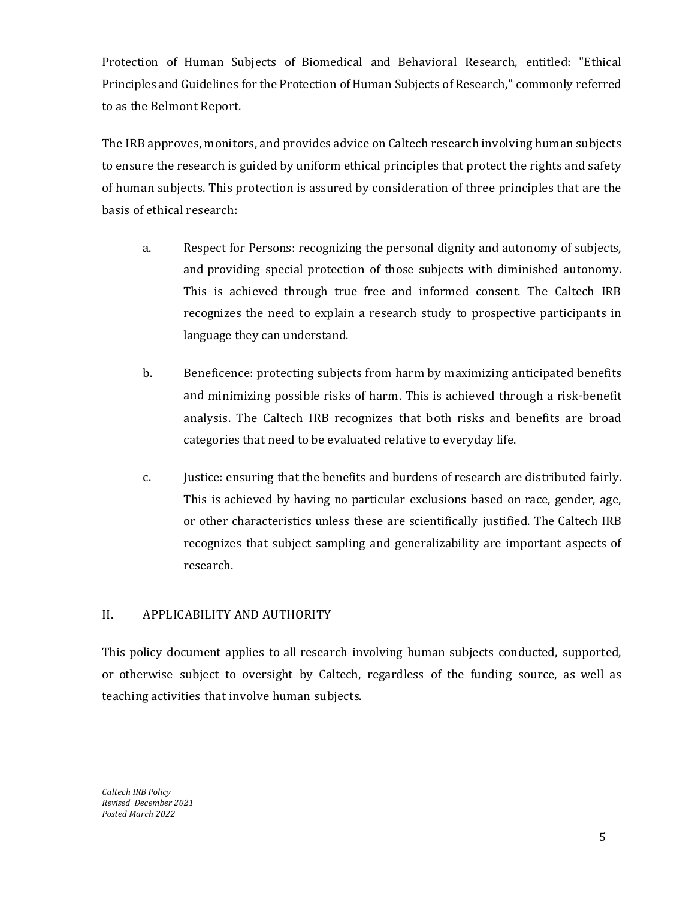Protection of Human Subjects of Biomedical and Behavioral Research, entitled: "Ethical Principles and Guidelines for the Protection of Human Subjects of Research," commonly referred to as the Belmont Report.

The IRB approves, monitors, and provides advice on Caltech research involving human subjects to ensure the research is guided by uniform ethical principles that protect the rights and safety of human subjects. This protection is assured by consideration of three principles that are the basis of ethical research:

a. Respect for Persons: recognizing the personal dignity and autonomy of subjects, and providing special protection of those subjects with diminished autonomy. This is achieved through true free and informed consent. The Caltech IRB recognizes the need to explain a research study to prospective participants in language they can understand.

b. Beneficence: protecting subjects from harm by maximizing anticipated benefits and minimizing possible risks of harm. This is achieved through a risk-benefit analysis. The Caltech IRB recognizes that both risks and benefits are broad categories that need to be evaluated relative to everyday life.

c. Justice: ensuring that the benefits and burdens of research are distributed fairly. This is achieved by having no particular exclusions based on race, gender, age, or other characteristics unless these are scientifically justified. The Caltech IRB recognizes that subject sampling and generalizability are important aspects of research.

## II. APPLICABILITY AND AUTHORITY

This policy document applies to all research involving human subjects conducted, supported, or otherwise subject to oversight by Caltech, regardless of the funding source, as well as teaching activities that involve human subjects.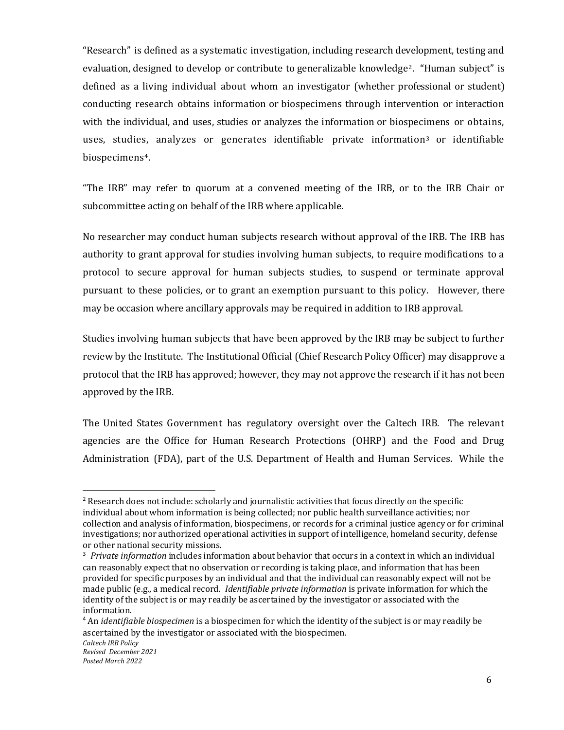"Research" is defined as a systematic investigation, including research development, testing and evaluation, designed to develop or contribute to generalizable knowledge[2]. "Human subject" is defined as a living individual about whom an investigator (whether professional or student) conducting research obtains information or biospecimens through intervention or interaction with the individual, and uses, studies or analyzes the information or biospecimens or obtains, uses, studies, analyzes or generates identifiable private information[3] or identifiable biospecimens[4].

"The IRB" may refer to quorum at a convened meeting of the IRB, or to the IRB Chair or subcommittee acting on behalf of the IRB where applicable.

No researcher may conduct human subjects research without approval of the IRB. The IRB has authority to grant approval for studies involving human subjects, to require modifications to a protocol to secure approval for human subjects studies, to suspend or terminate approval pursuant to these policies, or to grant an exemption pursuant to this policy. However, there may be occasion where ancillary approvals may be required in addition to IRB approval.

Studies involving human subjects that have been approved by the IRB may be subject to further review by the Institute. The Institutional Official (Chief Research Policy Officer) may disapprove a protocol that the IRB has approved; however, they may not approve the research if it has not been approved by the IRB.

The United States Government has regulatory oversight over the Caltech IRB. The relevant agencies are the Office for Human Research Protections (OHRP) and the Food and Drug Administration (FDA), part of the U.S. Department of Health and Human Services. While the

---

[2] Research does not include: scholarly and journalistic activities that focus directly on the specific individual about whom information is being collected; nor public health surveillance activities; nor collection and analysis of information, biospecimens, or records for a criminal justice agency or for criminal investigations; nor authorized operational activities in support of intelligence, homeland security, defense or other national security missions.

[3] *Private information* includes information about behavior that occurs in a context in which an individual can reasonably expect that no observation or recording is taking place, and information that has been provided for specific purposes by an individual and that the individual can reasonably expect will not be made public (e.g., a medical record. *Identifiable private information* is private information for which the identity of the subject is or may readily be ascertained by the investigator or associated with the information.

[4] An *identifiable biospecimen* is a biospecimen for which the identity of the subject is or may readily be ascertained by the investigator or associated with the biospecimen.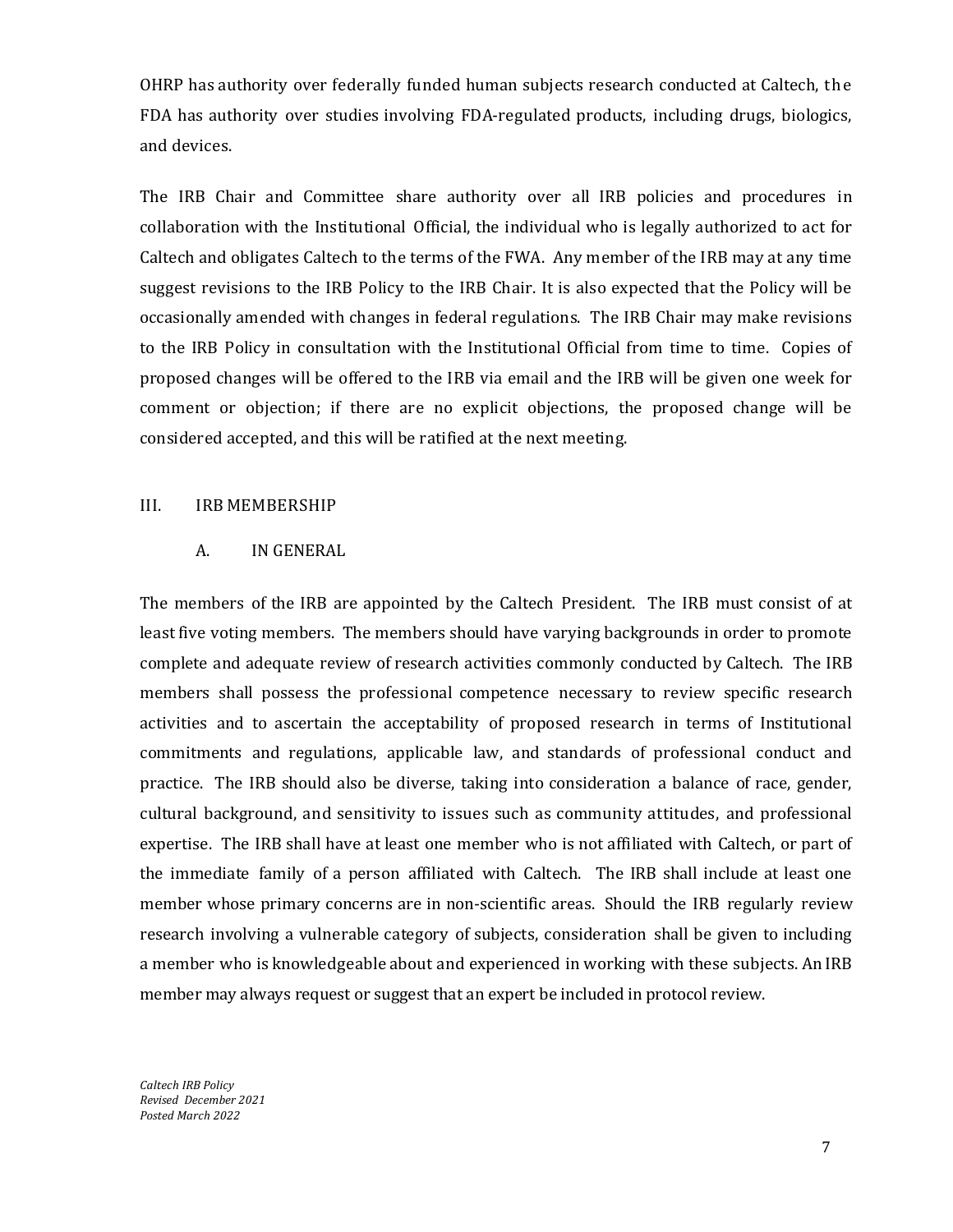OHRP has authority over federally funded human subjects research conducted at Caltech, the FDA has authority over studies involving FDA-regulated products, including drugs, biologics, and devices.

The IRB Chair and Committee share authority over all IRB policies and procedures in collaboration with the Institutional Official, the individual who is legally authorized to act for Caltech and obligates Caltech to the terms of the FWA. Any member of the IRB may at any time suggest revisions to the IRB Policy to the IRB Chair. It is also expected that the Policy will be occasionally amended with changes in federal regulations. The IRB Chair may make revisions to the IRB Policy in consultation with the Institutional Official from time to time. Copies of proposed changes will be offered to the IRB via email and the IRB will be given one week for comment or objection; if there are no explicit objections, the proposed change will be considered accepted, and this will be ratified at the next meeting.

## III. IRB MEMBERSHIP

### A. IN GENERAL

The members of the IRB are appointed by the Caltech President. The IRB must consist of at least five voting members. The members should have varying backgrounds in order to promote complete and adequate review of research activities commonly conducted by Caltech. The IRB members shall possess the professional competence necessary to review specific research activities and to ascertain the acceptability of proposed research in terms of Institutional commitments and regulations, applicable law, and standards of professional conduct and practice. The IRB should also be diverse, taking into consideration a balance of race, gender, cultural background, and sensitivity to issues such as community attitudes, and professional expertise. The IRB shall have at least one member who is not affiliated with Caltech, or part of the immediate family of a person affiliated with Caltech. The IRB shall include at least one member whose primary concerns are in non-scientific areas. Should the IRB regularly review research involving a vulnerable category of subjects, consideration shall be given to including a member who is knowledgeable about and experienced in working with these subjects. An IRB member may always request or suggest that an expert be included in protocol review.

*Caltech IRB Policy*
*Revised December 2021*
*Posted March 2022*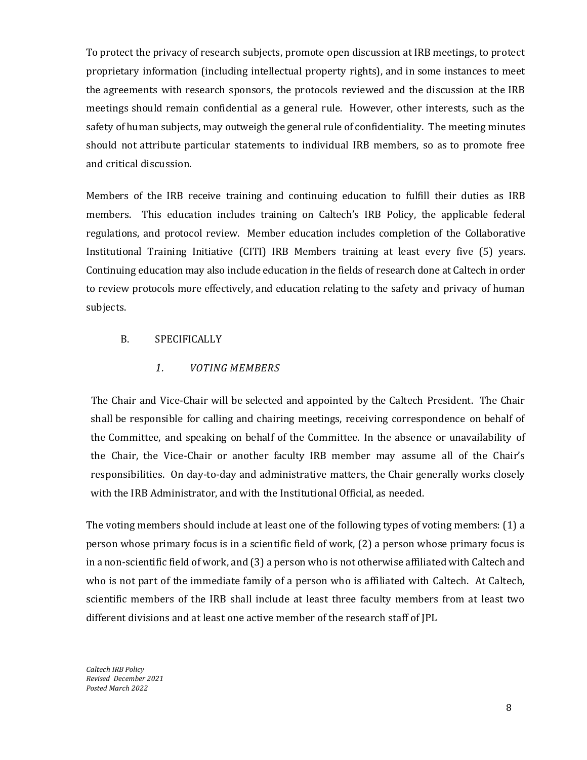To protect the privacy of research subjects, promote open discussion at IRB meetings, to protect proprietary information (including intellectual property rights), and in some instances to meet the agreements with research sponsors, the protocols reviewed and the discussion at the IRB meetings should remain confidential as a general rule. However, other interests, such as the safety of human subjects, may outweigh the general rule of confidentiality. The meeting minutes should not attribute particular statements to individual IRB members, so as to promote free and critical discussion.

Members of the IRB receive training and continuing education to fulfill their duties as IRB members. This education includes training on Caltech's IRB Policy, the applicable federal regulations, and protocol review. Member education includes completion of the Collaborative Institutional Training Initiative (CITI) IRB Members training at least every five (5) years. Continuing education may also include education in the fields of research done at Caltech in order to review protocols more effectively, and education relating to the safety and privacy of human subjects.

## B. SPECIFICALLY

### *1. VOTING MEMBERS*

The Chair and Vice-Chair will be selected and appointed by the Caltech President. The Chair shall be responsible for calling and chairing meetings, receiving correspondence on behalf of the Committee, and speaking on behalf of the Committee. In the absence or unavailability of the Chair, the Vice-Chair or another faculty IRB member may assume all of the Chair's responsibilities. On day-to-day and administrative matters, the Chair generally works closely with the IRB Administrator, and with the Institutional Official, as needed.

The voting members should include at least one of the following types of voting members: (1) a person whose primary focus is in a scientific field of work, (2) a person whose primary focus is in a non-scientific field of work, and (3) a person who is not otherwise affiliated with Caltech and who is not part of the immediate family of a person who is affiliated with Caltech. At Caltech, scientific members of the IRB shall include at least three faculty members from at least two different divisions and at least one active member of the research staff of JPL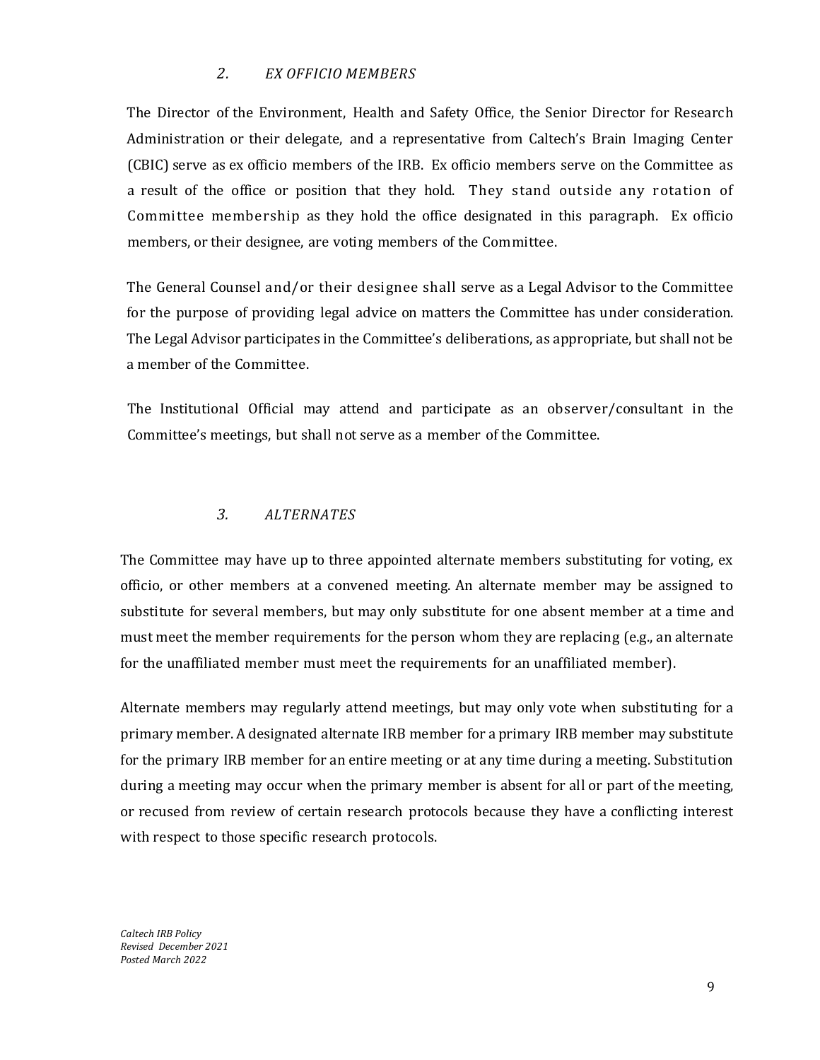### *2. EX OFFICIO MEMBERS*

The Director of the Environment, Health and Safety Office, the Senior Director for Research Administration or their delegate, and a representative from Caltech's Brain Imaging Center (CBIC) serve as ex officio members of the IRB. Ex officio members serve on the Committee as a result of the office or position that they hold. They stand outside any rotation of Committee membership as they hold the office designated in this paragraph. Ex officio members, or their designee, are voting members of the Committee.

The General Counsel and/or their designee shall serve as a Legal Advisor to the Committee for the purpose of providing legal advice on matters the Committee has under consideration. The Legal Advisor participates in the Committee's deliberations, as appropriate, but shall not be a member of the Committee.

The Institutional Official may attend and participate as an observer/consultant in the Committee's meetings, but shall not serve as a member of the Committee.

### *3. ALTERNATES*

The Committee may have up to three appointed alternate members substituting for voting, ex officio, or other members at a convened meeting. An alternate member may be assigned to substitute for several members, but may only substitute for one absent member at a time and must meet the member requirements for the person whom they are replacing (e.g., an alternate for the unaffiliated member must meet the requirements for an unaffiliated member).

Alternate members may regularly attend meetings, but may only vote when substituting for a primary member. A designated alternate IRB member for a primary IRB member may substitute for the primary IRB member for an entire meeting or at any time during a meeting. Substitution during a meeting may occur when the primary member is absent for all or part of the meeting, or recused from review of certain research protocols because they have a conflicting interest with respect to those specific research protocols.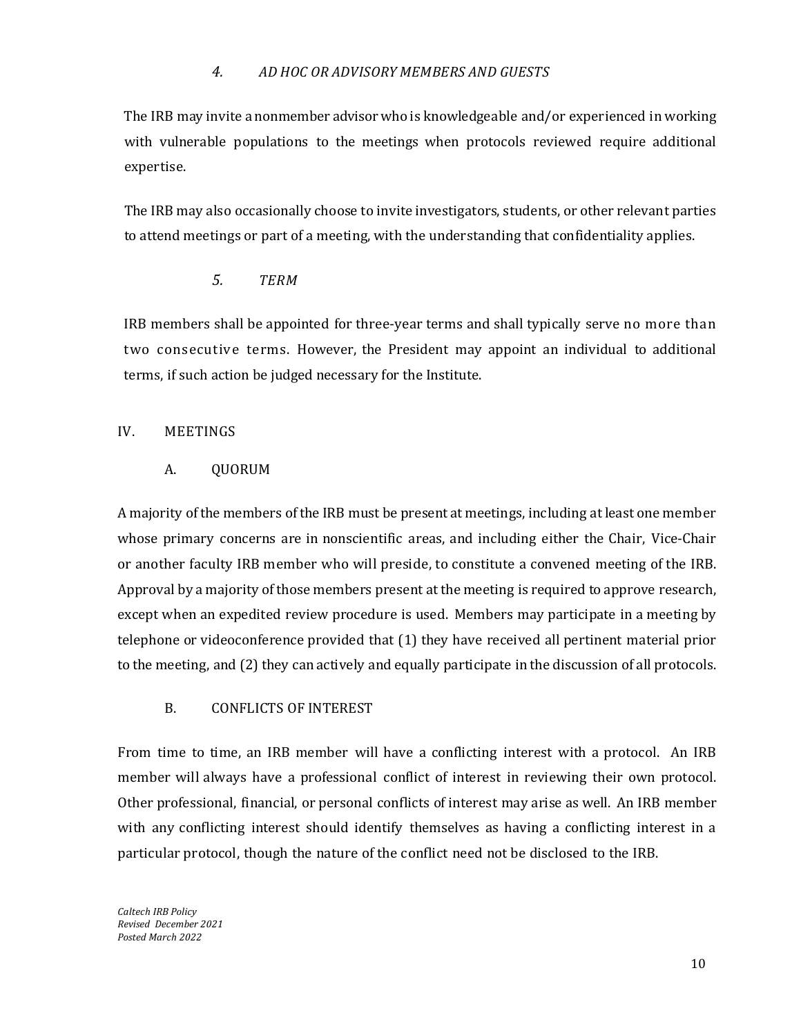#### 4. *AD HOC OR ADVISORY MEMBERS AND GUESTS*

The IRB may invite a nonmember advisor who is knowledgeable and/or experienced in working with vulnerable populations to the meetings when protocols reviewed require additional expertise.

The IRB may also occasionally choose to invite investigators, students, or other relevant parties to attend meetings or part of a meeting, with the understanding that confidentiality applies.

#### 5. *TERM*

IRB members shall be appointed for three-year terms and shall typically serve no more than two consecutive terms. However, the President may appoint an individual to additional terms, if such action be judged necessary for the Institute.

## IV. MEETINGS

### A. QUORUM

A majority of the members of the IRB must be present at meetings, including at least one member whose primary concerns are in nonscientific areas, and including either the Chair, Vice-Chair or another faculty IRB member who will preside, to constitute a convened meeting of the IRB. Approval by a majority of those members present at the meeting is required to approve research, except when an expedited review procedure is used. Members may participate in a meeting by telephone or videoconference provided that (1) they have received all pertinent material prior to the meeting, and (2) they can actively and equally participate in the discussion of all protocols.

### B. CONFLICTS OF INTEREST

From time to time, an IRB member will have a conflicting interest with a protocol. An IRB member will always have a professional conflict of interest in reviewing their own protocol. Other professional, financial, or personal conflicts of interest may arise as well. An IRB member with any conflicting interest should identify themselves as having a conflicting interest in a particular protocol, though the nature of the conflict need not be disclosed to the IRB.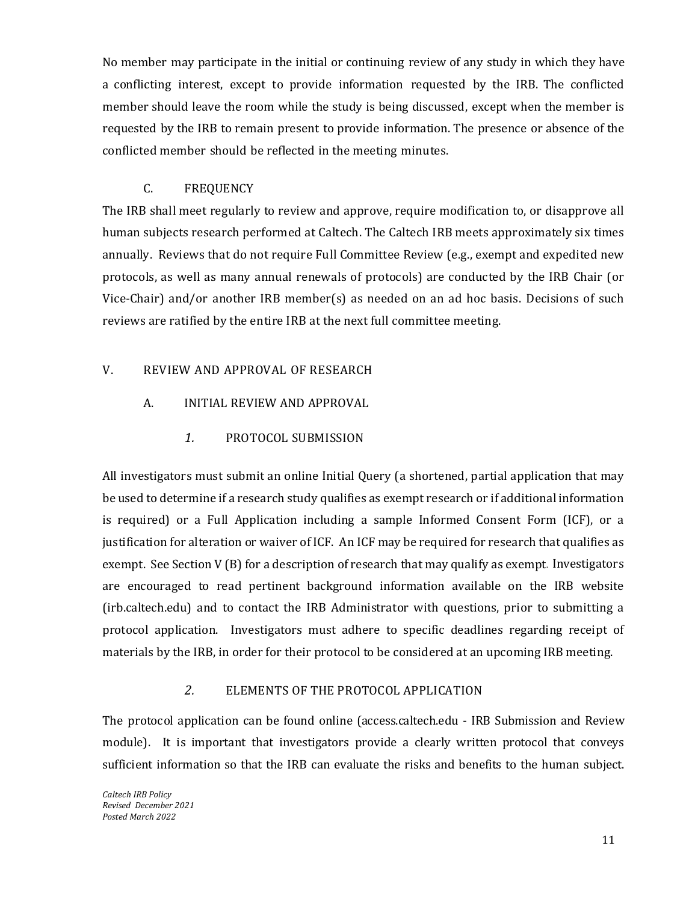No member may participate in the initial or continuing review of any study in which they have a conflicting interest, except to provide information requested by the IRB. The conflicted member should leave the room while the study is being discussed, except when the member is requested by the IRB to remain present to provide information. The presence or absence of the conflicted member should be reflected in the meeting minutes.

### C. FREQUENCY

The IRB shall meet regularly to review and approve, require modification to, or disapprove all human subjects research performed at Caltech. The Caltech IRB meets approximately six times annually. Reviews that do not require Full Committee Review (e.g., exempt and expedited new protocols, as well as many annual renewals of protocols) are conducted by the IRB Chair (or Vice-Chair) and/or another IRB member(s) as needed on an ad hoc basis. Decisions of such reviews are ratified by the entire IRB at the next full committee meeting.

## V. REVIEW AND APPROVAL OF RESEARCH

### A. INITIAL REVIEW AND APPROVAL

#### *1.* PROTOCOL SUBMISSION

All investigators must submit an online Initial Query (a shortened, partial application that may be used to determine if a research study qualifies as exempt research or if additional information is required) or a Full Application including a sample Informed Consent Form (ICF), or a justification for alteration or waiver of ICF. An ICF may be required for research that qualifies as exempt. See Section V (B) for a description of research that may qualify as exempt. Investigators are encouraged to read pertinent background information available on the IRB website (irb.caltech.edu) and to contact the IRB Administrator with questions, prior to submitting a protocol application. Investigators must adhere to specific deadlines regarding receipt of materials by the IRB, in order for their protocol to be considered at an upcoming IRB meeting.

#### *2.* ELEMENTS OF THE PROTOCOL APPLICATION

The protocol application can be found online (access.caltech.edu - IRB Submission and Review module). It is important that investigators provide a clearly written protocol that conveys sufficient information so that the IRB can evaluate the risks and benefits to the human subject.

*Caltech IRB Policy*
*Revised December 2021*
*Posted March 2022*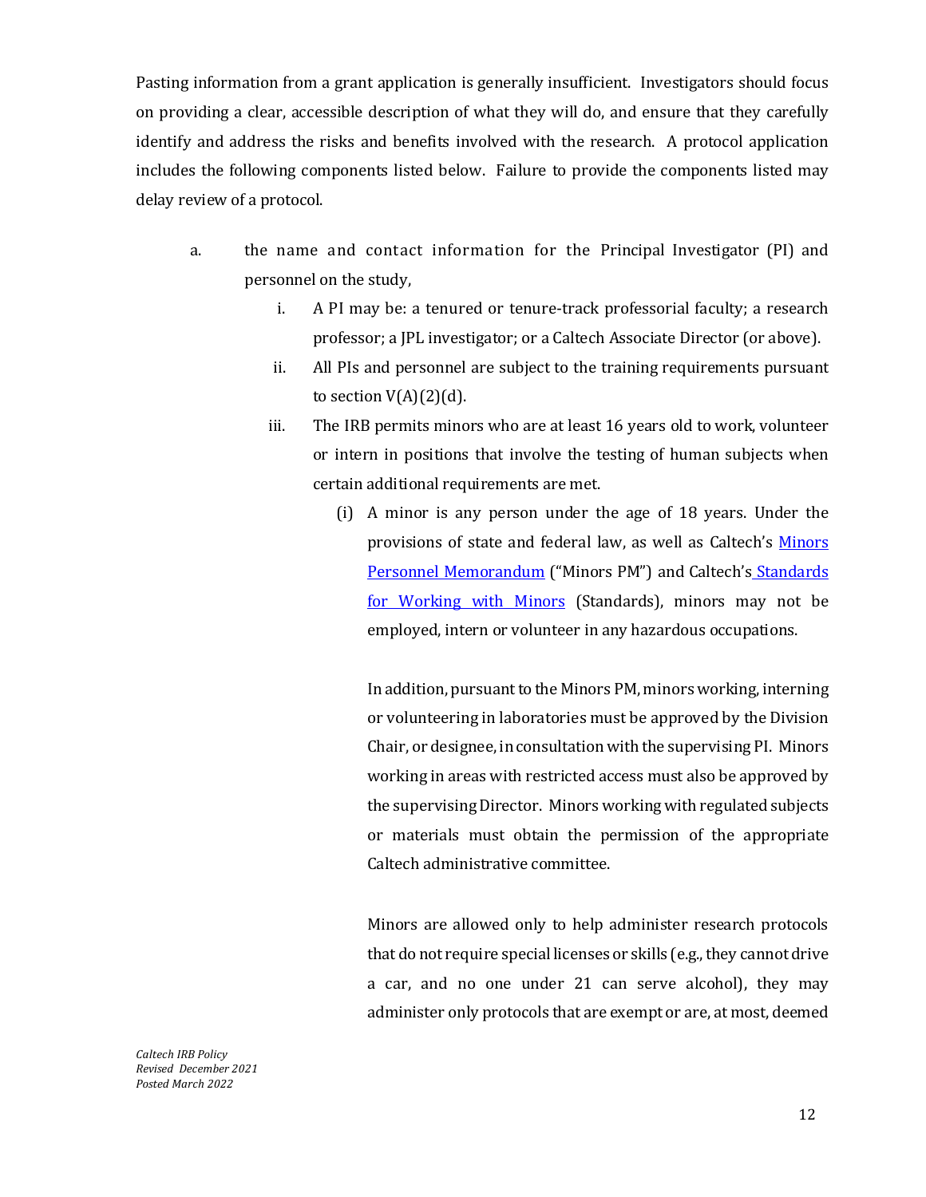Pasting information from a grant application is generally insufficient. Investigators should focus on providing a clear, accessible description of what they will do, and ensure that they carefully identify and address the risks and benefits involved with the research. A protocol application includes the following components listed below. Failure to provide the components listed may delay review of a protocol.

a. the name and contact information for the Principal Investigator (PI) and personnel on the study,

   i. A PI may be: a tenured or tenure-track professorial faculty; a research professor; a JPL investigator; or a Caltech Associate Director (or above).

   ii. All PIs and personnel are subject to the training requirements pursuant to section V(A)(2)(d).

   iii. The IRB permits minors who are at least 16 years old to work, volunteer or intern in positions that involve the testing of human subjects when certain additional requirements are met.

      (i) A minor is any person under the age of 18 years. Under the provisions of state and federal law, as well as Caltech's Minors Personnel Memorandum ("Minors PM") and Caltech's Standards for Working with Minors (Standards), minors may not be employed, intern or volunteer in any hazardous occupations.

      In addition, pursuant to the Minors PM, minors working, interning or volunteering in laboratories must be approved by the Division Chair, or designee, in consultation with the supervising PI. Minors working in areas with restricted access must also be approved by the supervising Director. Minors working with regulated subjects or materials must obtain the permission of the appropriate Caltech administrative committee.

      Minors are allowed only to help administer research protocols that do not require special licenses or skills (e.g., they cannot drive a car, and no one under 21 can serve alcohol), they may administer only protocols that are exempt or are, at most, deemed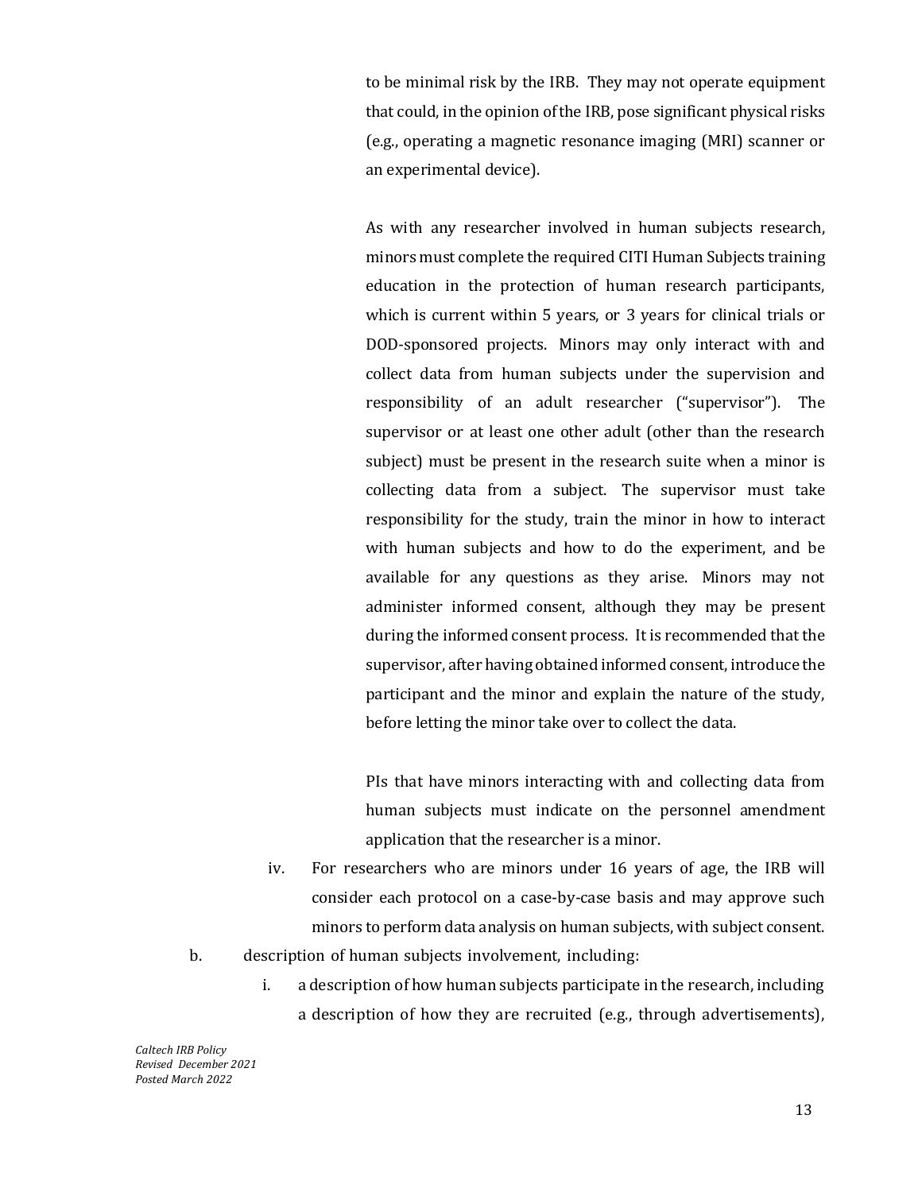to be minimal risk by the IRB. They may not operate equipment that could, in the opinion of the IRB, pose significant physical risks (e.g., operating a magnetic resonance imaging (MRI) scanner or an experimental device).

As with any researcher involved in human subjects research, minors must complete the required CITI Human Subjects training education in the protection of human research participants, which is current within 5 years, or 3 years for clinical trials or DOD-sponsored projects. Minors may only interact with and collect data from human subjects under the supervision and responsibility of an adult researcher ("supervisor"). The supervisor or at least one other adult (other than the research subject) must be present in the research suite when a minor is collecting data from a subject. The supervisor must take responsibility for the study, train the minor in how to interact with human subjects and how to do the experiment, and be available for any questions as they arise. Minors may not administer informed consent, although they may be present during the informed consent process. It is recommended that the supervisor, after having obtained informed consent, introduce the participant and the minor and explain the nature of the study, before letting the minor take over to collect the data.

PIs that have minors interacting with and collecting data from human subjects must indicate on the personnel amendment application that the researcher is a minor.

iv. For researchers who are minors under 16 years of age, the IRB will consider each protocol on a case-by-case basis and may approve such minors to perform data analysis on human subjects, with subject consent.

b. description of human subjects involvement, including:

i. a description of how human subjects participate in the research, including a description of how they are recruited (e.g., through advertisements),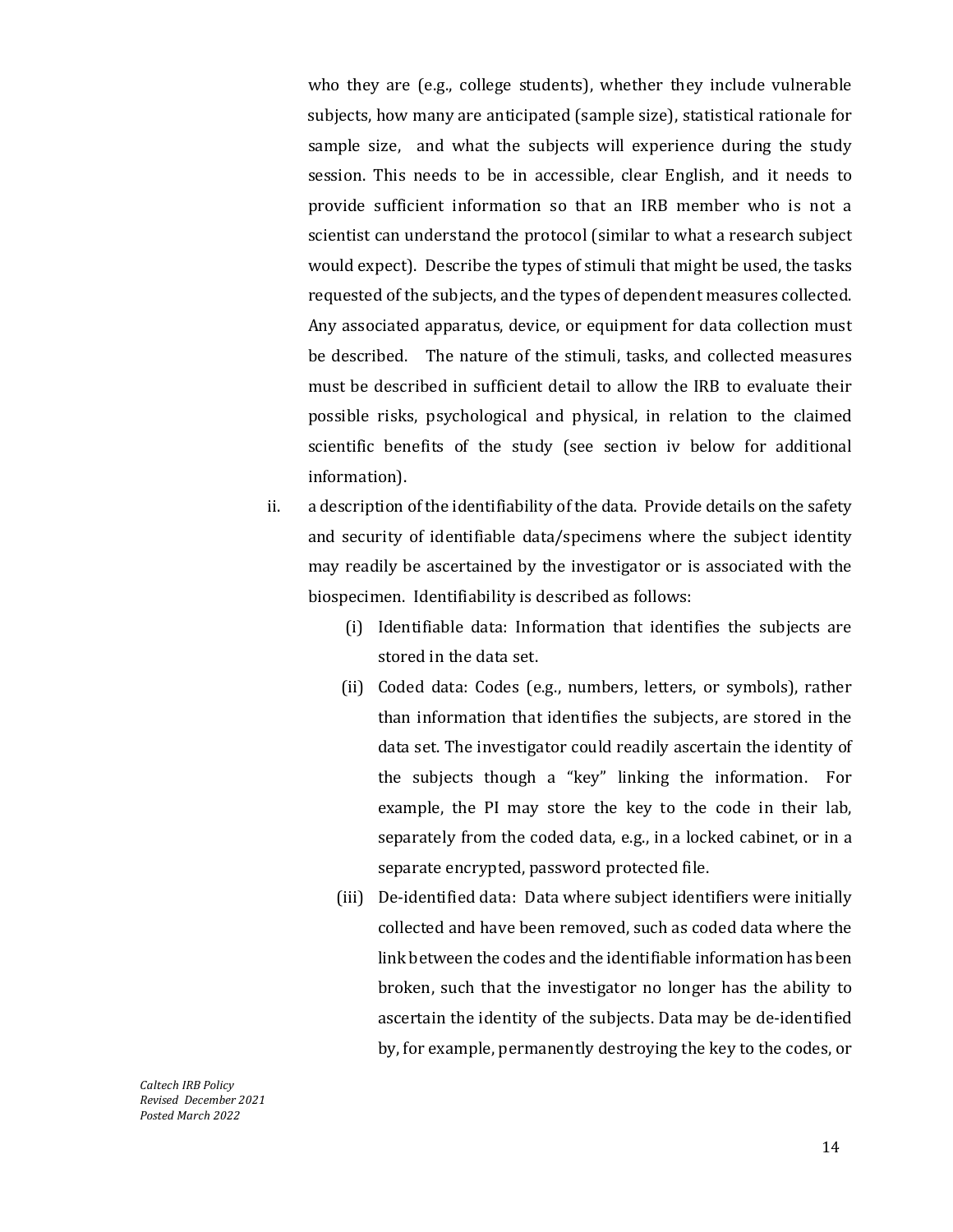who they are (e.g., college students), whether they include vulnerable subjects, how many are anticipated (sample size), statistical rationale for sample size, and what the subjects will experience during the study session. This needs to be in accessible, clear English, and it needs to provide sufficient information so that an IRB member who is not a scientist can understand the protocol (similar to what a research subject would expect). Describe the types of stimuli that might be used, the tasks requested of the subjects, and the types of dependent measures collected. Any associated apparatus, device, or equipment for data collection must be described. The nature of the stimuli, tasks, and collected measures must be described in sufficient detail to allow the IRB to evaluate their possible risks, psychological and physical, in relation to the claimed scientific benefits of the study (see section iv below for additional information).

ii. a description of the identifiability of the data. Provide details on the safety and security of identifiable data/specimens where the subject identity may readily be ascertained by the investigator or is associated with the biospecimen. Identifiability is described as follows:

   (i) Identifiable data: Information that identifies the subjects are stored in the data set.

   (ii) Coded data: Codes (e.g., numbers, letters, or symbols), rather than information that identifies the subjects, are stored in the data set. The investigator could readily ascertain the identity of the subjects though a "key" linking the information. For example, the PI may store the key to the code in their lab, separately from the coded data, e.g., in a locked cabinet, or in a separate encrypted, password protected file.

   (iii) De-identified data: Data where subject identifiers were initially collected and have been removed, such as coded data where the link between the codes and the identifiable information has been broken, such that the investigator no longer has the ability to ascertain the identity of the subjects. Data may be de-identified by, for example, permanently destroying the key to the codes, or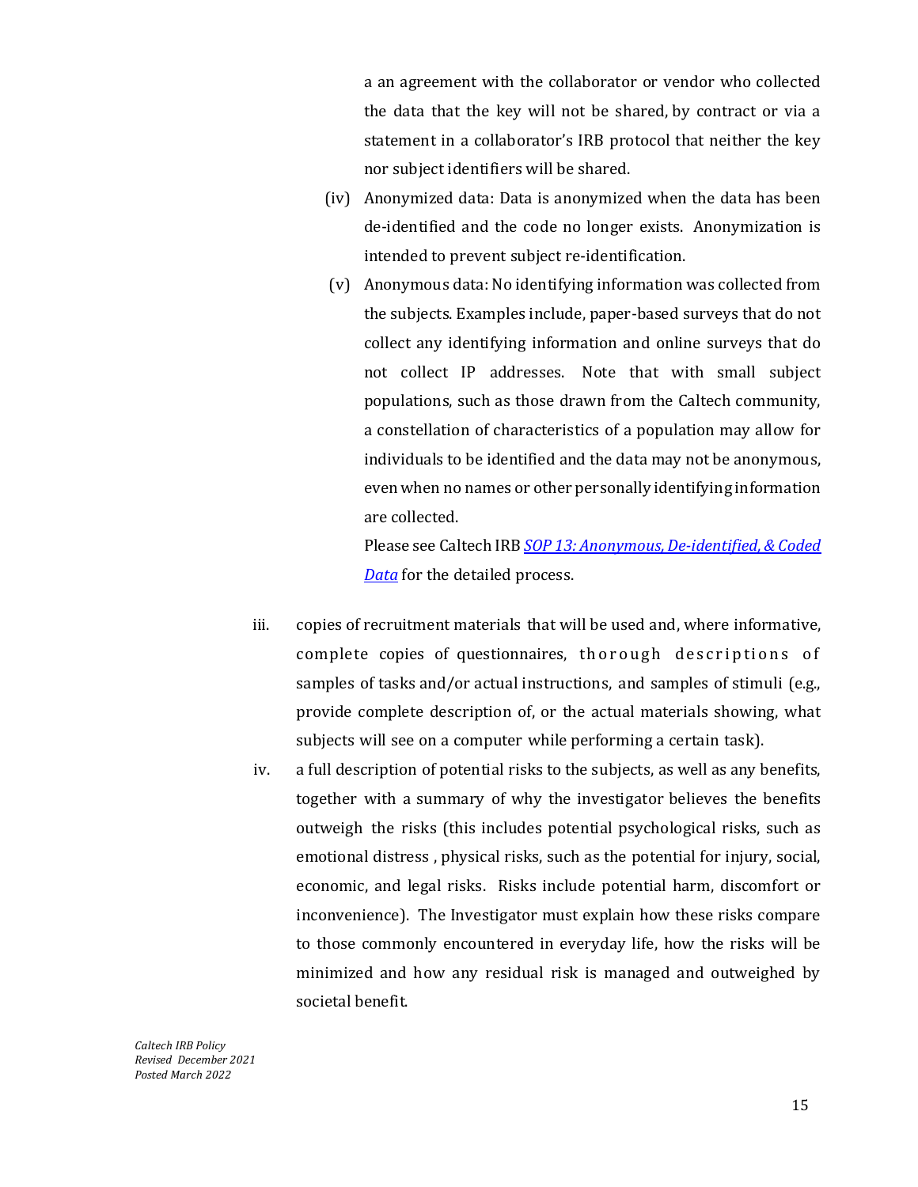a an agreement with the collaborator or vendor who collected the data that the key will not be shared, by contract or via a statement in a collaborator's IRB protocol that neither the key nor subject identifiers will be shared.

(iv) Anonymized data: Data is anonymized when the data has been de-identified and the code no longer exists. Anonymization is intended to prevent subject re-identification.

(v) Anonymous data: No identifying information was collected from the subjects. Examples include, paper-based surveys that do not collect any identifying information and online surveys that do not collect IP addresses. Note that with small subject populations, such as those drawn from the Caltech community, a constellation of characteristics of a population may allow for individuals to be identified and the data may not be anonymous, even when no names or other personally identifying information are collected.

Please see Caltech IRB *SOP 13: Anonymous, De-identified, & Coded Data* for the detailed process.

iii. copies of recruitment materials that will be used and, where informative, complete copies of questionnaires, thorough descriptions of samples of tasks and/or actual instructions, and samples of stimuli (e.g., provide complete description of, or the actual materials showing, what subjects will see on a computer while performing a certain task).

iv. a full description of potential risks to the subjects, as well as any benefits, together with a summary of why the investigator believes the benefits outweigh the risks (this includes potential psychological risks, such as emotional distress , physical risks, such as the potential for injury, social, economic, and legal risks. Risks include potential harm, discomfort or inconvenience). The Investigator must explain how these risks compare to those commonly encountered in everyday life, how the risks will be minimized and how any residual risk is managed and outweighed by societal benefit.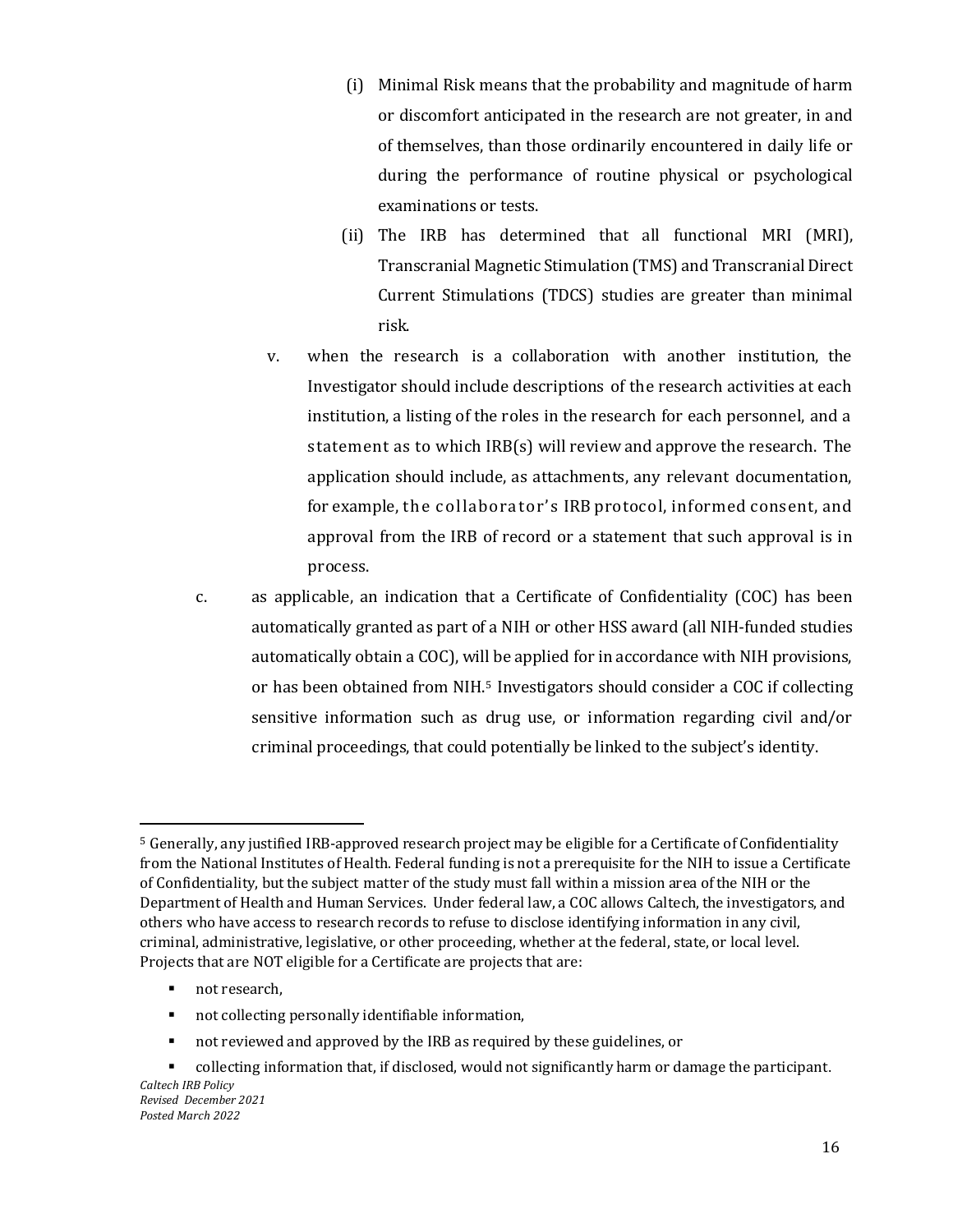(i) Minimal Risk means that the probability and magnitude of harm or discomfort anticipated in the research are not greater, in and of themselves, than those ordinarily encountered in daily life or during the performance of routine physical or psychological examinations or tests.

(ii) The IRB has determined that all functional MRI (MRI), Transcranial Magnetic Stimulation (TMS) and Transcranial Direct Current Stimulations (TDCS) studies are greater than minimal risk.

v. when the research is a collaboration with another institution, the Investigator should include descriptions of the research activities at each institution, a listing of the roles in the research for each personnel, and a statement as to which IRB(s) will review and approve the research. The application should include, as attachments, any relevant documentation, for example, the collaborator's IRB protocol, informed consent, and approval from the IRB of record or a statement that such approval is in process.

c. as applicable, an indication that a Certificate of Confidentiality (COC) has been automatically granted as part of a NIH or other HSS award (all NIH-funded studies automatically obtain a COC), will be applied for in accordance with NIH provisions, or has been obtained from NIH.[5] Investigators should consider a COC if collecting sensitive information such as drug use, or information regarding civil and/or criminal proceedings, that could potentially be linked to the subject's identity.

---

[5] Generally, any justified IRB-approved research project may be eligible for a Certificate of Confidentiality from the National Institutes of Health. Federal funding is not a prerequisite for the NIH to issue a Certificate of Confidentiality, but the subject matter of the study must fall within a mission area of the NIH or the Department of Health and Human Services. Under federal law, a COC allows Caltech, the investigators, and others who have access to research records to refuse to disclose identifying information in any civil, criminal, administrative, legislative, or other proceeding, whether at the federal, state, or local level. Projects that are NOT eligible for a Certificate are projects that are:

- not research,
- not collecting personally identifiable information,
- not reviewed and approved by the IRB as required by these guidelines, or
- collecting information that, if disclosed, would not significantly harm or damage the participant.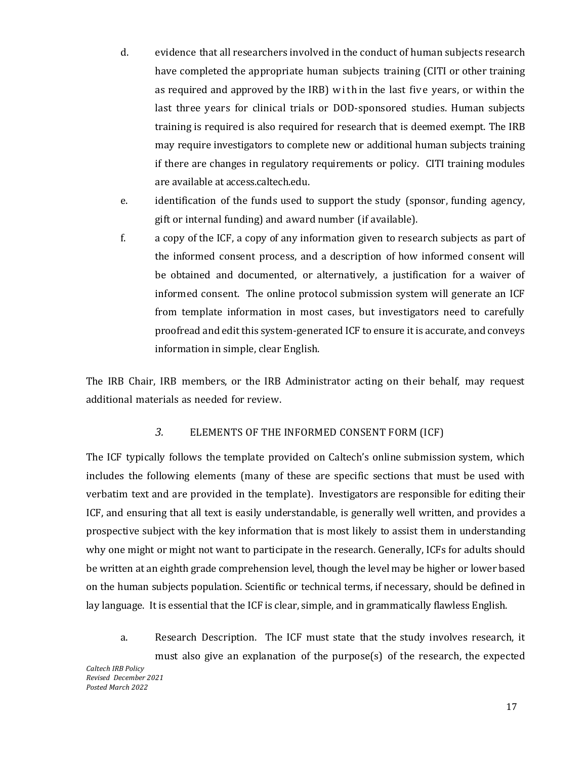d. evidence that all researchers involved in the conduct of human subjects research have completed the appropriate human subjects training (CITI or other training as required and approved by the IRB) within in the last five years, or within the last three years for clinical trials or DOD-sponsored studies. Human subjects training is required is also required for research that is deemed exempt. The IRB may require investigators to complete new or additional human subjects training if there are changes in regulatory requirements or policy. CITI training modules are available at access.caltech.edu.

e. identification of the funds used to support the study (sponsor, funding agency, gift or internal funding) and award number (if available).

f. a copy of the ICF, a copy of any information given to research subjects as part of the informed consent process, and a description of how informed consent will be obtained and documented, or alternatively, a justification for a waiver of informed consent. The online protocol submission system will generate an ICF from template information in most cases, but investigators need to carefully proofread and edit this system-generated ICF to ensure it is accurate, and conveys information in simple, clear English.

The IRB Chair, IRB members, or the IRB Administrator acting on their behalf, may request additional materials as needed for review.

### *3.* ELEMENTS OF THE INFORMED CONSENT FORM (ICF)

The ICF typically follows the template provided on Caltech's online submission system, which includes the following elements (many of these are specific sections that must be used with verbatim text and are provided in the template). Investigators are responsible for editing their ICF, and ensuring that all text is easily understandable, is generally well written, and provides a prospective subject with the key information that is most likely to assist them in understanding why one might or might not want to participate in the research. Generally, ICFs for adults should be written at an eighth grade comprehension level, though the level may be higher or lower based on the human subjects population. Scientific or technical terms, if necessary, should be defined in lay language. It is essential that the ICF is clear, simple, and in grammatically flawless English.

a. Research Description. The ICF must state that the study involves research, it must also give an explanation of the purpose(s) of the research, the expected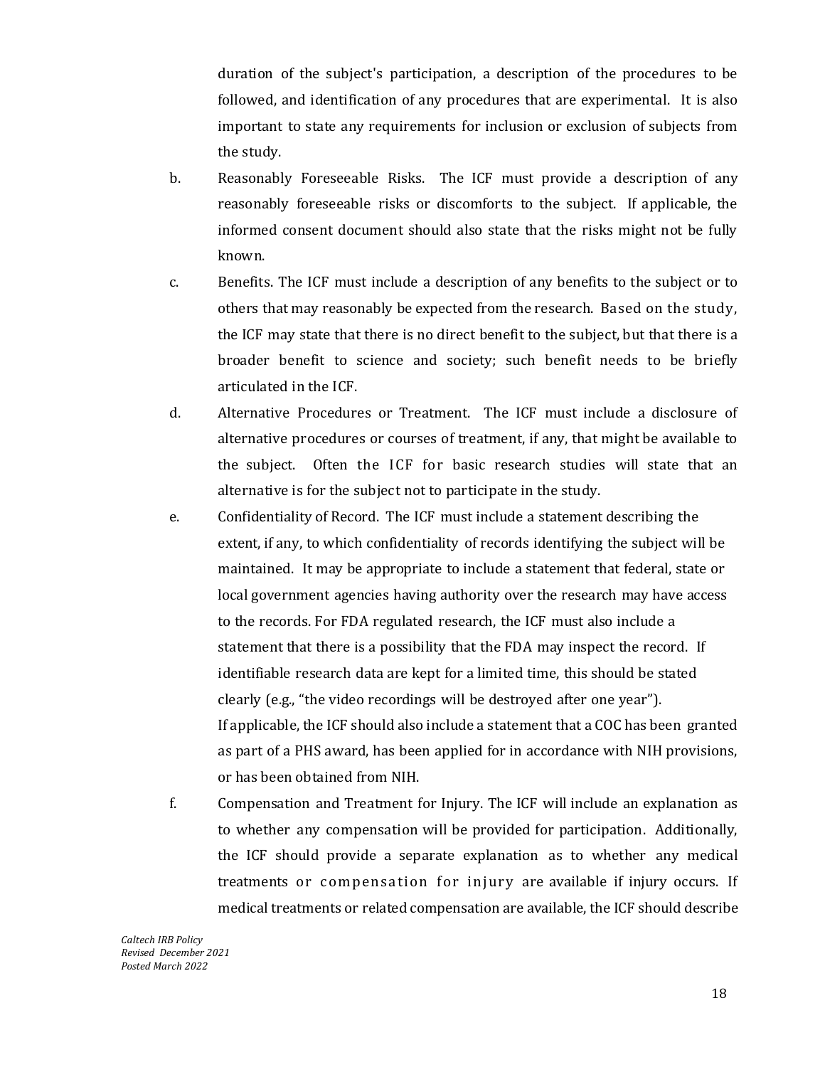duration of the subject's participation, a description of the procedures to be followed, and identification of any procedures that are experimental. It is also important to state any requirements for inclusion or exclusion of subjects from the study.

b. Reasonably Foreseeable Risks. The ICF must provide a description of any reasonably foreseeable risks or discomforts to the subject. If applicable, the informed consent document should also state that the risks might not be fully known.

c. Benefits. The ICF must include a description of any benefits to the subject or to others that may reasonably be expected from the research. Based on the study, the ICF may state that there is no direct benefit to the subject, but that there is a broader benefit to science and society; such benefit needs to be briefly articulated in the ICF.

d. Alternative Procedures or Treatment. The ICF must include a disclosure of alternative procedures or courses of treatment, if any, that might be available to the subject. Often the ICF for basic research studies will state that an alternative is for the subject not to participate in the study.

e. Confidentiality of Record. The ICF must include a statement describing the extent, if any, to which confidentiality of records identifying the subject will be maintained. It may be appropriate to include a statement that federal, state or local government agencies having authority over the research may have access to the records. For FDA regulated research, the ICF must also include a statement that there is a possibility that the FDA may inspect the record. If identifiable research data are kept for a limited time, this should be stated clearly (e.g., "the video recordings will be destroyed after one year").
If applicable, the ICF should also include a statement that a COC has been granted as part of a PHS award, has been applied for in accordance with NIH provisions, or has been obtained from NIH.

f. Compensation and Treatment for Injury. The ICF will include an explanation as to whether any compensation will be provided for participation. Additionally, the ICF should provide a separate explanation as to whether any medical treatments or compensation for injury are available if injury occurs. If medical treatments or related compensation are available, the ICF should describe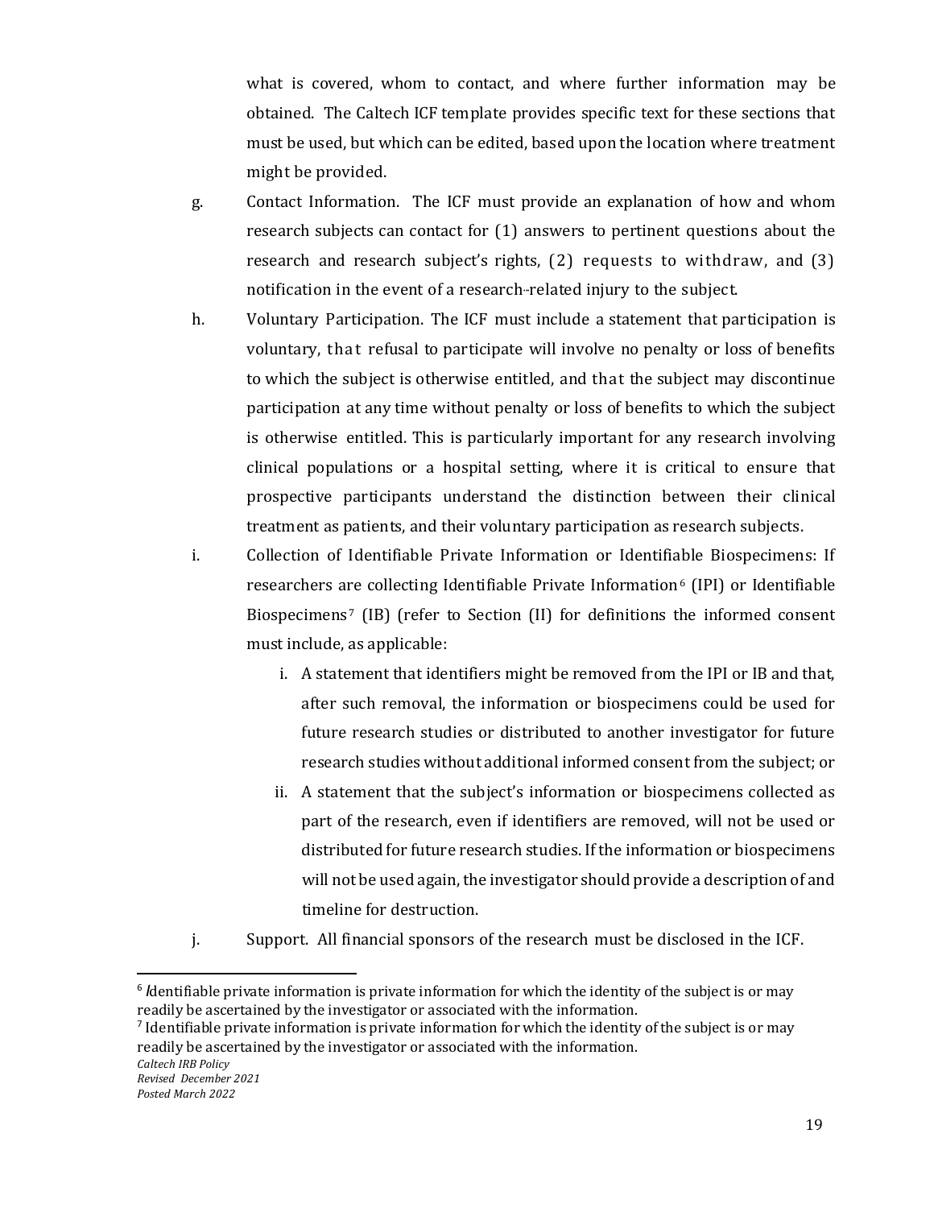what is covered, whom to contact, and where further information may be obtained. The Caltech ICF template provides specific text for these sections that must be used, but which can be edited, based upon the location where treatment might be provided.

g. Contact Information. The ICF must provide an explanation of how and whom research subjects can contact for (1) answers to pertinent questions about the research and research subject's rights, (2) requests to withdraw, and (3) notification in the event of a research-related injury to the subject.

h. Voluntary Participation. The ICF must include a statement that participation is voluntary, that refusal to participate will involve no penalty or loss of benefits to which the subject is otherwise entitled, and that the subject may discontinue participation at any time without penalty or loss of benefits to which the subject is otherwise entitled. This is particularly important for any research involving clinical populations or a hospital setting, where it is critical to ensure that prospective participants understand the distinction between their clinical treatment as patients, and their voluntary participation as research subjects.

i. Collection of Identifiable Private Information or Identifiable Biospecimens: If researchers are collecting Identifiable Private Information[6] (IPI) or Identifiable Biospecimens[7] (IB) (refer to Section (II) for definitions the informed consent must include, as applicable:

   i. A statement that identifiers might be removed from the IPI or IB and that, after such removal, the information or biospecimens could be used for future research studies or distributed to another investigator for future research studies without additional informed consent from the subject; or

   ii. A statement that the subject's information or biospecimens collected as part of the research, even if identifiers are removed, will not be used or distributed for future research studies. If the information or biospecimens will not be used again, the investigator should provide a description of and timeline for destruction.

j. Support. All financial sponsors of the research must be disclosed in the ICF.

---

[6] Identifiable private information is private information for which the identity of the subject is or may readily be ascertained by the investigator or associated with the information.

[7] Identifiable private information is private information for which the identity of the subject is or may readily be ascertained by the investigator or associated with the information.

*Caltech IRB Policy*
*Revised December 2021*
*Posted March 2022*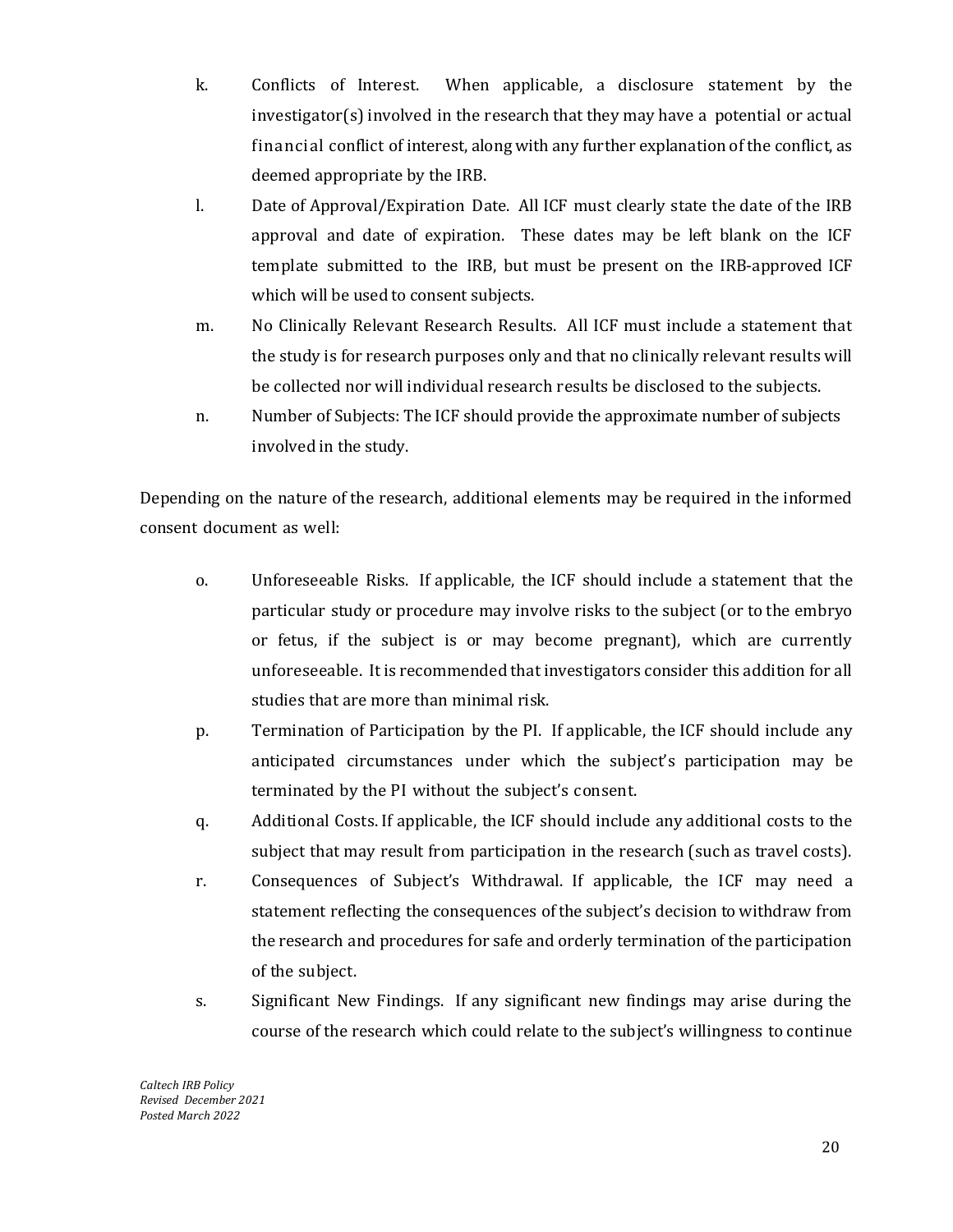k. Conflicts of Interest. When applicable, a disclosure statement by the investigator(s) involved in the research that they may have a potential or actual financial conflict of interest, along with any further explanation of the conflict, as deemed appropriate by the IRB.

l. Date of Approval/Expiration Date. All ICF must clearly state the date of the IRB approval and date of expiration. These dates may be left blank on the ICF template submitted to the IRB, but must be present on the IRB-approved ICF which will be used to consent subjects.

m. No Clinically Relevant Research Results. All ICF must include a statement that the study is for research purposes only and that no clinically relevant results will be collected nor will individual research results be disclosed to the subjects.

n. Number of Subjects: The ICF should provide the approximate number of subjects involved in the study.

Depending on the nature of the research, additional elements may be required in the informed consent document as well:

o. Unforeseeable Risks. If applicable, the ICF should include a statement that the particular study or procedure may involve risks to the subject (or to the embryo or fetus, if the subject is or may become pregnant), which are currently unforeseeable. It is recommended that investigators consider this addition for all studies that are more than minimal risk.

p. Termination of Participation by the PI. If applicable, the ICF should include any anticipated circumstances under which the subject's participation may be terminated by the PI without the subject's consent.

q. Additional Costs. If applicable, the ICF should include any additional costs to the subject that may result from participation in the research (such as travel costs).

r. Consequences of Subject's Withdrawal. If applicable, the ICF may need a statement reflecting the consequences of the subject's decision to withdraw from the research and procedures for safe and orderly termination of the participation of the subject.

s. Significant New Findings. If any significant new findings may arise during the course of the research which could relate to the subject's willingness to continue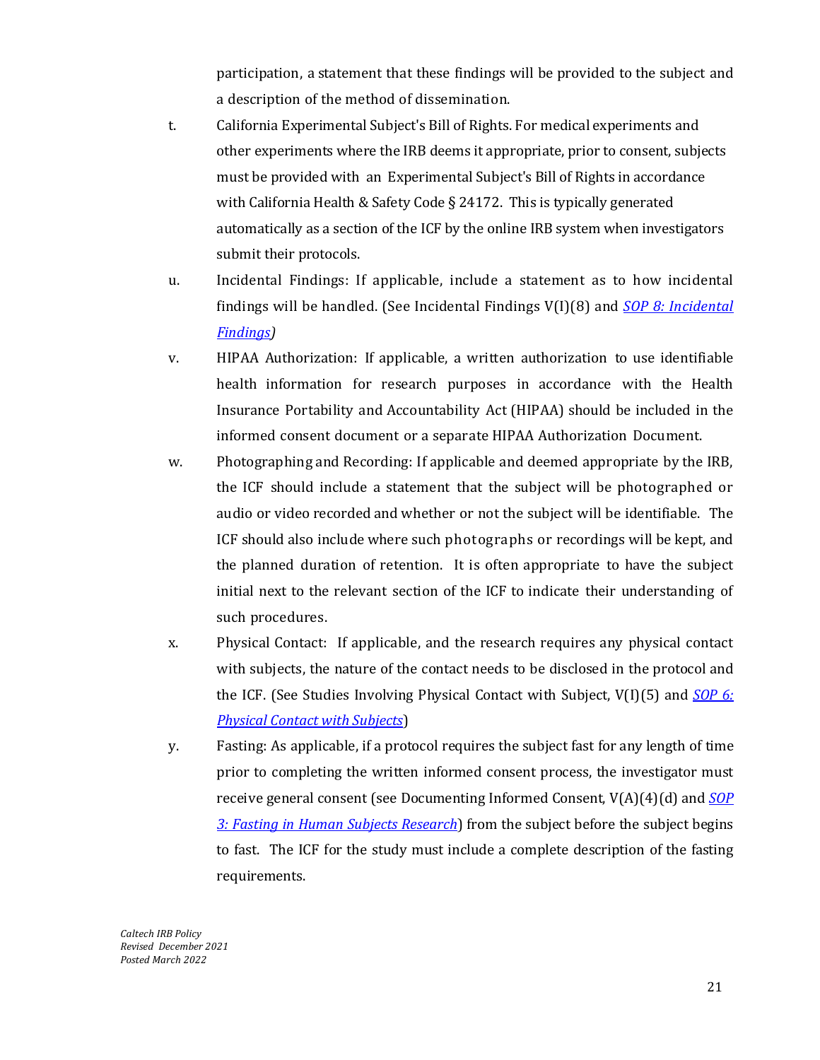participation, a statement that these findings will be provided to the subject and a description of the method of dissemination.

t. California Experimental Subject's Bill of Rights. For medical experiments and other experiments where the IRB deems it appropriate, prior to consent, subjects must be provided with an Experimental Subject's Bill of Rights in accordance with California Health & Safety Code § 24172. This is typically generated automatically as a section of the ICF by the online IRB system when investigators submit their protocols.

u. Incidental Findings: If applicable, include a statement as to how incidental findings will be handled. (See Incidental Findings V(I)(8) and *SOP 8: Incidental Findings)*

v. HIPAA Authorization: If applicable, a written authorization to use identifiable health information for research purposes in accordance with the Health Insurance Portability and Accountability Act (HIPAA) should be included in the informed consent document or a separate HIPAA Authorization Document.

w. Photographing and Recording: If applicable and deemed appropriate by the IRB, the ICF should include a statement that the subject will be photographed or audio or video recorded and whether or not the subject will be identifiable. The ICF should also include where such photographs or recordings will be kept, and the planned duration of retention. It is often appropriate to have the subject initial next to the relevant section of the ICF to indicate their understanding of such procedures.

x. Physical Contact: If applicable, and the research requires any physical contact with subjects, the nature of the contact needs to be disclosed in the protocol and the ICF. (See Studies Involving Physical Contact with Subject, V(I)(5) and *SOP 6: Physical Contact with Subjects*)

y. Fasting: As applicable, if a protocol requires the subject fast for any length of time prior to completing the written informed consent process, the investigator must receive general consent (see Documenting Informed Consent, V(A)(4)(d) and *SOP 3: Fasting in Human Subjects Research*) from the subject before the subject begins to fast. The ICF for the study must include a complete description of the fasting requirements.

*Caltech IRB Policy*
*Revised December 2021*
*Posted March 2022*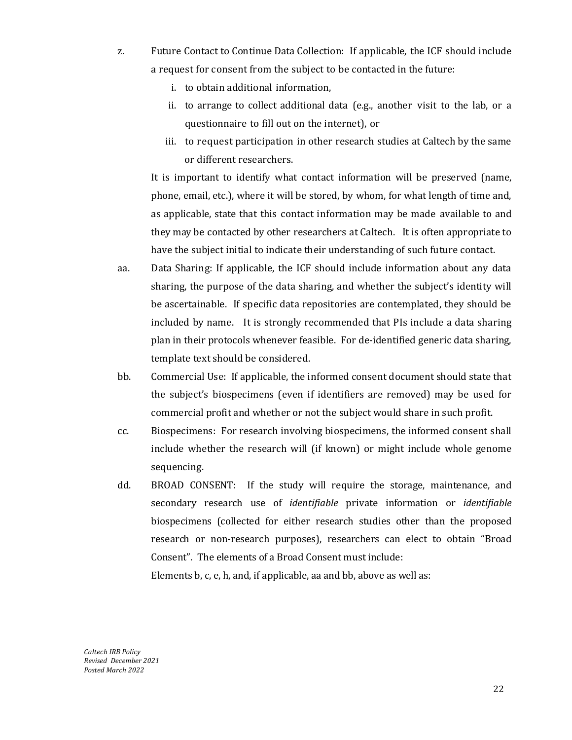z. Future Contact to Continue Data Collection: If applicable, the ICF should include a request for consent from the subject to be contacted in the future:

   i. to obtain additional information,
   ii. to arrange to collect additional data (e.g., another visit to the lab, or a questionnaire to fill out on the internet), or
   iii. to request participation in other research studies at Caltech by the same or different researchers.

   It is important to identify what contact information will be preserved (name, phone, email, etc.), where it will be stored, by whom, for what length of time and, as applicable, state that this contact information may be made available to and they may be contacted by other researchers at Caltech. It is often appropriate to have the subject initial to indicate their understanding of such future contact.

aa. Data Sharing: If applicable, the ICF should include information about any data sharing, the purpose of the data sharing, and whether the subject's identity will be ascertainable. If specific data repositories are contemplated, they should be included by name. It is strongly recommended that PIs include a data sharing plan in their protocols whenever feasible. For de-identified generic data sharing, template text should be considered.

bb. Commercial Use: If applicable, the informed consent document should state that the subject's biospecimens (even if identifiers are removed) may be used for commercial profit and whether or not the subject would share in such profit.

cc. Biospecimens: For research involving biospecimens, the informed consent shall include whether the research will (if known) or might include whole genome sequencing.

dd. BROAD CONSENT: If the study will require the storage, maintenance, and secondary research use of *identifiable* private information or *identifiable* biospecimens (collected for either research studies other than the proposed research or non-research purposes), researchers can elect to obtain "Broad Consent". The elements of a Broad Consent must include:

   Elements b, c, e, h, and, if applicable, aa and bb, above as well as: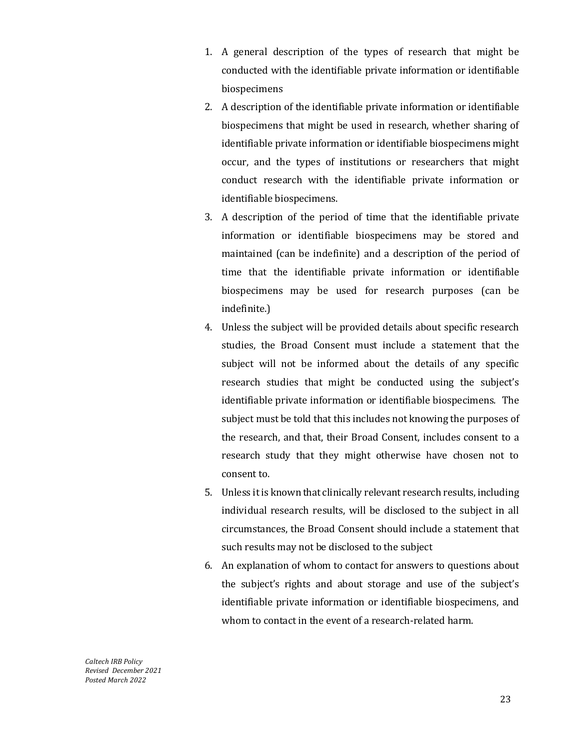1. A general description of the types of research that might be conducted with the identifiable private information or identifiable biospecimens
2. A description of the identifiable private information or identifiable biospecimens that might be used in research, whether sharing of identifiable private information or identifiable biospecimens might occur, and the types of institutions or researchers that might conduct research with the identifiable private information or identifiable biospecimens.
3. A description of the period of time that the identifiable private information or identifiable biospecimens may be stored and maintained (can be indefinite) and a description of the period of time that the identifiable private information or identifiable biospecimens may be used for research purposes (can be indefinite.)
4. Unless the subject will be provided details about specific research studies, the Broad Consent must include a statement that the subject will not be informed about the details of any specific research studies that might be conducted using the subject's identifiable private information or identifiable biospecimens. The subject must be told that this includes not knowing the purposes of the research, and that, their Broad Consent, includes consent to a research study that they might otherwise have chosen not to consent to.
5. Unless it is known that clinically relevant research results, including individual research results, will be disclosed to the subject in all circumstances, the Broad Consent should include a statement that such results may not be disclosed to the subject
6. An explanation of whom to contact for answers to questions about the subject's rights and about storage and use of the subject's identifiable private information or identifiable biospecimens, and whom to contact in the event of a research-related harm.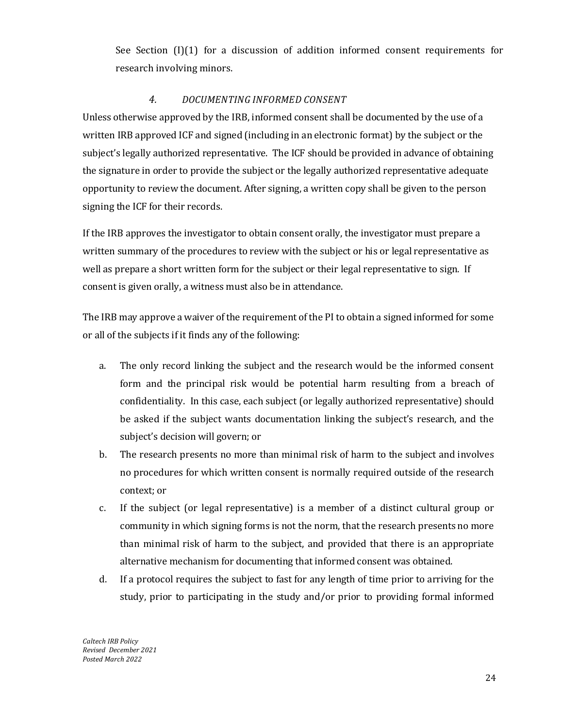See Section (I)(1) for a discussion of addition informed consent requirements for research involving minors.

### *4. DOCUMENTING INFORMED CONSENT*

Unless otherwise approved by the IRB, informed consent shall be documented by the use of a written IRB approved ICF and signed (including in an electronic format) by the subject or the subject's legally authorized representative. The ICF should be provided in advance of obtaining the signature in order to provide the subject or the legally authorized representative adequate opportunity to review the document. After signing, a written copy shall be given to the person signing the ICF for their records.

If the IRB approves the investigator to obtain consent orally, the investigator must prepare a written summary of the procedures to review with the subject or his or legal representative as well as prepare a short written form for the subject or their legal representative to sign. If consent is given orally, a witness must also be in attendance.

The IRB may approve a waiver of the requirement of the PI to obtain a signed informed for some or all of the subjects if it finds any of the following:

a. The only record linking the subject and the research would be the informed consent form and the principal risk would be potential harm resulting from a breach of confidentiality. In this case, each subject (or legally authorized representative) should be asked if the subject wants documentation linking the subject's research, and the subject's decision will govern; or

b. The research presents no more than minimal risk of harm to the subject and involves no procedures for which written consent is normally required outside of the research context; or

c. If the subject (or legal representative) is a member of a distinct cultural group or community in which signing forms is not the norm, that the research presents no more than minimal risk of harm to the subject, and provided that there is an appropriate alternative mechanism for documenting that informed consent was obtained.

d. If a protocol requires the subject to fast for any length of time prior to arriving for the study, prior to participating in the study and/or prior to providing formal informed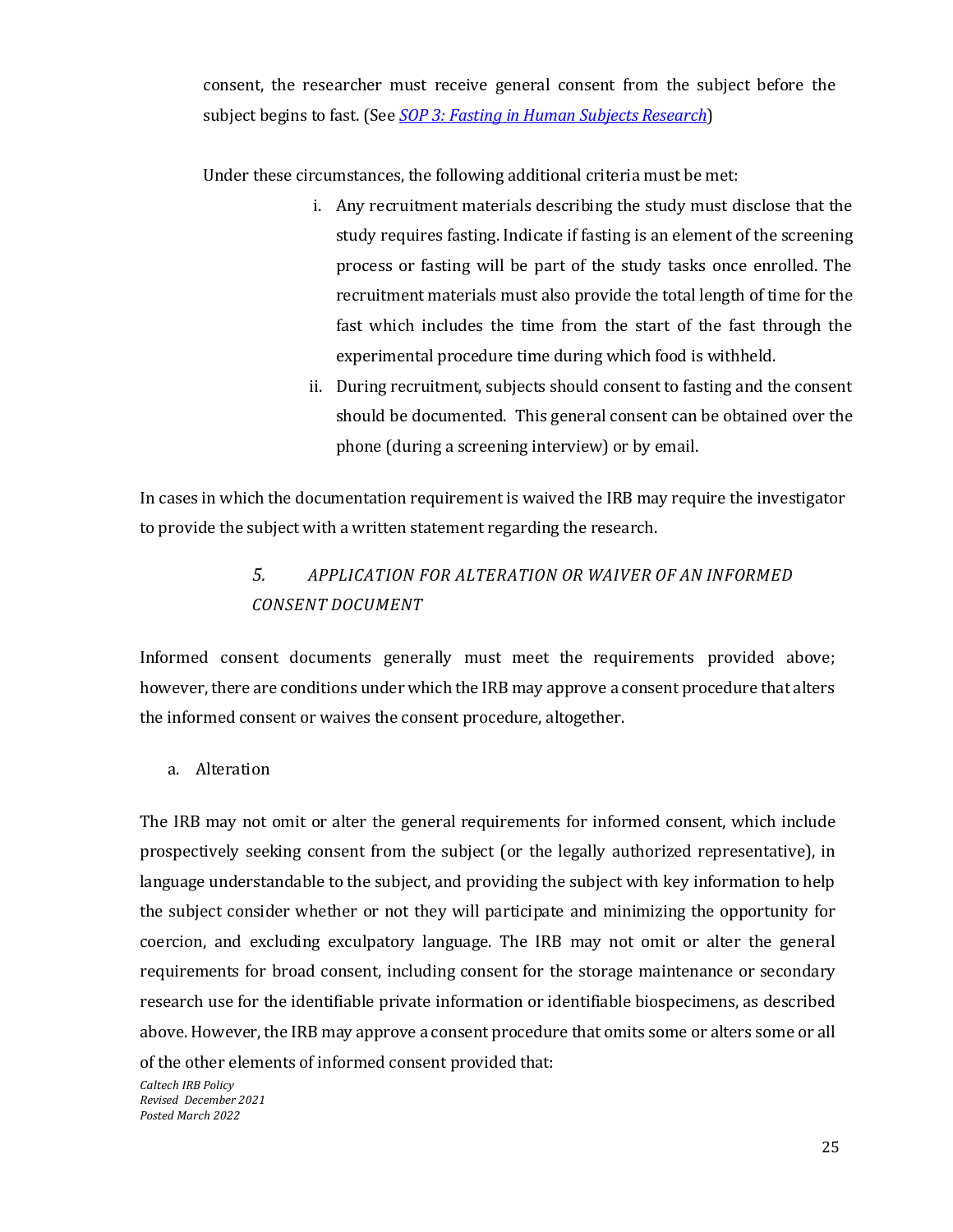consent, the researcher must receive general consent from the subject before the subject begins to fast. (See *SOP 3: Fasting in Human Subjects Research*)

Under these circumstances, the following additional criteria must be met:

i. Any recruitment materials describing the study must disclose that the study requires fasting. Indicate if fasting is an element of the screening process or fasting will be part of the study tasks once enrolled. The recruitment materials must also provide the total length of time for the fast which includes the time from the start of the fast through the experimental procedure time during which food is withheld.

ii. During recruitment, subjects should consent to fasting and the consent should be documented. This general consent can be obtained over the phone (during a screening interview) or by email.

In cases in which the documentation requirement is waived the IRB may require the investigator to provide the subject with a written statement regarding the research.

### *5. APPLICATION FOR ALTERATION OR WAIVER OF AN INFORMED CONSENT DOCUMENT*

Informed consent documents generally must meet the requirements provided above; however, there are conditions under which the IRB may approve a consent procedure that alters the informed consent or waives the consent procedure, altogether.

a. Alteration

The IRB may not omit or alter the general requirements for informed consent, which include prospectively seeking consent from the subject (or the legally authorized representative), in language understandable to the subject, and providing the subject with key information to help the subject consider whether or not they will participate and minimizing the opportunity for coercion, and excluding exculpatory language. The IRB may not omit or alter the general requirements for broad consent, including consent for the storage maintenance or secondary research use for the identifiable private information or identifiable biospecimens, as described above. However, the IRB may approve a consent procedure that omits some or alters some or all of the other elements of informed consent provided that: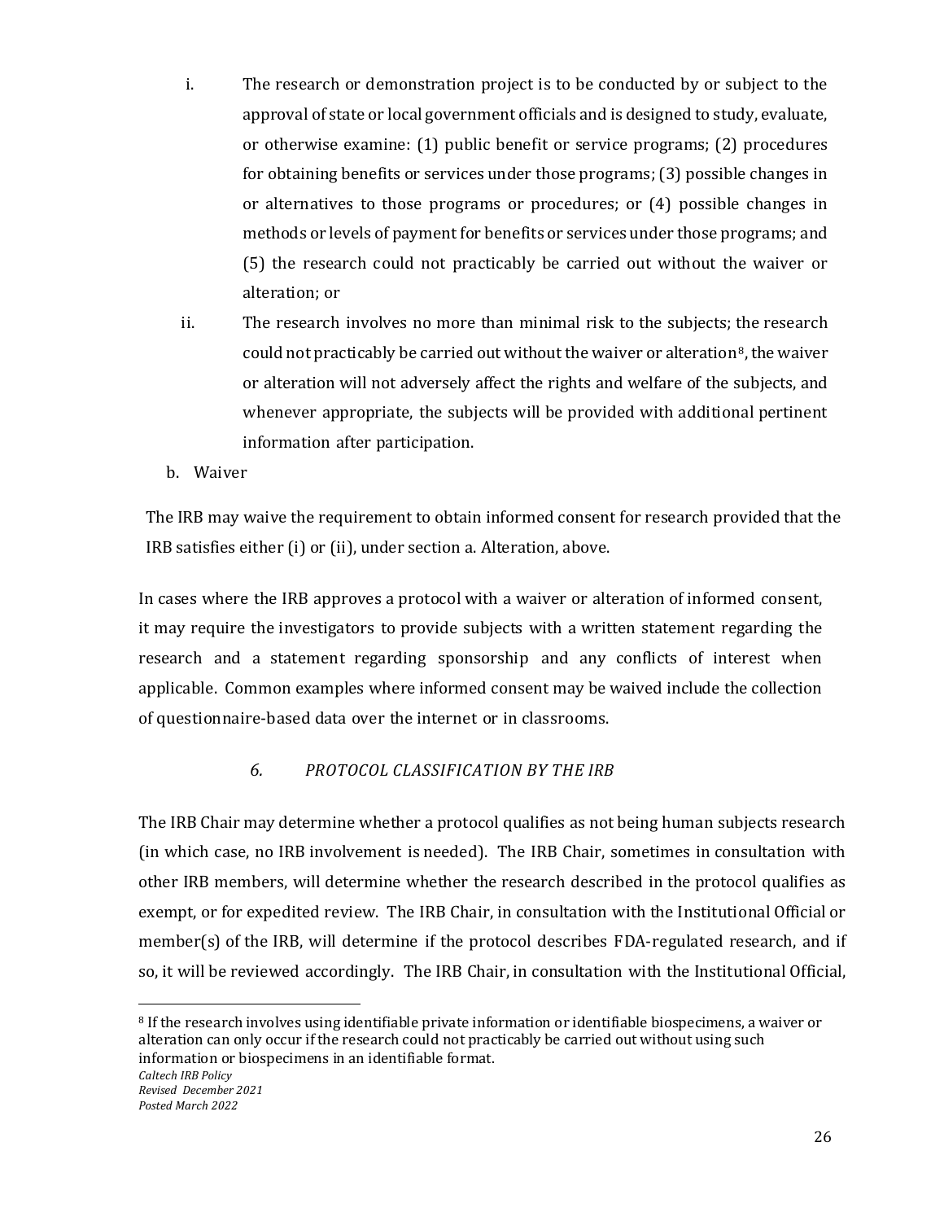i. The research or demonstration project is to be conducted by or subject to the approval of state or local government officials and is designed to study, evaluate, or otherwise examine: (1) public benefit or service programs; (2) procedures for obtaining benefits or services under those programs; (3) possible changes in or alternatives to those programs or procedures; or (4) possible changes in methods or levels of payment for benefits or services under those programs; and (5) the research could not practicably be carried out without the waiver or alteration; or

ii. The research involves no more than minimal risk to the subjects; the research could not practicably be carried out without the waiver or alteration[8], the waiver or alteration will not adversely affect the rights and welfare of the subjects, and whenever appropriate, the subjects will be provided with additional pertinent information after participation.

b. Waiver

The IRB may waive the requirement to obtain informed consent for research provided that the IRB satisfies either (i) or (ii), under section a. Alteration, above.

In cases where the IRB approves a protocol with a waiver or alteration of informed consent, it may require the investigators to provide subjects with a written statement regarding the research and a statement regarding sponsorship and any conflicts of interest when applicable. Common examples where informed consent may be waived include the collection of questionnaire-based data over the internet or in classrooms.

### *6. PROTOCOL CLASSIFICATION BY THE IRB*

The IRB Chair may determine whether a protocol qualifies as not being human subjects research (in which case, no IRB involvement is needed). The IRB Chair, sometimes in consultation with other IRB members, will determine whether the research described in the protocol qualifies as exempt, or for expedited review. The IRB Chair, in consultation with the Institutional Official or member(s) of the IRB, will determine if the protocol describes FDA-regulated research, and if so, it will be reviewed accordingly. The IRB Chair, in consultation with the Institutional Official,

---

[8] If the research involves using identifiable private information or identifiable biospecimens, a waiver or alteration can only occur if the research could not practicably be carried out without using such information or biospecimens in an identifiable format.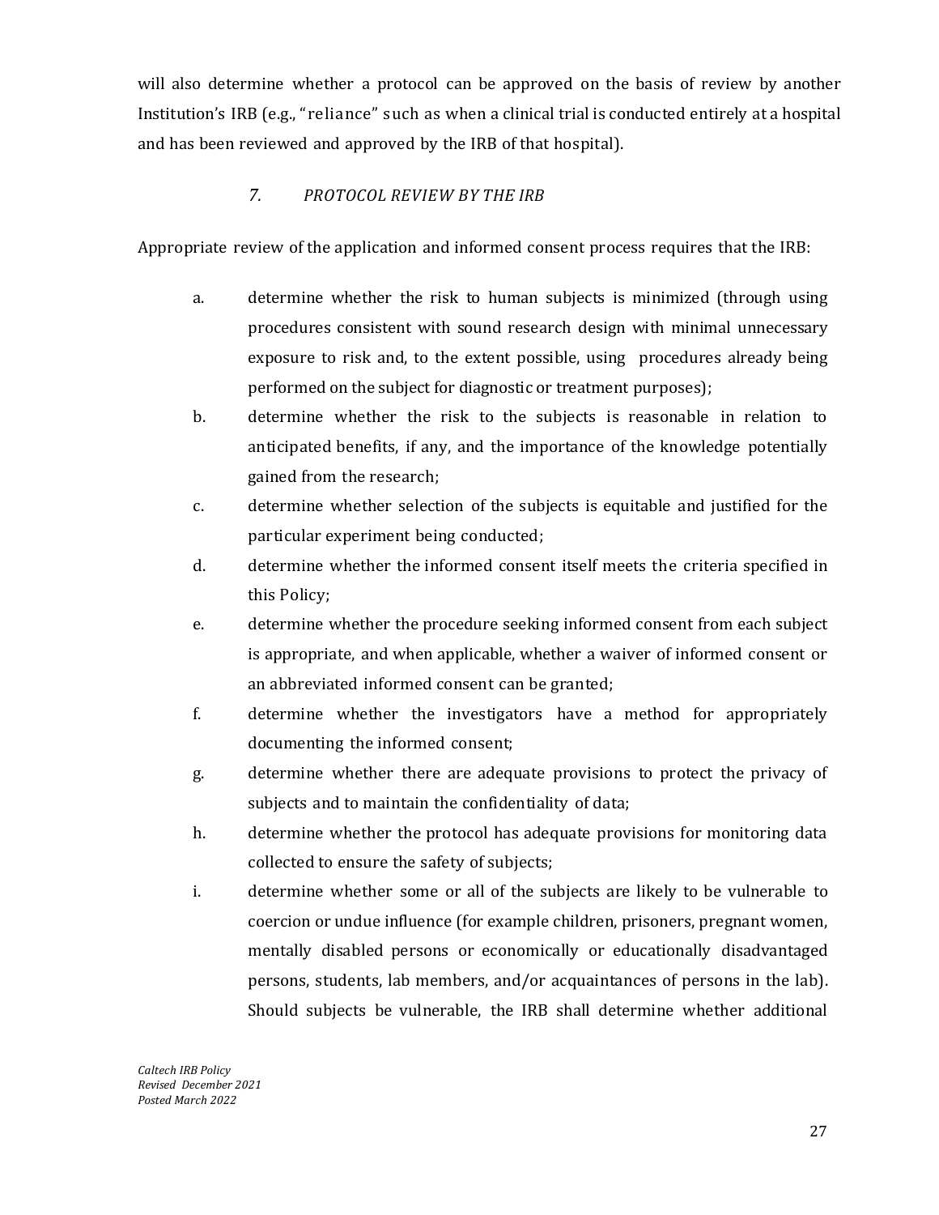will also determine whether a protocol can be approved on the basis of review by another Institution's IRB (e.g., "reliance" such as when a clinical trial is conducted entirely at a hospital and has been reviewed and approved by the IRB of that hospital).

### *7. PROTOCOL REVIEW BY THE IRB*

Appropriate review of the application and informed consent process requires that the IRB:

a. determine whether the risk to human subjects is minimized (through using procedures consistent with sound research design with minimal unnecessary exposure to risk and, to the extent possible, using procedures already being performed on the subject for diagnostic or treatment purposes);

b. determine whether the risk to the subjects is reasonable in relation to anticipated benefits, if any, and the importance of the knowledge potentially gained from the research;

c. determine whether selection of the subjects is equitable and justified for the particular experiment being conducted;

d. determine whether the informed consent itself meets the criteria specified in this Policy;

e. determine whether the procedure seeking informed consent from each subject is appropriate, and when applicable, whether a waiver of informed consent or an abbreviated informed consent can be granted;

f. determine whether the investigators have a method for appropriately documenting the informed consent;

g. determine whether there are adequate provisions to protect the privacy of subjects and to maintain the confidentiality of data;

h. determine whether the protocol has adequate provisions for monitoring data collected to ensure the safety of subjects;

i. determine whether some or all of the subjects are likely to be vulnerable to coercion or undue influence (for example children, prisoners, pregnant women, mentally disabled persons or economically or educationally disadvantaged persons, students, lab members, and/or acquaintances of persons in the lab). Should subjects be vulnerable, the IRB shall determine whether additional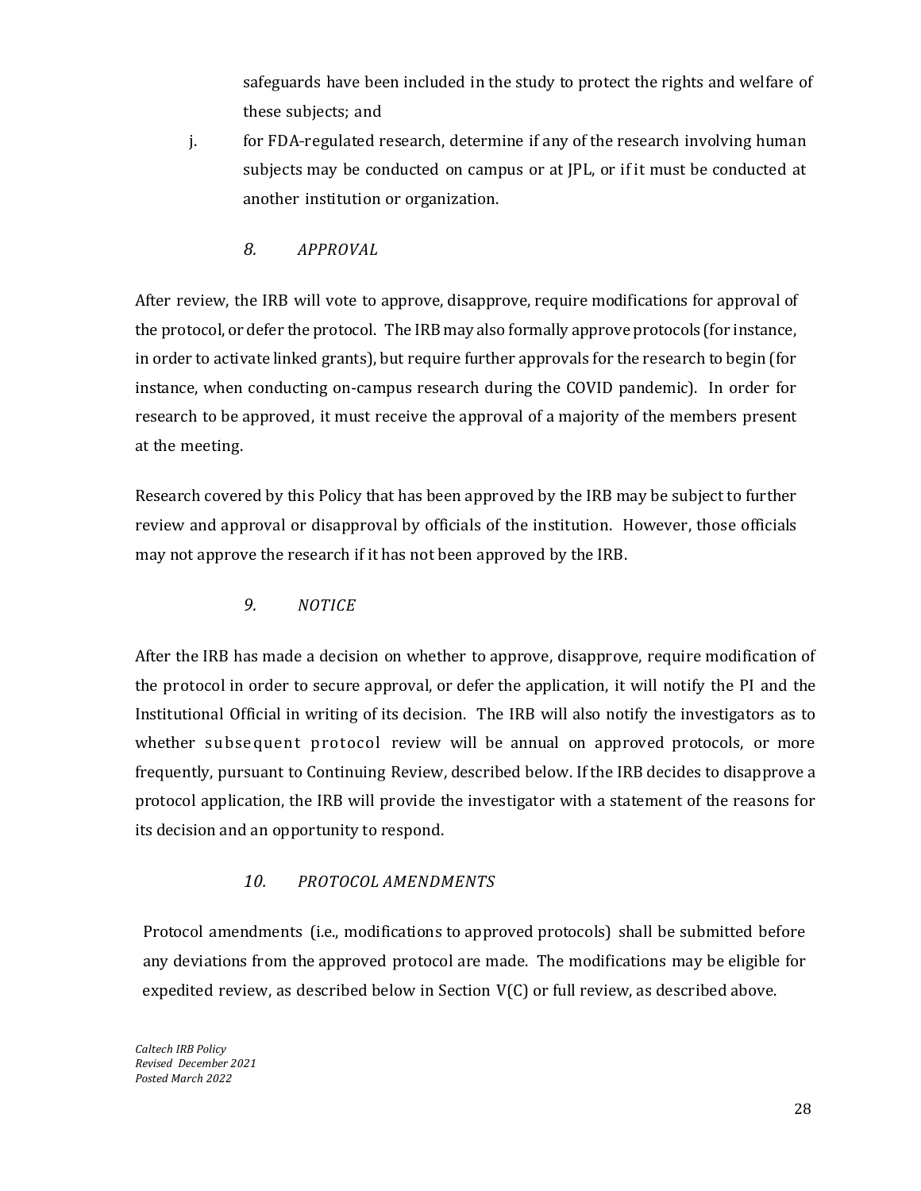safeguards have been included in the study to protect the rights and welfare of these subjects; and

j. for FDA-regulated research, determine if any of the research involving human subjects may be conducted on campus or at JPL, or if it must be conducted at another institution or organization.

### *8. APPROVAL*

After review, the IRB will vote to approve, disapprove, require modifications for approval of the protocol, or defer the protocol. The IRB may also formally approve protocols (for instance, in order to activate linked grants), but require further approvals for the research to begin (for instance, when conducting on-campus research during the COVID pandemic). In order for research to be approved, it must receive the approval of a majority of the members present at the meeting.

Research covered by this Policy that has been approved by the IRB may be subject to further review and approval or disapproval by officials of the institution. However, those officials may not approve the research if it has not been approved by the IRB.

### *9. NOTICE*

After the IRB has made a decision on whether to approve, disapprove, require modification of the protocol in order to secure approval, or defer the application, it will notify the PI and the Institutional Official in writing of its decision. The IRB will also notify the investigators as to whether subsequent protocol review will be annual on approved protocols, or more frequently, pursuant to Continuing Review, described below. If the IRB decides to disapprove a protocol application, the IRB will provide the investigator with a statement of the reasons for its decision and an opportunity to respond.

### *10. PROTOCOL AMENDMENTS*

Protocol amendments (i.e., modifications to approved protocols) shall be submitted before any deviations from the approved protocol are made. The modifications may be eligible for expedited review, as described below in Section V(C) or full review, as described above.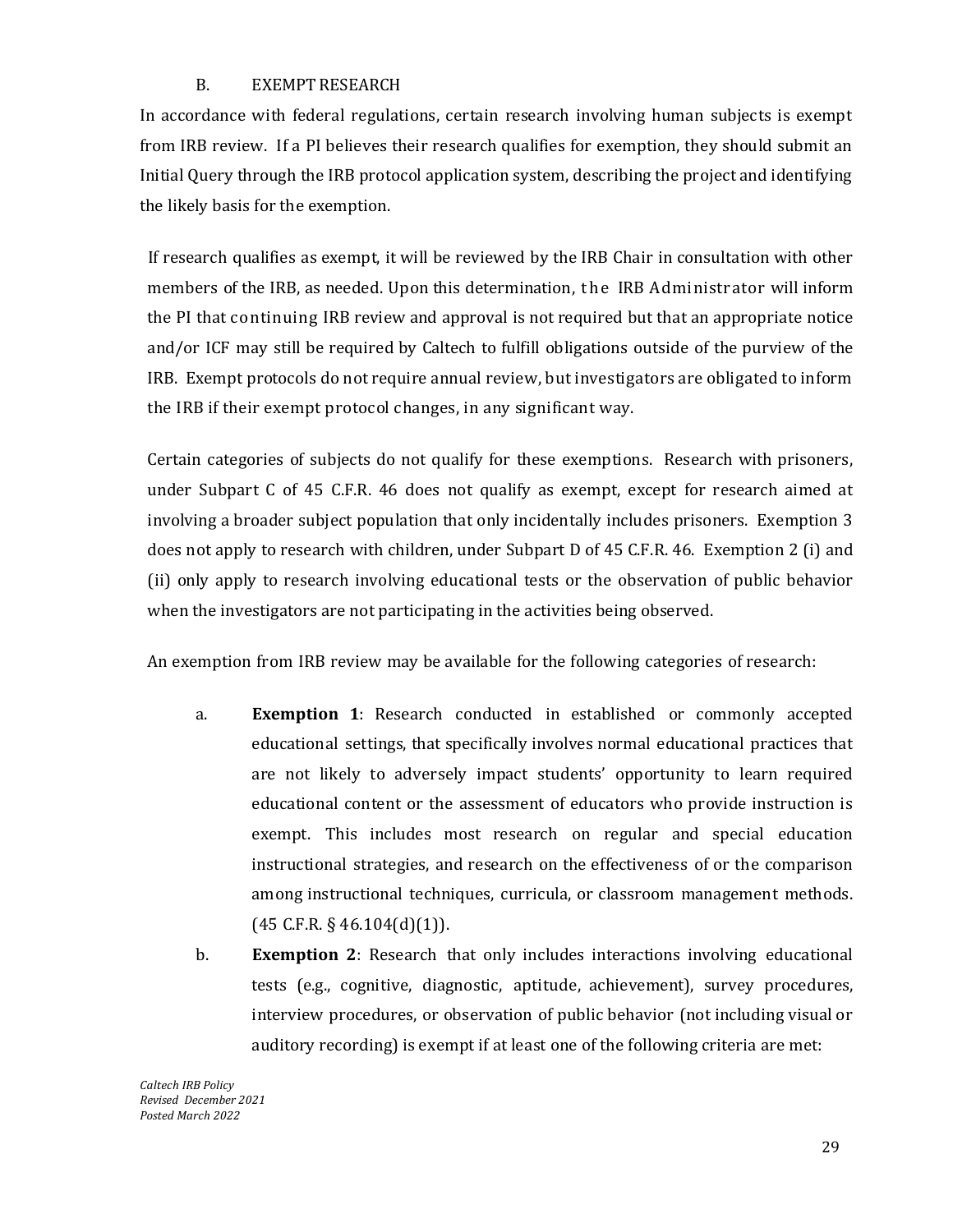### B. EXEMPT RESEARCH

In accordance with federal regulations, certain research involving human subjects is exempt from IRB review. If a PI believes their research qualifies for exemption, they should submit an Initial Query through the IRB protocol application system, describing the project and identifying the likely basis for the exemption.

If research qualifies as exempt, it will be reviewed by the IRB Chair in consultation with other members of the IRB, as needed. Upon this determination, the IRB Administrator will inform the PI that continuing IRB review and approval is not required but that an appropriate notice and/or ICF may still be required by Caltech to fulfill obligations outside of the purview of the IRB. Exempt protocols do not require annual review, but investigators are obligated to inform the IRB if their exempt protocol changes, in any significant way.

Certain categories of subjects do not qualify for these exemptions. Research with prisoners, under Subpart C of 45 C.F.R. 46 does not qualify as exempt, except for research aimed at involving a broader subject population that only incidentally includes prisoners. Exemption 3 does not apply to research with children, under Subpart D of 45 C.F.R. 46. Exemption 2 (i) and (ii) only apply to research involving educational tests or the observation of public behavior when the investigators are not participating in the activities being observed.

An exemption from IRB review may be available for the following categories of research:

a. **Exemption 1**: Research conducted in established or commonly accepted educational settings, that specifically involves normal educational practices that are not likely to adversely impact students' opportunity to learn required educational content or the assessment of educators who provide instruction is exempt. This includes most research on regular and special education instructional strategies, and research on the effectiveness of or the comparison among instructional techniques, curricula, or classroom management methods. (45 C.F.R. § 46.104(d)(1)).

b. **Exemption 2**: Research that only includes interactions involving educational tests (e.g., cognitive, diagnostic, aptitude, achievement), survey procedures, interview procedures, or observation of public behavior (not including visual or auditory recording) is exempt if at least one of the following criteria are met: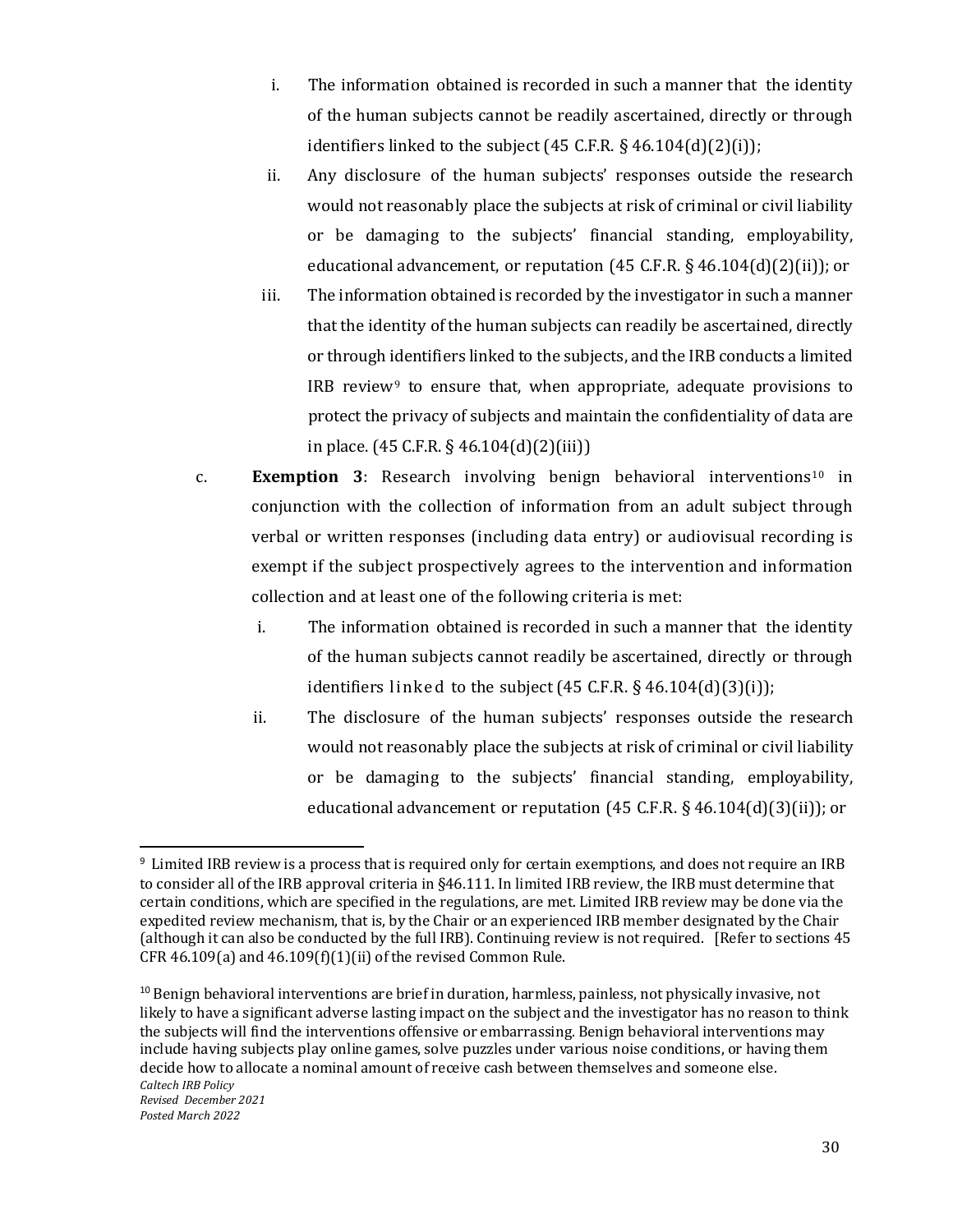i. The information obtained is recorded in such a manner that the identity of the human subjects cannot be readily ascertained, directly or through identifiers linked to the subject (45 C.F.R. § 46.104(d)(2)(i));

ii. Any disclosure of the human subjects' responses outside the research would not reasonably place the subjects at risk of criminal or civil liability or be damaging to the subjects' financial standing, employability, educational advancement, or reputation (45 C.F.R. § 46.104(d)(2)(ii)); or

iii. The information obtained is recorded by the investigator in such a manner that the identity of the human subjects can readily be ascertained, directly or through identifiers linked to the subjects, and the IRB conducts a limited IRB review[9] to ensure that, when appropriate, adequate provisions to protect the privacy of subjects and maintain the confidentiality of data are in place. (45 C.F.R. § 46.104(d)(2)(iii))

c. **Exemption 3**: Research involving benign behavioral interventions[10] in conjunction with the collection of information from an adult subject through verbal or written responses (including data entry) or audiovisual recording is exempt if the subject prospectively agrees to the intervention and information collection and at least one of the following criteria is met:

i. The information obtained is recorded in such a manner that the identity of the human subjects cannot readily be ascertained, directly or through identifiers linked to the subject (45 C.F.R. § 46.104(d)(3)(i));

ii. The disclosure of the human subjects' responses outside the research would not reasonably place the subjects at risk of criminal or civil liability or be damaging to the subjects' financial standing, employability, educational advancement or reputation (45 C.F.R. § 46.104(d)(3)(ii)); or

---

[9] Limited IRB review is a process that is required only for certain exemptions, and does not require an IRB to consider all of the IRB approval criteria in §46.111. In limited IRB review, the IRB must determine that certain conditions, which are specified in the regulations, are met. Limited IRB review may be done via the expedited review mechanism, that is, by the Chair or an experienced IRB member designated by the Chair (although it can also be conducted by the full IRB). Continuing review is not required. [Refer to sections 45 CFR 46.109(a) and 46.109(f)(1)(ii) of the revised Common Rule.

[10] Benign behavioral interventions are brief in duration, harmless, painless, not physically invasive, not likely to have a significant adverse lasting impact on the subject and the investigator has no reason to think the subjects will find the interventions offensive or embarrassing. Benign behavioral interventions may include having subjects play online games, solve puzzles under various noise conditions, or having them decide how to allocate a nominal amount of receive cash between themselves and someone else.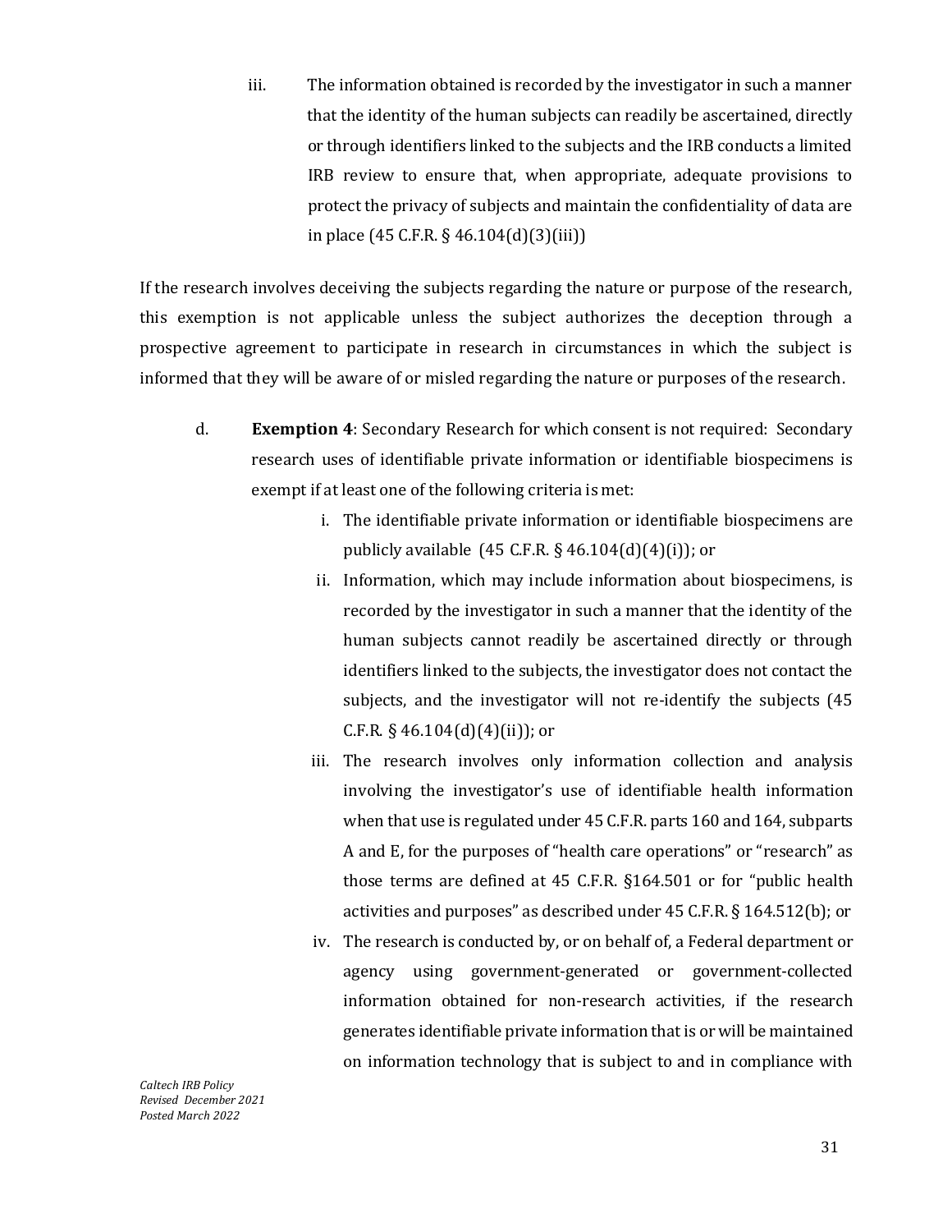iii. The information obtained is recorded by the investigator in such a manner that the identity of the human subjects can readily be ascertained, directly or through identifiers linked to the subjects and the IRB conducts a limited IRB review to ensure that, when appropriate, adequate provisions to protect the privacy of subjects and maintain the confidentiality of data are in place (45 C.F.R. § 46.104(d)(3)(iii))

If the research involves deceiving the subjects regarding the nature or purpose of the research, this exemption is not applicable unless the subject authorizes the deception through a prospective agreement to participate in research in circumstances in which the subject is informed that they will be aware of or misled regarding the nature or purposes of the research.

d. **Exemption 4**: Secondary Research for which consent is not required: Secondary research uses of identifiable private information or identifiable biospecimens is exempt if at least one of the following criteria is met:

   i. The identifiable private information or identifiable biospecimens are publicly available (45 C.F.R. § 46.104(d)(4)(i)); or
   ii. Information, which may include information about biospecimens, is recorded by the investigator in such a manner that the identity of the human subjects cannot readily be ascertained directly or through identifiers linked to the subjects, the investigator does not contact the subjects, and the investigator will not re-identify the subjects (45 C.F.R. § 46.104(d)(4)(ii)); or
   iii. The research involves only information collection and analysis involving the investigator's use of identifiable health information when that use is regulated under 45 C.F.R. parts 160 and 164, subparts A and E, for the purposes of "health care operations" or "research" as those terms are defined at 45 C.F.R. §164.501 or for "public health activities and purposes" as described under 45 C.F.R. § 164.512(b); or
   iv. The research is conducted by, or on behalf of, a Federal department or agency using government-generated or government-collected information obtained for non-research activities, if the research generates identifiable private information that is or will be maintained on information technology that is subject to and in compliance with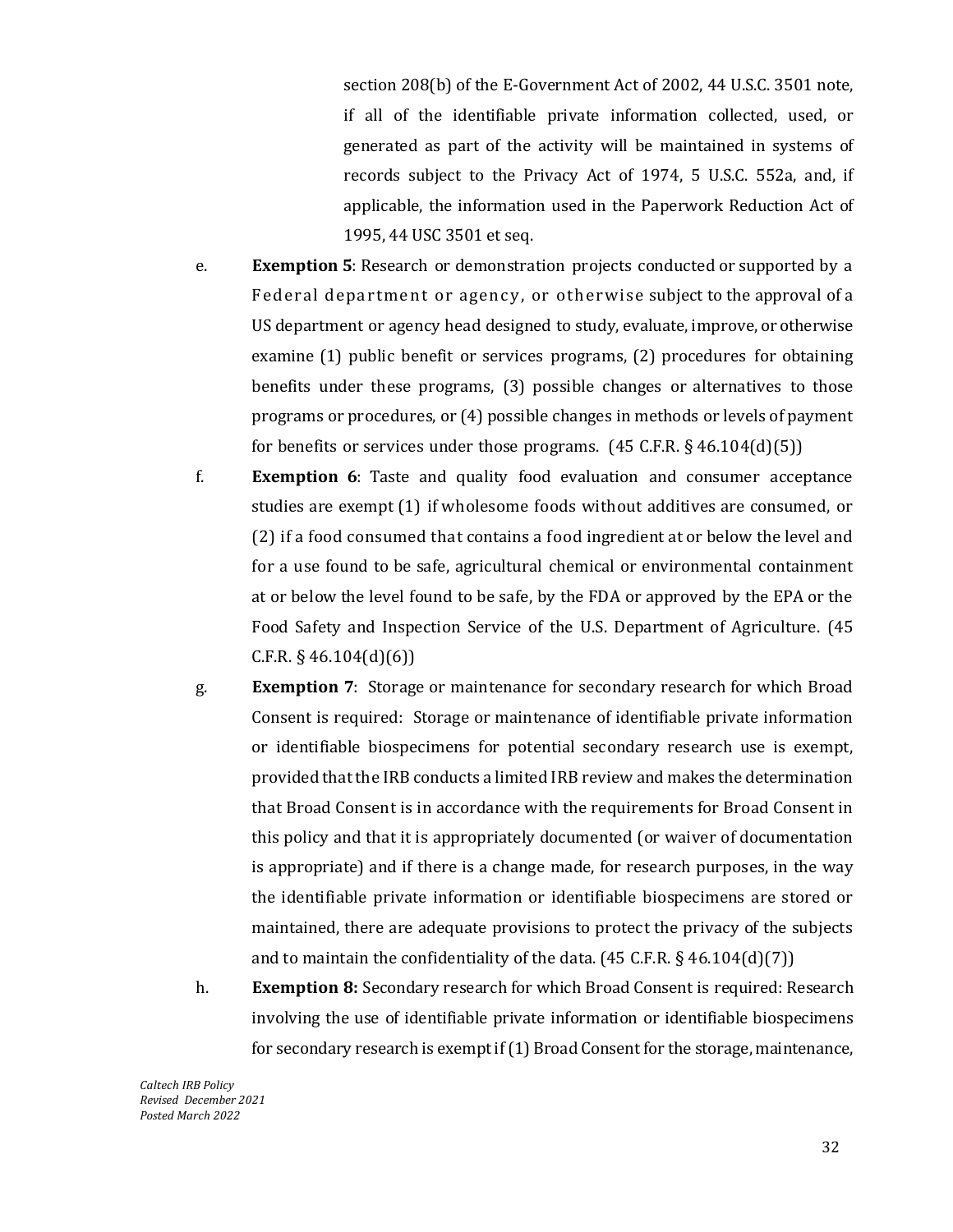section 208(b) of the E-Government Act of 2002, 44 U.S.C. 3501 note, if all of the identifiable private information collected, used, or generated as part of the activity will be maintained in systems of records subject to the Privacy Act of 1974, 5 U.S.C. 552a, and, if applicable, the information used in the Paperwork Reduction Act of 1995, 44 USC 3501 et seq.

e. **Exemption 5**: Research or demonstration projects conducted or supported by a Federal department or agency, or otherwise subject to the approval of a US department or agency head designed to study, evaluate, improve, or otherwise examine (1) public benefit or services programs, (2) procedures for obtaining benefits under these programs, (3) possible changes or alternatives to those programs or procedures, or (4) possible changes in methods or levels of payment for benefits or services under those programs. (45 C.F.R. § 46.104(d)(5))

f. **Exemption 6**: Taste and quality food evaluation and consumer acceptance studies are exempt (1) if wholesome foods without additives are consumed, or (2) if a food consumed that contains a food ingredient at or below the level and for a use found to be safe, agricultural chemical or environmental containment at or below the level found to be safe, by the FDA or approved by the EPA or the Food Safety and Inspection Service of the U.S. Department of Agriculture. (45 C.F.R. § 46.104(d)(6))

g. **Exemption 7**: Storage or maintenance for secondary research for which Broad Consent is required: Storage or maintenance of identifiable private information or identifiable biospecimens for potential secondary research use is exempt, provided that the IRB conducts a limited IRB review and makes the determination that Broad Consent is in accordance with the requirements for Broad Consent in this policy and that it is appropriately documented (or waiver of documentation is appropriate) and if there is a change made, for research purposes, in the way the identifiable private information or identifiable biospecimens are stored or maintained, there are adequate provisions to protect the privacy of the subjects and to maintain the confidentiality of the data. (45 C.F.R. § 46.104(d)(7))

h. **Exemption 8:** Secondary research for which Broad Consent is required: Research involving the use of identifiable private information or identifiable biospecimens for secondary research is exempt if (1) Broad Consent for the storage, maintenance,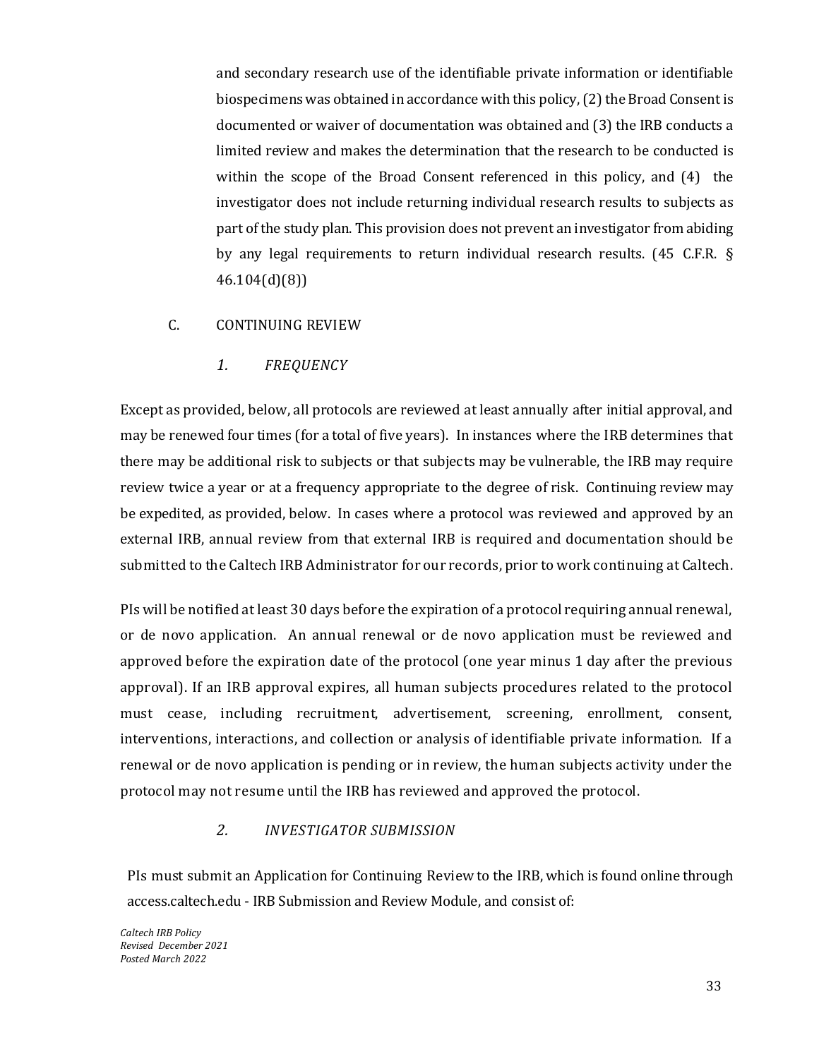and secondary research use of the identifiable private information or identifiable biospecimens was obtained in accordance with this policy, (2) the Broad Consent is documented or waiver of documentation was obtained and (3) the IRB conducts a limited review and makes the determination that the research to be conducted is within the scope of the Broad Consent referenced in this policy, and (4) the investigator does not include returning individual research results to subjects as part of the study plan. This provision does not prevent an investigator from abiding by any legal requirements to return individual research results. (45 C.F.R. § 46.104(d)(8))

## C. CONTINUING REVIEW

### 1. *FREQUENCY*

Except as provided, below, all protocols are reviewed at least annually after initial approval, and may be renewed four times (for a total of five years). In instances where the IRB determines that there may be additional risk to subjects or that subjects may be vulnerable, the IRB may require review twice a year or at a frequency appropriate to the degree of risk. Continuing review may be expedited, as provided, below. In cases where a protocol was reviewed and approved by an external IRB, annual review from that external IRB is required and documentation should be submitted to the Caltech IRB Administrator for our records, prior to work continuing at Caltech.

PIs will be notified at least 30 days before the expiration of a protocol requiring annual renewal, or de novo application. An annual renewal or de novo application must be reviewed and approved before the expiration date of the protocol (one year minus 1 day after the previous approval). If an IRB approval expires, all human subjects procedures related to the protocol must cease, including recruitment, advertisement, screening, enrollment, consent, interventions, interactions, and collection or analysis of identifiable private information. If a renewal or de novo application is pending or in review, the human subjects activity under the protocol may not resume until the IRB has reviewed and approved the protocol.

### 2. *INVESTIGATOR SUBMISSION*

PIs must submit an Application for Continuing Review to the IRB, which is found online through access.caltech.edu - IRB Submission and Review Module, and consist of: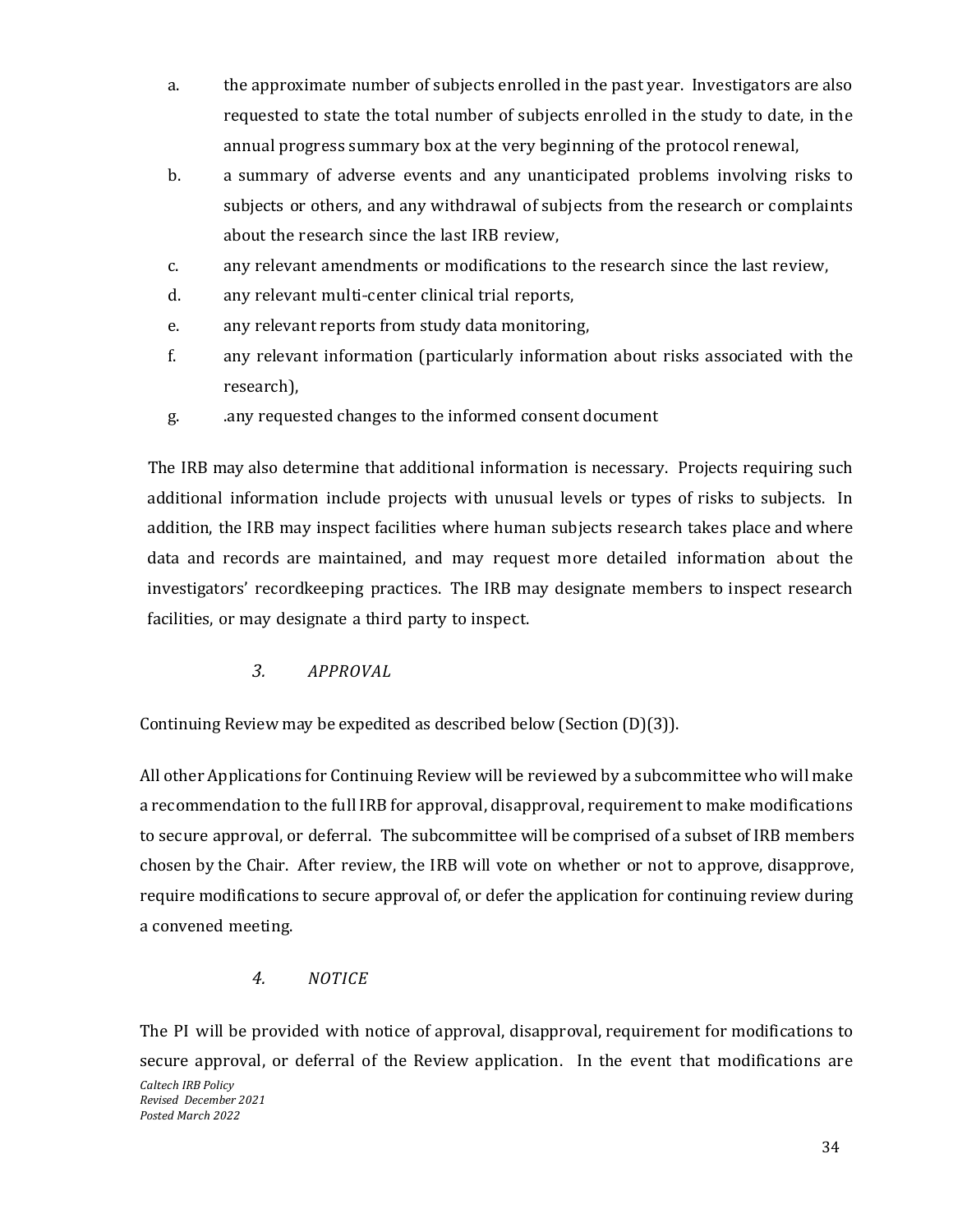a. the approximate number of subjects enrolled in the past year. Investigators are also requested to state the total number of subjects enrolled in the study to date, in the annual progress summary box at the very beginning of the protocol renewal,

b. a summary of adverse events and any unanticipated problems involving risks to subjects or others, and any withdrawal of subjects from the research or complaints about the research since the last IRB review,

c. any relevant amendments or modifications to the research since the last review,

d. any relevant multi-center clinical trial reports,

e. any relevant reports from study data monitoring,

f. any relevant information (particularly information about risks associated with the research),

g. .any requested changes to the informed consent document

The IRB may also determine that additional information is necessary. Projects requiring such additional information include projects with unusual levels or types of risks to subjects. In addition, the IRB may inspect facilities where human subjects research takes place and where data and records are maintained, and may request more detailed information about the investigators' recordkeeping practices. The IRB may designate members to inspect research facilities, or may designate a third party to inspect.

### *3. APPROVAL*

Continuing Review may be expedited as described below (Section (D)(3)).

All other Applications for Continuing Review will be reviewed by a subcommittee who will make a recommendation to the full IRB for approval, disapproval, requirement to make modifications to secure approval, or deferral. The subcommittee will be comprised of a subset of IRB members chosen by the Chair. After review, the IRB will vote on whether or not to approve, disapprove, require modifications to secure approval of, or defer the application for continuing review during a convened meeting.

### *4. NOTICE*

The PI will be provided with notice of approval, disapproval, requirement for modifications to secure approval, or deferral of the Review application. In the event that modifications are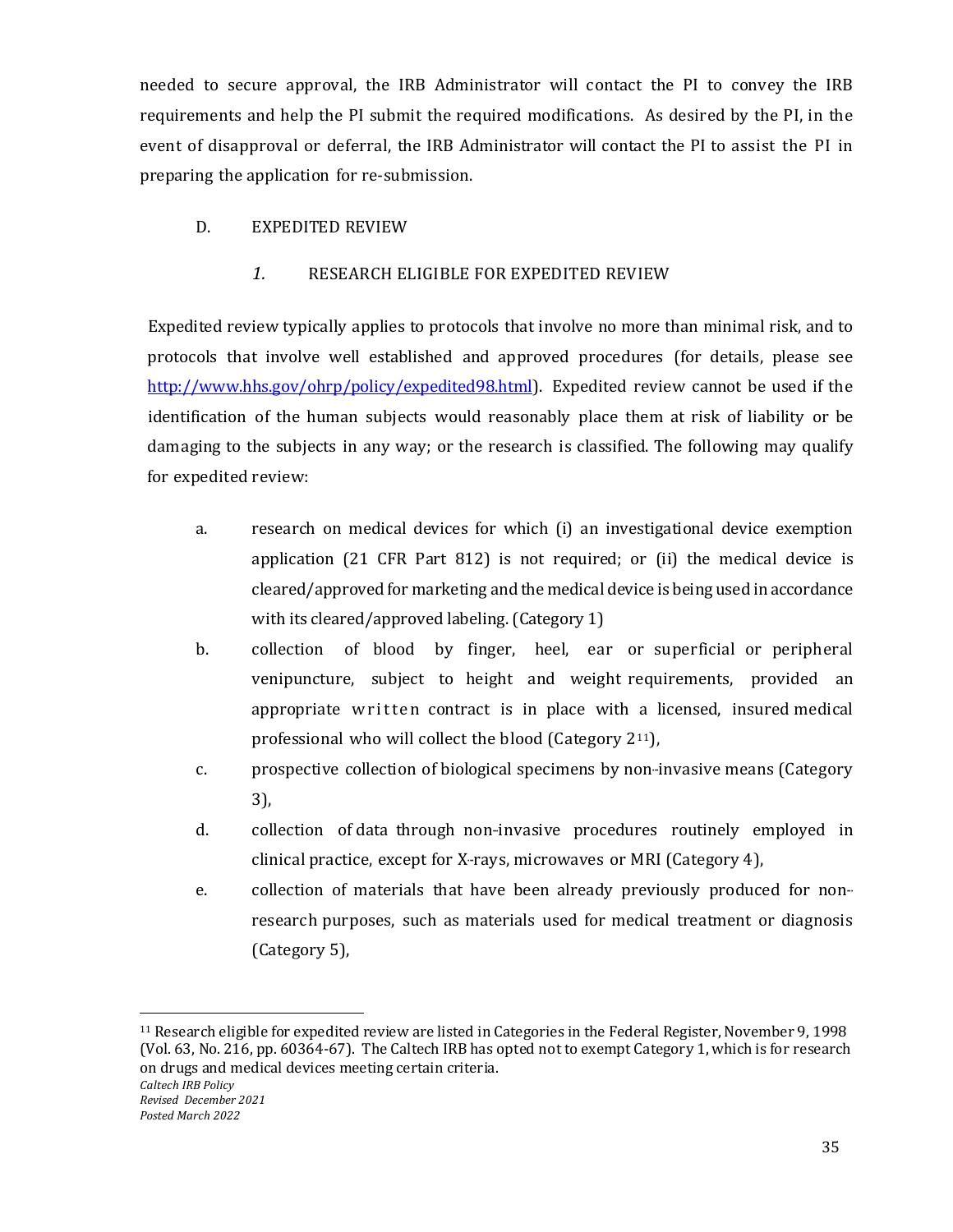needed to secure approval, the IRB Administrator will contact the PI to convey the IRB requirements and help the PI submit the required modifications. As desired by the PI, in the event of disapproval or deferral, the IRB Administrator will contact the PI to assist the PI in preparing the application for re-submission.

## D. EXPEDITED REVIEW

### *1.* RESEARCH ELIGIBLE FOR EXPEDITED REVIEW

Expedited review typically applies to protocols that involve no more than minimal risk, and to protocols that involve well established and approved procedures (for details, please see [http://www.hhs.gov/ohrp/policy/expedited98.html](http://www.hhs.gov/ohrp/policy/expedited98.html)). Expedited review cannot be used if the identification of the human subjects would reasonably place them at risk of liability or be damaging to the subjects in any way; or the research is classified. The following may qualify for expedited review:

a. research on medical devices for which (i) an investigational device exemption application (21 CFR Part 812) is not required; or (ii) the medical device is cleared/approved for marketing and the medical device is being used in accordance with its cleared/approved labeling. (Category 1)

b. collection of blood by finger, heel, ear or superficial or peripheral venipuncture, subject to height and weight requirements, provided an appropriate written contract is in place with a licensed, insured medical professional who will collect the blood (Category 2[11]),

c. prospective collection of biological specimens by non-invasive means (Category 3),

d. collection of data through non-invasive procedures routinely employed in clinical practice, except for X-rays, microwaves or MRI (Category 4),

e. collection of materials that have been already previously produced for non-research purposes, such as materials used for medical treatment or diagnosis (Category 5),

---

[11] Research eligible for expedited review are listed in Categories in the Federal Register, November 9, 1998 (Vol. 63, No. 216, pp. 60364-67). The Caltech IRB has opted not to exempt Category 1, which is for research on drugs and medical devices meeting certain criteria.

*Caltech IRB Policy*
*Revised December 2021*
*Posted March 2022*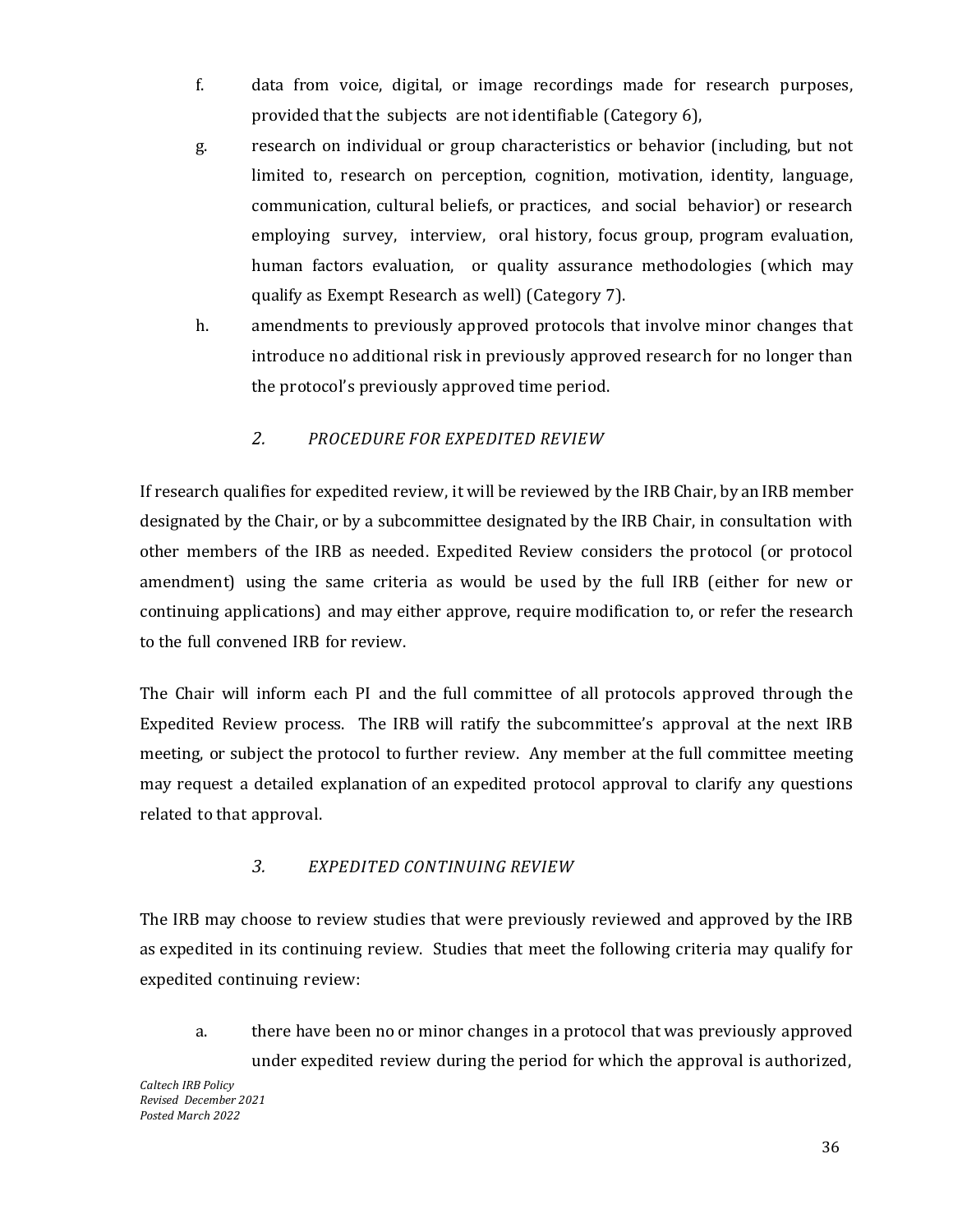f. data from voice, digital, or image recordings made for research purposes, provided that the subjects are not identifiable (Category 6),

g. research on individual or group characteristics or behavior (including, but not limited to, research on perception, cognition, motivation, identity, language, communication, cultural beliefs, or practices, and social behavior) or research employing survey, interview, oral history, focus group, program evaluation, human factors evaluation, or quality assurance methodologies (which may qualify as Exempt Research as well) (Category 7).

h. amendments to previously approved protocols that involve minor changes that introduce no additional risk in previously approved research for no longer than the protocol's previously approved time period.

### *2. PROCEDURE FOR EXPEDITED REVIEW*

If research qualifies for expedited review, it will be reviewed by the IRB Chair, by an IRB member designated by the Chair, or by a subcommittee designated by the IRB Chair, in consultation with other members of the IRB as needed. Expedited Review considers the protocol (or protocol amendment) using the same criteria as would be used by the full IRB (either for new or continuing applications) and may either approve, require modification to, or refer the research to the full convened IRB for review.

The Chair will inform each PI and the full committee of all protocols approved through the Expedited Review process. The IRB will ratify the subcommittee's approval at the next IRB meeting, or subject the protocol to further review. Any member at the full committee meeting may request a detailed explanation of an expedited protocol approval to clarify any questions related to that approval.

### *3. EXPEDITED CONTINUING REVIEW*

The IRB may choose to review studies that were previously reviewed and approved by the IRB as expedited in its continuing review. Studies that meet the following criteria may qualify for expedited continuing review:

a. there have been no or minor changes in a protocol that was previously approved under expedited review during the period for which the approval is authorized,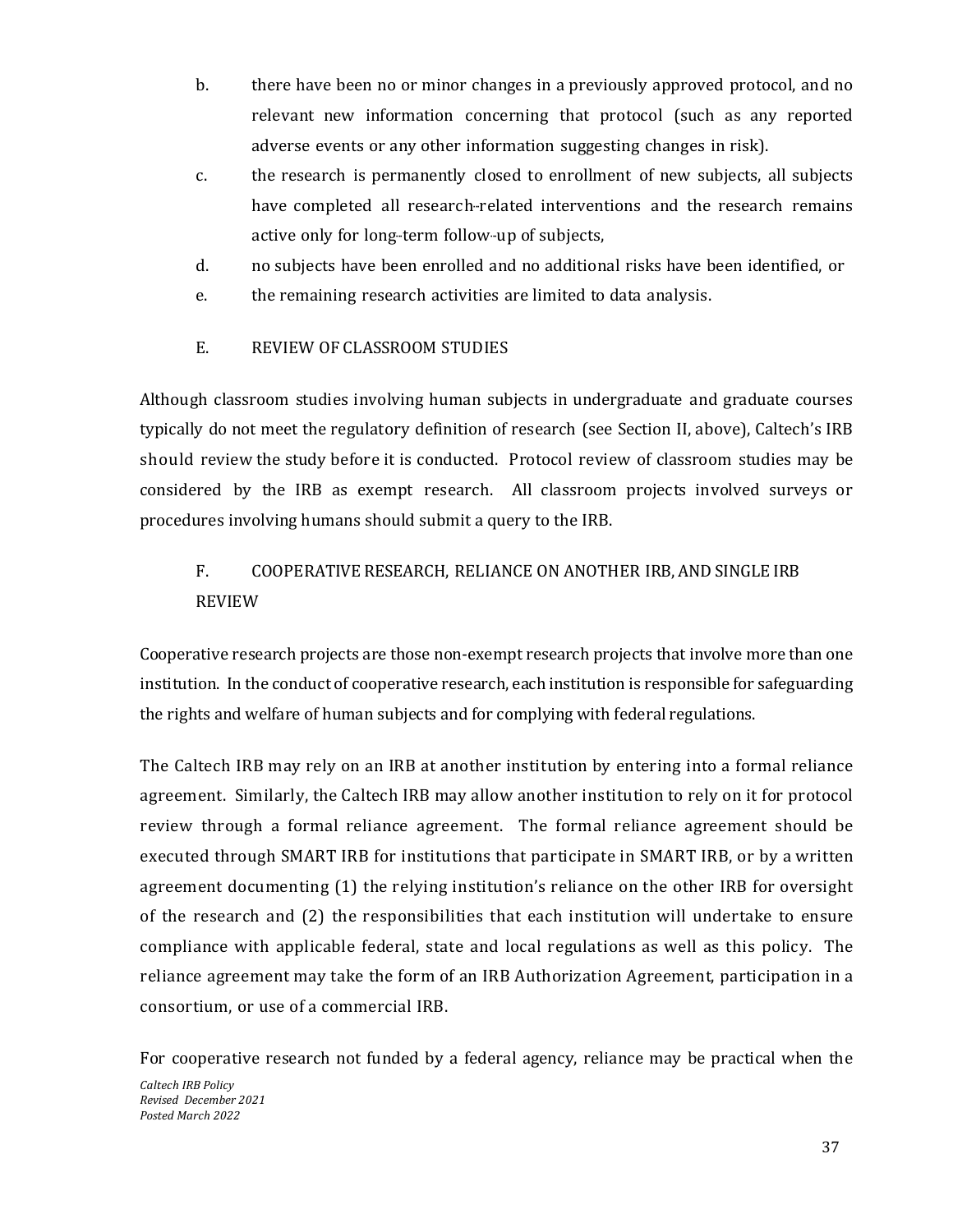b. there have been no or minor changes in a previously approved protocol, and no relevant new information concerning that protocol (such as any reported adverse events or any other information suggesting changes in risk).

c. the research is permanently closed to enrollment of new subjects, all subjects have completed all research-related interventions and the research remains active only for long-term follow-up of subjects,

d. no subjects have been enrolled and no additional risks have been identified, or

e. the remaining research activities are limited to data analysis.

### E. REVIEW OF CLASSROOM STUDIES

Although classroom studies involving human subjects in undergraduate and graduate courses typically do not meet the regulatory definition of research (see Section II, above), Caltech's IRB should review the study before it is conducted. Protocol review of classroom studies may be considered by the IRB as exempt research. All classroom projects involved surveys or procedures involving humans should submit a query to the IRB.

### F. COOPERATIVE RESEARCH, RELIANCE ON ANOTHER IRB, AND SINGLE IRB REVIEW

Cooperative research projects are those non-exempt research projects that involve more than one institution. In the conduct of cooperative research, each institution is responsible for safeguarding the rights and welfare of human subjects and for complying with federal regulations.

The Caltech IRB may rely on an IRB at another institution by entering into a formal reliance agreement. Similarly, the Caltech IRB may allow another institution to rely on it for protocol review through a formal reliance agreement. The formal reliance agreement should be executed through SMART IRB for institutions that participate in SMART IRB, or by a written agreement documenting (1) the relying institution's reliance on the other IRB for oversight of the research and (2) the responsibilities that each institution will undertake to ensure compliance with applicable federal, state and local regulations as well as this policy. The reliance agreement may take the form of an IRB Authorization Agreement, participation in a consortium, or use of a commercial IRB.

For cooperative research not funded by a federal agency, reliance may be practical when the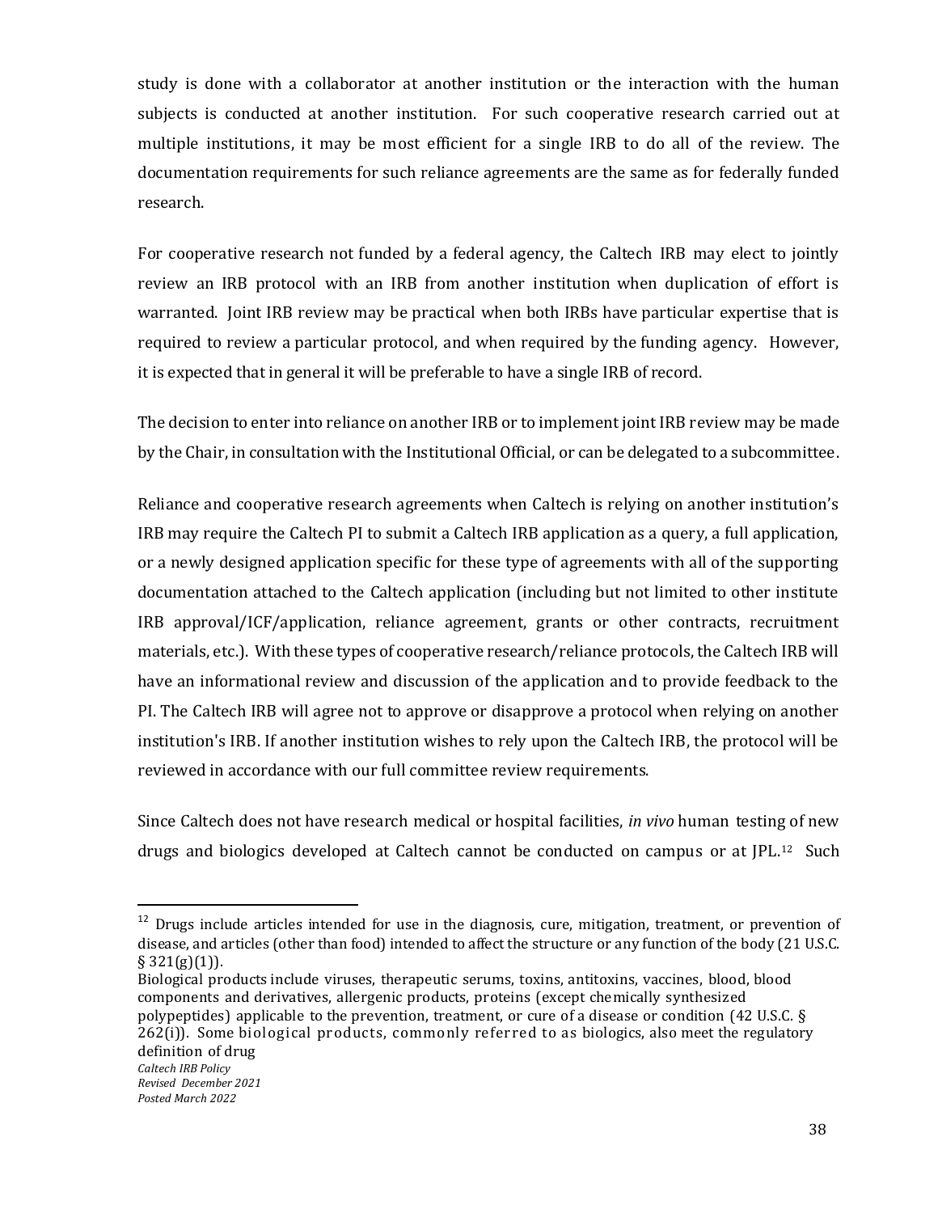study is done with a collaborator at another institution or the interaction with the human subjects is conducted at another institution. For such cooperative research carried out at multiple institutions, it may be most efficient for a single IRB to do all of the review. The documentation requirements for such reliance agreements are the same as for federally funded research.

For cooperative research not funded by a federal agency, the Caltech IRB may elect to jointly review an IRB protocol with an IRB from another institution when duplication of effort is warranted. Joint IRB review may be practical when both IRBs have particular expertise that is required to review a particular protocol, and when required by the funding agency. However, it is expected that in general it will be preferable to have a single IRB of record.

The decision to enter into reliance on another IRB or to implement joint IRB review may be made by the Chair, in consultation with the Institutional Official, or can be delegated to a subcommittee.

Reliance and cooperative research agreements when Caltech is relying on another institution's IRB may require the Caltech PI to submit a Caltech IRB application as a query, a full application, or a newly designed application specific for these type of agreements with all of the supporting documentation attached to the Caltech application (including but not limited to other institute IRB approval/ICF/application, reliance agreement, grants or other contracts, recruitment materials, etc.). With these types of cooperative research/reliance protocols, the Caltech IRB will have an informational review and discussion of the application and to provide feedback to the PI. The Caltech IRB will agree not to approve or disapprove a protocol when relying on another institution's IRB. If another institution wishes to rely upon the Caltech IRB, the protocol will be reviewed in accordance with our full committee review requirements.

Since Caltech does not have research medical or hospital facilities, *in vivo* human testing of new drugs and biologics developed at Caltech cannot be conducted on campus or at JPL.[12] Such

---

[12] Drugs include articles intended for use in the diagnosis, cure, mitigation, treatment, or prevention of disease, and articles (other than food) intended to affect the structure or any function of the body (21 U.S.C. § 321(g)(1)).
Biological products include viruses, therapeutic serums, toxins, antitoxins, vaccines, blood, blood components and derivatives, allergenic products, proteins (except chemically synthesized polypeptides) applicable to the prevention, treatment, or cure of a disease or condition (42 U.S.C. § 262(i)). Some biological products, commonly referred to as biologics, also meet the regulatory definition of drug

*Caltech IRB Policy*
*Revised December 2021*
*Posted March 2022*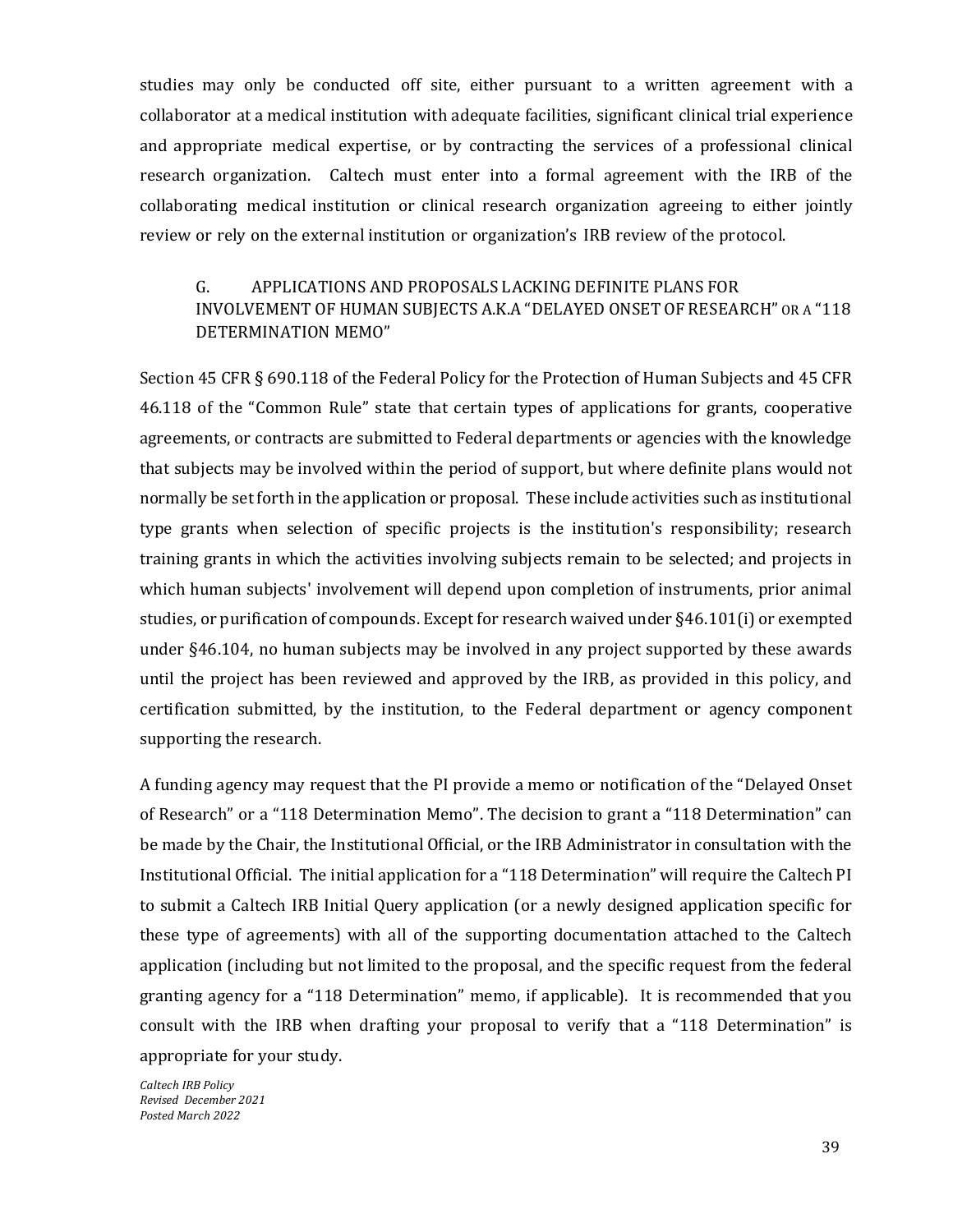studies may only be conducted off site, either pursuant to a written agreement with a collaborator at a medical institution with adequate facilities, significant clinical trial experience and appropriate medical expertise, or by contracting the services of a professional clinical research organization. Caltech must enter into a formal agreement with the IRB of the collaborating medical institution or clinical research organization agreeing to either jointly review or rely on the external institution or organization's IRB review of the protocol.

### G. APPLICATIONS AND PROPOSALS LACKING DEFINITE PLANS FOR INVOLVEMENT OF HUMAN SUBJECTS A.K.A "DELAYED ONSET OF RESEARCH" OR A "118 DETERMINATION MEMO"

Section 45 CFR § 690.118 of the Federal Policy for the Protection of Human Subjects and 45 CFR 46.118 of the "Common Rule" state that certain types of applications for grants, cooperative agreements, or contracts are submitted to Federal departments or agencies with the knowledge that subjects may be involved within the period of support, but where definite plans would not normally be set forth in the application or proposal. These include activities such as institutional type grants when selection of specific projects is the institution's responsibility; research training grants in which the activities involving subjects remain to be selected; and projects in which human subjects' involvement will depend upon completion of instruments, prior animal studies, or purification of compounds. Except for research waived under §46.101(i) or exempted under §46.104, no human subjects may be involved in any project supported by these awards until the project has been reviewed and approved by the IRB, as provided in this policy, and certification submitted, by the institution, to the Federal department or agency component supporting the research.

A funding agency may request that the PI provide a memo or notification of the "Delayed Onset of Research" or a "118 Determination Memo". The decision to grant a "118 Determination" can be made by the Chair, the Institutional Official, or the IRB Administrator in consultation with the Institutional Official. The initial application for a "118 Determination" will require the Caltech PI to submit a Caltech IRB Initial Query application (or a newly designed application specific for these type of agreements) with all of the supporting documentation attached to the Caltech application (including but not limited to the proposal, and the specific request from the federal granting agency for a "118 Determination" memo, if applicable). It is recommended that you consult with the IRB when drafting your proposal to verify that a "118 Determination" is appropriate for your study.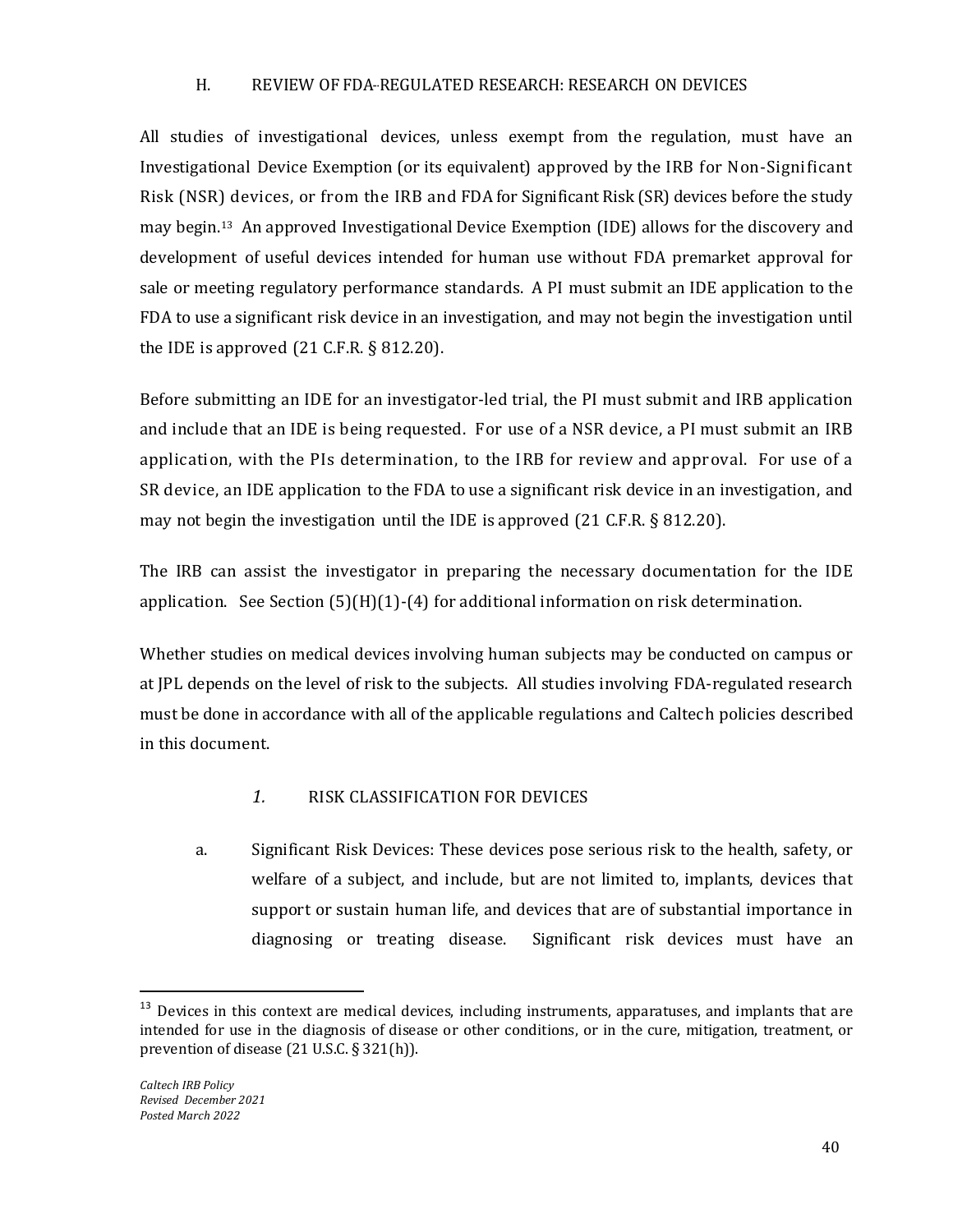### H. REVIEW OF FDA-REGULATED RESEARCH: RESEARCH ON DEVICES

All studies of investigational devices, unless exempt from the regulation, must have an Investigational Device Exemption (or its equivalent) approved by the IRB for Non-Significant Risk (NSR) devices, or from the IRB and FDA for Significant Risk (SR) devices before the study may begin.[13] An approved Investigational Device Exemption (IDE) allows for the discovery and development of useful devices intended for human use without FDA premarket approval for sale or meeting regulatory performance standards. A PI must submit an IDE application to the FDA to use a significant risk device in an investigation, and may not begin the investigation until the IDE is approved (21 C.F.R. § 812.20).

Before submitting an IDE for an investigator-led trial, the PI must submit and IRB application and include that an IDE is being requested. For use of a NSR device, a PI must submit an IRB application, with the PIs determination, to the IRB for review and approval. For use of a SR device, an IDE application to the FDA to use a significant risk device in an investigation, and may not begin the investigation until the IDE is approved (21 C.F.R. § 812.20).

The IRB can assist the investigator in preparing the necessary documentation for the IDE application. See Section (5)(H)(1)-(4) for additional information on risk determination.

Whether studies on medical devices involving human subjects may be conducted on campus or at JPL depends on the level of risk to the subjects. All studies involving FDA-regulated research must be done in accordance with all of the applicable regulations and Caltech policies described in this document.

#### *1.* RISK CLASSIFICATION FOR DEVICES

a. Significant Risk Devices: These devices pose serious risk to the health, safety, or welfare of a subject, and include, but are not limited to, implants, devices that support or sustain human life, and devices that are of substantial importance in diagnosing or treating disease. Significant risk devices must have an

[13] Devices in this context are medical devices, including instruments, apparatuses, and implants that are intended for use in the diagnosis of disease or other conditions, or in the cure, mitigation, treatment, or prevention of disease (21 U.S.C. § 321(h)).

*Caltech IRB Policy*
*Revised December 2021*
*Posted March 2022*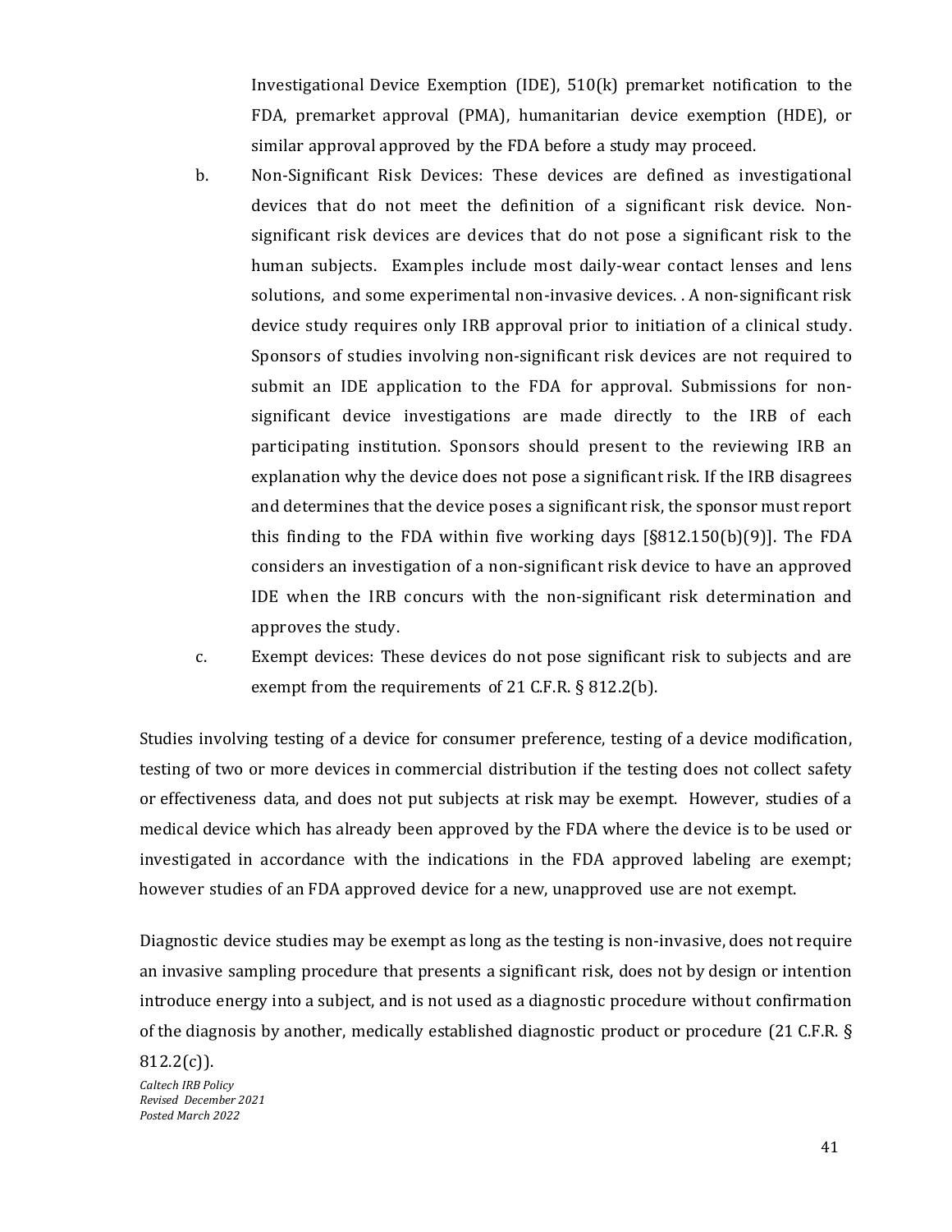Investigational Device Exemption (IDE), 510(k) premarket notification to the FDA, premarket approval (PMA), humanitarian device exemption (HDE), or similar approval approved by the FDA before a study may proceed.

b. Non-Significant Risk Devices: These devices are defined as investigational devices that do not meet the definition of a significant risk device. Non-significant risk devices are devices that do not pose a significant risk to the human subjects. Examples include most daily-wear contact lenses and lens solutions, and some experimental non-invasive devices. . A non-significant risk device study requires only IRB approval prior to initiation of a clinical study. Sponsors of studies involving non-significant risk devices are not required to submit an IDE application to the FDA for approval. Submissions for non-significant device investigations are made directly to the IRB of each participating institution. Sponsors should present to the reviewing IRB an explanation why the device does not pose a significant risk. If the IRB disagrees and determines that the device poses a significant risk, the sponsor must report this finding to the FDA within five working days [§812.150(b)(9)]. The FDA considers an investigation of a non-significant risk device to have an approved IDE when the IRB concurs with the non-significant risk determination and approves the study.

c. Exempt devices: These devices do not pose significant risk to subjects and are exempt from the requirements of 21 C.F.R. § 812.2(b).

Studies involving testing of a device for consumer preference, testing of a device modification, testing of two or more devices in commercial distribution if the testing does not collect safety or effectiveness data, and does not put subjects at risk may be exempt. However, studies of a medical device which has already been approved by the FDA where the device is to be used or investigated in accordance with the indications in the FDA approved labeling are exempt; however studies of an FDA approved device for a new, unapproved use are not exempt.

Diagnostic device studies may be exempt as long as the testing is non-invasive, does not require an invasive sampling procedure that presents a significant risk, does not by design or intention introduce energy into a subject, and is not used as a diagnostic procedure without confirmation of the diagnosis by another, medically established diagnostic product or procedure (21 C.F.R. § 812.2(c)).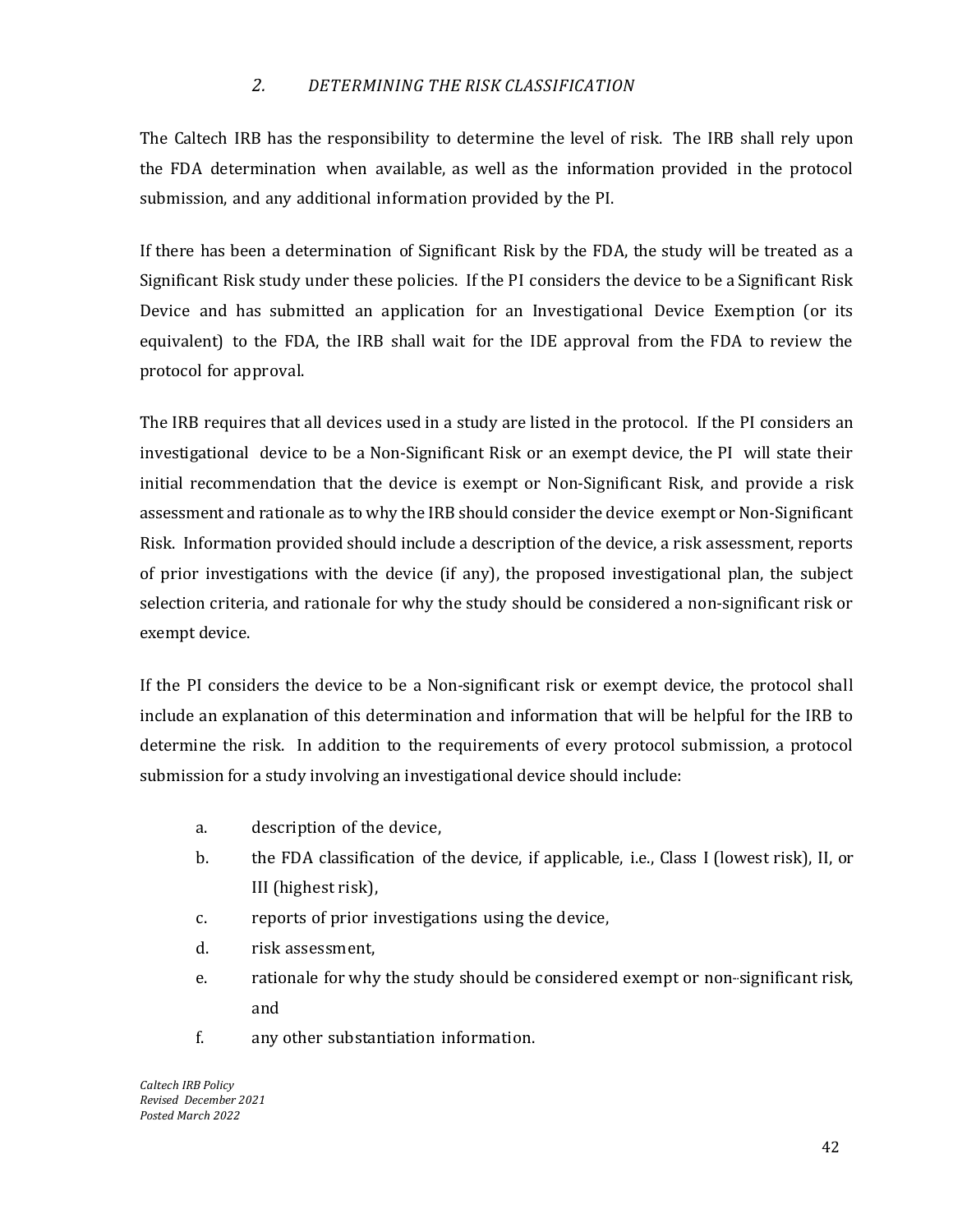## *2. DETERMINING THE RISK CLASSIFICATION*

The Caltech IRB has the responsibility to determine the level of risk. The IRB shall rely upon the FDA determination when available, as well as the information provided in the protocol submission, and any additional information provided by the PI.

If there has been a determination of Significant Risk by the FDA, the study will be treated as a Significant Risk study under these policies. If the PI considers the device to be a Significant Risk Device and has submitted an application for an Investigational Device Exemption (or its equivalent) to the FDA, the IRB shall wait for the IDE approval from the FDA to review the protocol for approval.

The IRB requires that all devices used in a study are listed in the protocol. If the PI considers an investigational device to be a Non-Significant Risk or an exempt device, the PI will state their initial recommendation that the device is exempt or Non-Significant Risk, and provide a risk assessment and rationale as to why the IRB should consider the device exempt or Non-Significant Risk. Information provided should include a description of the device, a risk assessment, reports of prior investigations with the device (if any), the proposed investigational plan, the subject selection criteria, and rationale for why the study should be considered a non-significant risk or exempt device.

If the PI considers the device to be a Non-significant risk or exempt device, the protocol shall include an explanation of this determination and information that will be helpful for the IRB to determine the risk. In addition to the requirements of every protocol submission, a protocol submission for a study involving an investigational device should include:

a. description of the device,
b. the FDA classification of the device, if applicable, i.e., Class I (lowest risk), II, or III (highest risk),
c. reports of prior investigations using the device,
d. risk assessment,
e. rationale for why the study should be considered exempt or non-significant risk, and
f. any other substantiation information.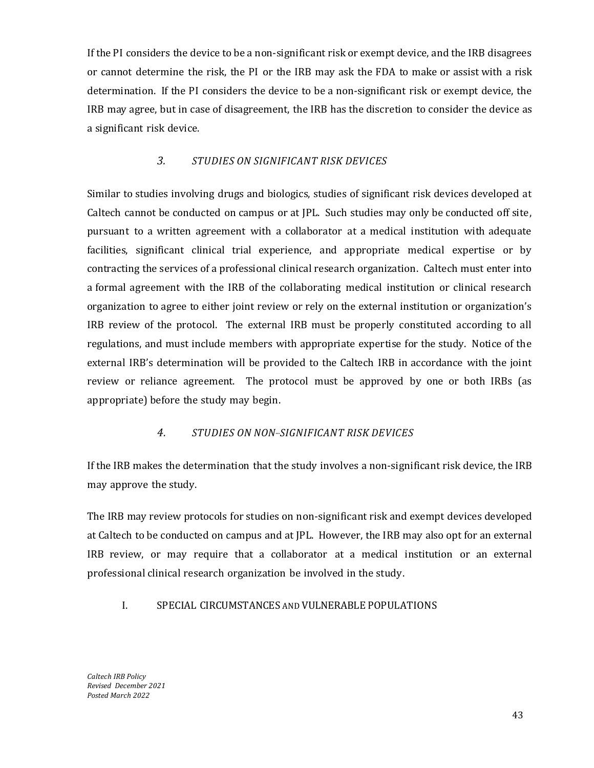If the PI considers the device to be a non-significant risk or exempt device, and the IRB disagrees or cannot determine the risk, the PI or the IRB may ask the FDA to make or assist with a risk determination. If the PI considers the device to be a non-significant risk or exempt device, the IRB may agree, but in case of disagreement, the IRB has the discretion to consider the device as a significant risk device.

### *3. STUDIES ON SIGNIFICANT RISK DEVICES*

Similar to studies involving drugs and biologics, studies of significant risk devices developed at Caltech cannot be conducted on campus or at JPL. Such studies may only be conducted off site, pursuant to a written agreement with a collaborator at a medical institution with adequate facilities, significant clinical trial experience, and appropriate medical expertise or by contracting the services of a professional clinical research organization. Caltech must enter into a formal agreement with the IRB of the collaborating medical institution or clinical research organization to agree to either joint review or rely on the external institution or organization's IRB review of the protocol. The external IRB must be properly constituted according to all regulations, and must include members with appropriate expertise for the study. Notice of the external IRB's determination will be provided to the Caltech IRB in accordance with the joint review or reliance agreement. The protocol must be approved by one or both IRBs (as appropriate) before the study may begin.

### *4. STUDIES ON NON-SIGNIFICANT RISK DEVICES*

If the IRB makes the determination that the study involves a non-significant risk device, the IRB may approve the study.

The IRB may review protocols for studies on non-significant risk and exempt devices developed at Caltech to be conducted on campus and at JPL. However, the IRB may also opt for an external IRB review, or may require that a collaborator at a medical institution or an external professional clinical research organization be involved in the study.

## I. SPECIAL CIRCUMSTANCES AND VULNERABLE POPULATIONS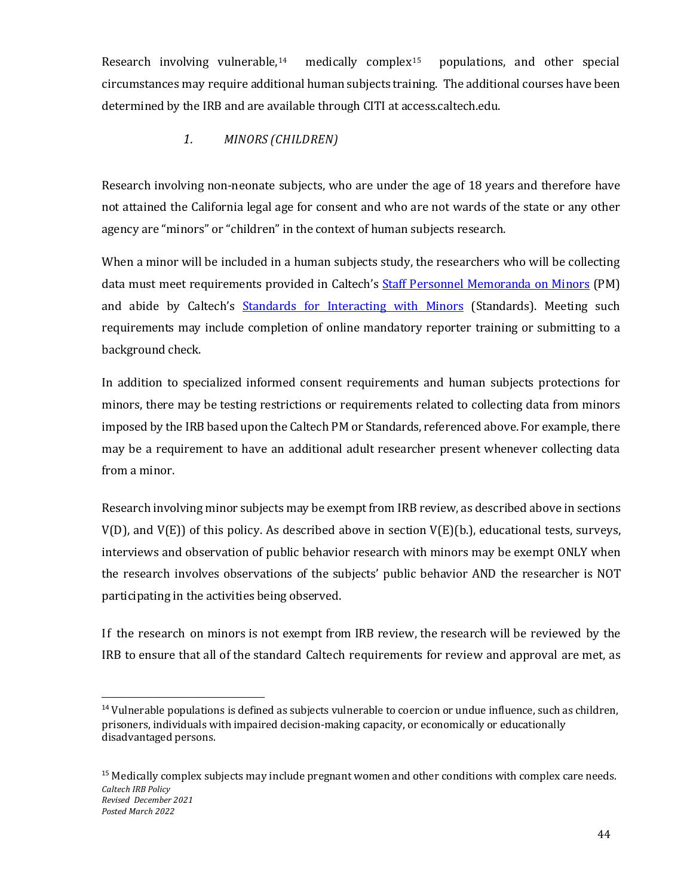Research involving vulnerable,[14] medically complex[15] populations, and other special circumstances may require additional human subjects training. The additional courses have been determined by the IRB and are available through CITI at access.caltech.edu.

### *1. MINORS (CHILDREN)*

Research involving non-neonate subjects, who are under the age of 18 years and therefore have not attained the California legal age for consent and who are not wards of the state or any other agency are "minors" or "children" in the context of human subjects research.

When a minor will be included in a human subjects study, the researchers who will be collecting data must meet requirements provided in Caltech's Staff Personnel Memoranda on Minors (PM) and abide by Caltech's Standards for Interacting with Minors (Standards). Meeting such requirements may include completion of online mandatory reporter training or submitting to a background check.

In addition to specialized informed consent requirements and human subjects protections for minors, there may be testing restrictions or requirements related to collecting data from minors imposed by the IRB based upon the Caltech PM or Standards, referenced above. For example, there may be a requirement to have an additional adult researcher present whenever collecting data from a minor.

Research involving minor subjects may be exempt from IRB review, as described above in sections V(D), and V(E)) of this policy. As described above in section V(E)(b.), educational tests, surveys, interviews and observation of public behavior research with minors may be exempt ONLY when the research involves observations of the subjects' public behavior AND the researcher is NOT participating in the activities being observed.

If the research on minors is not exempt from IRB review, the research will be reviewed by the IRB to ensure that all of the standard Caltech requirements for review and approval are met, as

---

[14] Vulnerable populations is defined as subjects vulnerable to coercion or undue influence, such as children, prisoners, individuals with impaired decision-making capacity, or economically or educationally disadvantaged persons.

[15] Medically complex subjects may include pregnant women and other conditions with complex care needs.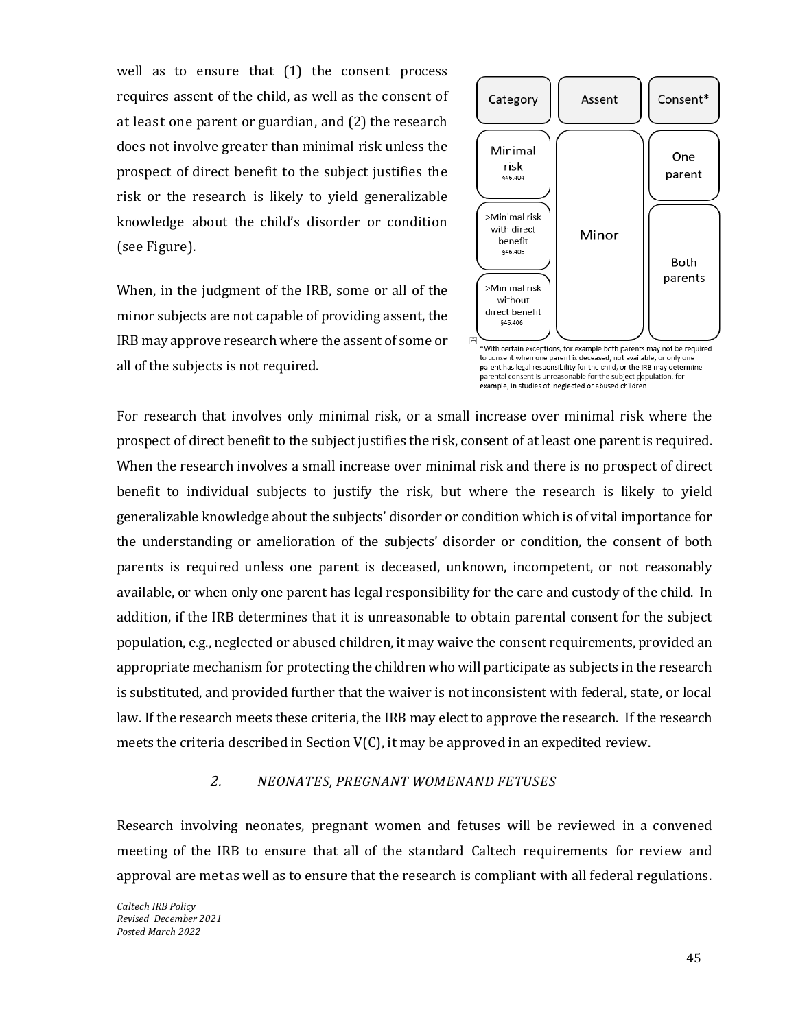well as to ensure that (1) the consent process requires assent of the child, as well as the consent of at least one parent or guardian, and (2) the research does not involve greater than minimal risk unless the prospect of direct benefit to the subject justifies the risk or the research is likely to yield generalizable knowledge about the child's disorder or condition (see Figure).

| Category | Assent | Consent* |
| --- | --- | --- |
| Minimal risk §46.404 | Minor | One parent |
| >Minimal risk with direct benefit §46.405 | | Both parents |
| >Minimal risk without direct benefit §46.406 | | |

*With certain exceptions, for example both parents may not be required to consent when one parent is deceased, not available, or only one parent has legal responsibility for the child, or the IRB may determine parental consent is unreasonable for the subject population, for example, in studies of neglected or abused children

When, in the judgment of the IRB, some or all of the minor subjects are not capable of providing assent, the IRB may approve research where the assent of some or all of the subjects is not required.

For research that involves only minimal risk, or a small increase over minimal risk where the prospect of direct benefit to the subject justifies the risk, consent of at least one parent is required. When the research involves a small increase over minimal risk and there is no prospect of direct benefit to individual subjects to justify the risk, but where the research is likely to yield generalizable knowledge about the subjects' disorder or condition which is of vital importance for the understanding or amelioration of the subjects' disorder or condition, the consent of both parents is required unless one parent is deceased, unknown, incompetent, or not reasonably available, or when only one parent has legal responsibility for the care and custody of the child. In addition, if the IRB determines that it is unreasonable to obtain parental consent for the subject population, e.g., neglected or abused children, it may waive the consent requirements, provided an appropriate mechanism for protecting the children who will participate as subjects in the research is substituted, and provided further that the waiver is not inconsistent with federal, state, or local law. If the research meets these criteria, the IRB may elect to approve the research. If the research meets the criteria described in Section V(C), it may be approved in an expedited review.

### *2. NEONATES, PREGNANT WOMENAND FETUSES*

Research involving neonates, pregnant women and fetuses will be reviewed in a convened meeting of the IRB to ensure that all of the standard Caltech requirements for review and approval are met as well as to ensure that the research is compliant with all federal regulations.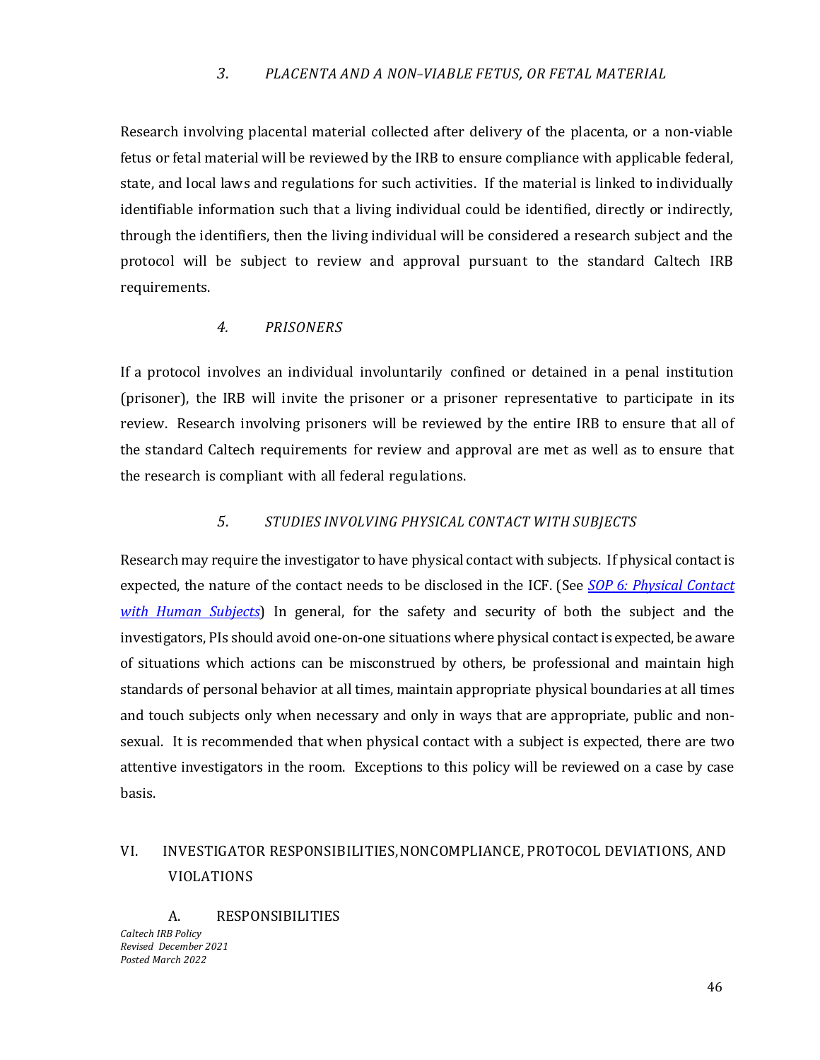### *3. PLACENTA AND A NON-VIABLE FETUS, OR FETAL MATERIAL*

Research involving placental material collected after delivery of the placenta, or a non-viable fetus or fetal material will be reviewed by the IRB to ensure compliance with applicable federal, state, and local laws and regulations for such activities. If the material is linked to individually identifiable information such that a living individual could be identified, directly or indirectly, through the identifiers, then the living individual will be considered a research subject and the protocol will be subject to review and approval pursuant to the standard Caltech IRB requirements.

### *4. PRISONERS*

If a protocol involves an individual involuntarily confined or detained in a penal institution (prisoner), the IRB will invite the prisoner or a prisoner representative to participate in its review. Research involving prisoners will be reviewed by the entire IRB to ensure that all of the standard Caltech requirements for review and approval are met as well as to ensure that the research is compliant with all federal regulations.

### *5. STUDIES INVOLVING PHYSICAL CONTACT WITH SUBJECTS*

Research may require the investigator to have physical contact with subjects. If physical contact is expected, the nature of the contact needs to be disclosed in the ICF. (See *SOP 6: Physical Contact with Human Subjects*) In general, for the safety and security of both the subject and the investigators, PIs should avoid one-on-one situations where physical contact is expected, be aware of situations which actions can be misconstrued by others, be professional and maintain high standards of personal behavior at all times, maintain appropriate physical boundaries at all times and touch subjects only when necessary and only in ways that are appropriate, public and non-sexual. It is recommended that when physical contact with a subject is expected, there are two attentive investigators in the room. Exceptions to this policy will be reviewed on a case by case basis.

## VI. INVESTIGATOR RESPONSIBILITIES, NONCOMPLIANCE, PROTOCOL DEVIATIONS, AND VIOLATIONS

### A. RESPONSIBILITIES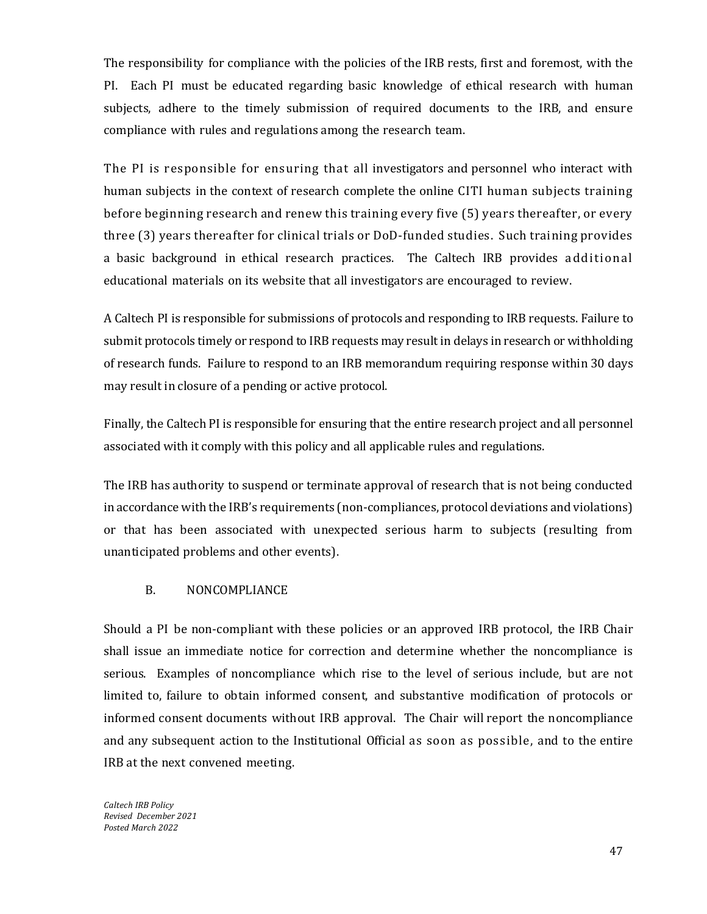The responsibility for compliance with the policies of the IRB rests, first and foremost, with the PI. Each PI must be educated regarding basic knowledge of ethical research with human subjects, adhere to the timely submission of required documents to the IRB, and ensure compliance with rules and regulations among the research team.

The PI is responsible for ensuring that all investigators and personnel who interact with human subjects in the context of research complete the online CITI human subjects training before beginning research and renew this training every five (5) years thereafter, or every three (3) years thereafter for clinical trials or DoD-funded studies. Such training provides a basic background in ethical research practices. The Caltech IRB provides additional educational materials on its website that all investigators are encouraged to review.

A Caltech PI is responsible for submissions of protocols and responding to IRB requests. Failure to submit protocols timely or respond to IRB requests may result in delays in research or withholding of research funds. Failure to respond to an IRB memorandum requiring response within 30 days may result in closure of a pending or active protocol.

Finally, the Caltech PI is responsible for ensuring that the entire research project and all personnel associated with it comply with this policy and all applicable rules and regulations.

The IRB has authority to suspend or terminate approval of research that is not being conducted in accordance with the IRB's requirements (non-compliances, protocol deviations and violations) or that has been associated with unexpected serious harm to subjects (resulting from unanticipated problems and other events).

### B. NONCOMPLIANCE

Should a PI be non-compliant with these policies or an approved IRB protocol, the IRB Chair shall issue an immediate notice for correction and determine whether the noncompliance is serious. Examples of noncompliance which rise to the level of serious include, but are not limited to, failure to obtain informed consent, and substantive modification of protocols or informed consent documents without IRB approval. The Chair will report the noncompliance and any subsequent action to the Institutional Official as soon as possible, and to the entire IRB at the next convened meeting.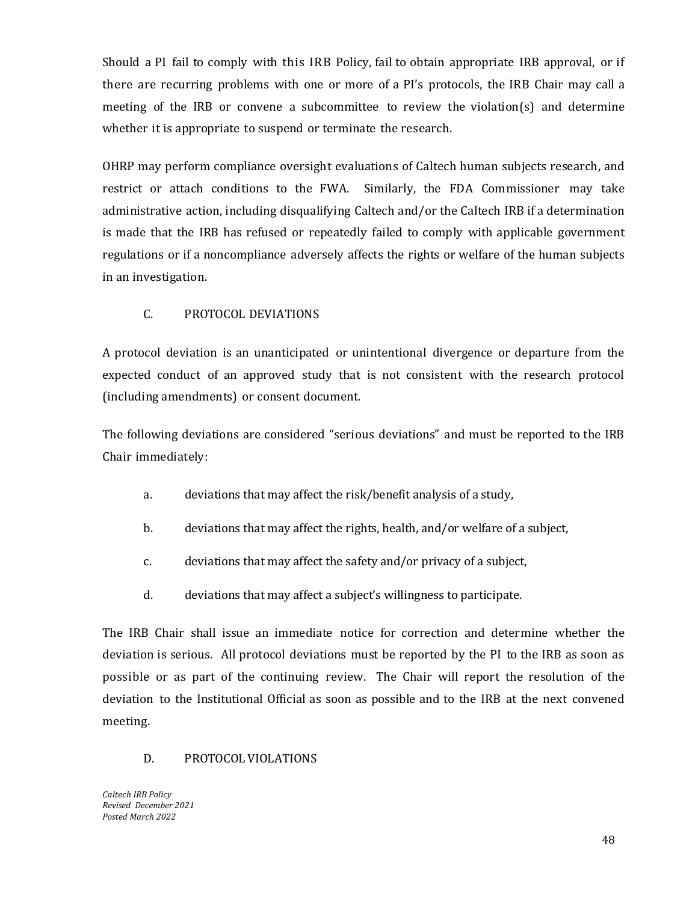Should a PI fail to comply with this IRB Policy, fail to obtain appropriate IRB approval, or if there are recurring problems with one or more of a PI's protocols, the IRB Chair may call a meeting of the IRB or convene a subcommittee to review the violation(s) and determine whether it is appropriate to suspend or terminate the research.

OHRP may perform compliance oversight evaluations of Caltech human subjects research, and restrict or attach conditions to the FWA. Similarly, the FDA Commissioner may take administrative action, including disqualifying Caltech and/or the Caltech IRB if a determination is made that the IRB has refused or repeatedly failed to comply with applicable government regulations or if a noncompliance adversely affects the rights or welfare of the human subjects in an investigation.

## C. PROTOCOL DEVIATIONS

A protocol deviation is an unanticipated or unintentional divergence or departure from the expected conduct of an approved study that is not consistent with the research protocol (including amendments) or consent document.

The following deviations are considered "serious deviations" and must be reported to the IRB Chair immediately:

a. deviations that may affect the risk/benefit analysis of a study,

b. deviations that may affect the rights, health, and/or welfare of a subject,

c. deviations that may affect the safety and/or privacy of a subject,

d. deviations that may affect a subject's willingness to participate.

The IRB Chair shall issue an immediate notice for correction and determine whether the deviation is serious. All protocol deviations must be reported by the PI to the IRB as soon as possible or as part of the continuing review. The Chair will report the resolution of the deviation to the Institutional Official as soon as possible and to the IRB at the next convened meeting.

## D. PROTOCOL VIOLATIONS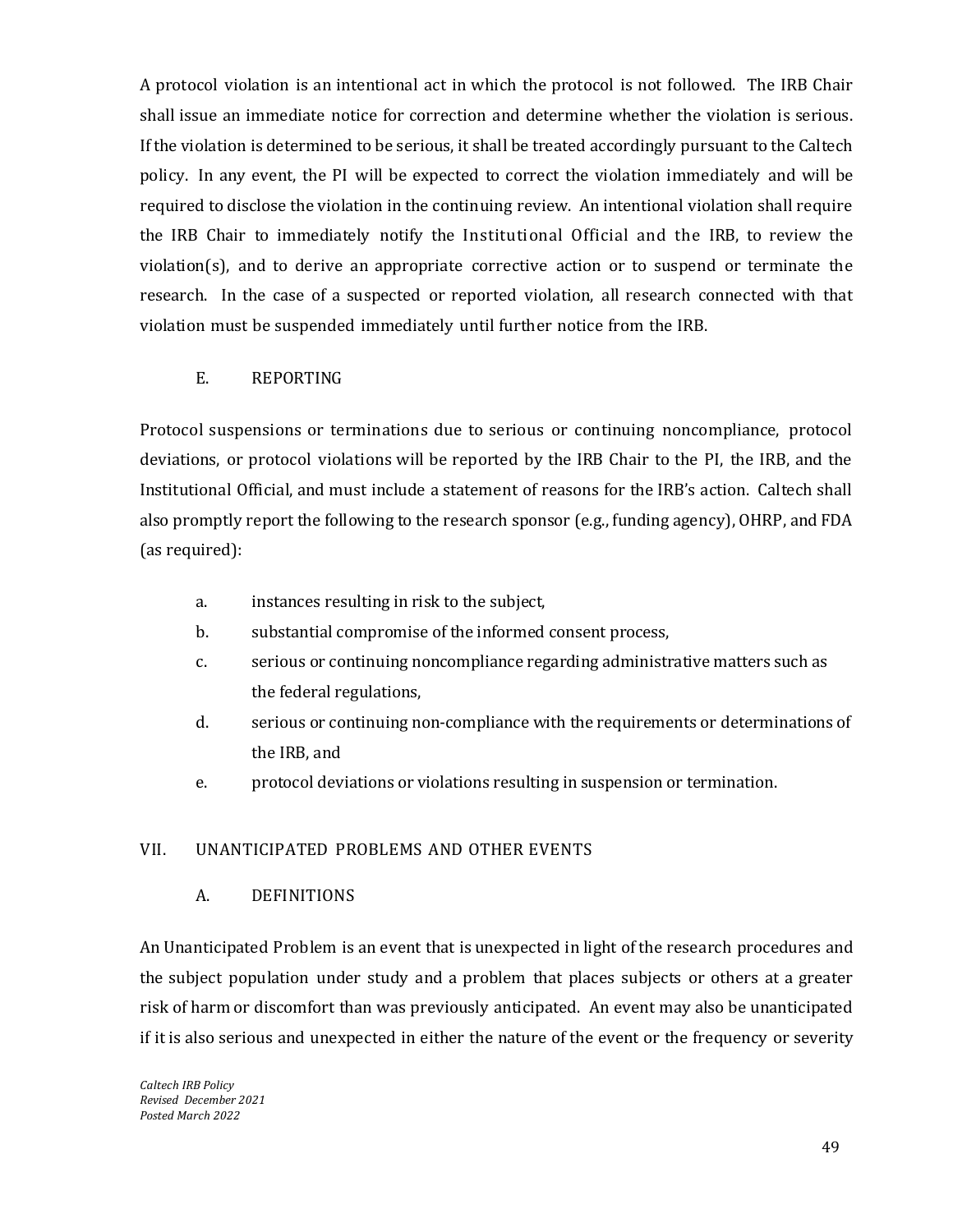A protocol violation is an intentional act in which the protocol is not followed. The IRB Chair shall issue an immediate notice for correction and determine whether the violation is serious. If the violation is determined to be serious, it shall be treated accordingly pursuant to the Caltech policy. In any event, the PI will be expected to correct the violation immediately and will be required to disclose the violation in the continuing review. An intentional violation shall require the IRB Chair to immediately notify the Institutional Official and the IRB, to review the violation(s), and to derive an appropriate corrective action or to suspend or terminate the research. In the case of a suspected or reported violation, all research connected with that violation must be suspended immediately until further notice from the IRB.

### E. REPORTING

Protocol suspensions or terminations due to serious or continuing noncompliance, protocol deviations, or protocol violations will be reported by the IRB Chair to the PI, the IRB, and the Institutional Official, and must include a statement of reasons for the IRB's action. Caltech shall also promptly report the following to the research sponsor (e.g., funding agency), OHRP, and FDA (as required):

a. instances resulting in risk to the subject,

b. substantial compromise of the informed consent process,

c. serious or continuing noncompliance regarding administrative matters such as the federal regulations,

d. serious or continuing non-compliance with the requirements or determinations of the IRB, and

e. protocol deviations or violations resulting in suspension or termination.

## VII. UNANTICIPATED PROBLEMS AND OTHER EVENTS

### A. DEFINITIONS

An Unanticipated Problem is an event that is unexpected in light of the research procedures and the subject population under study and a problem that places subjects or others at a greater risk of harm or discomfort than was previously anticipated. An event may also be unanticipated if it is also serious and unexpected in either the nature of the event or the frequency or severity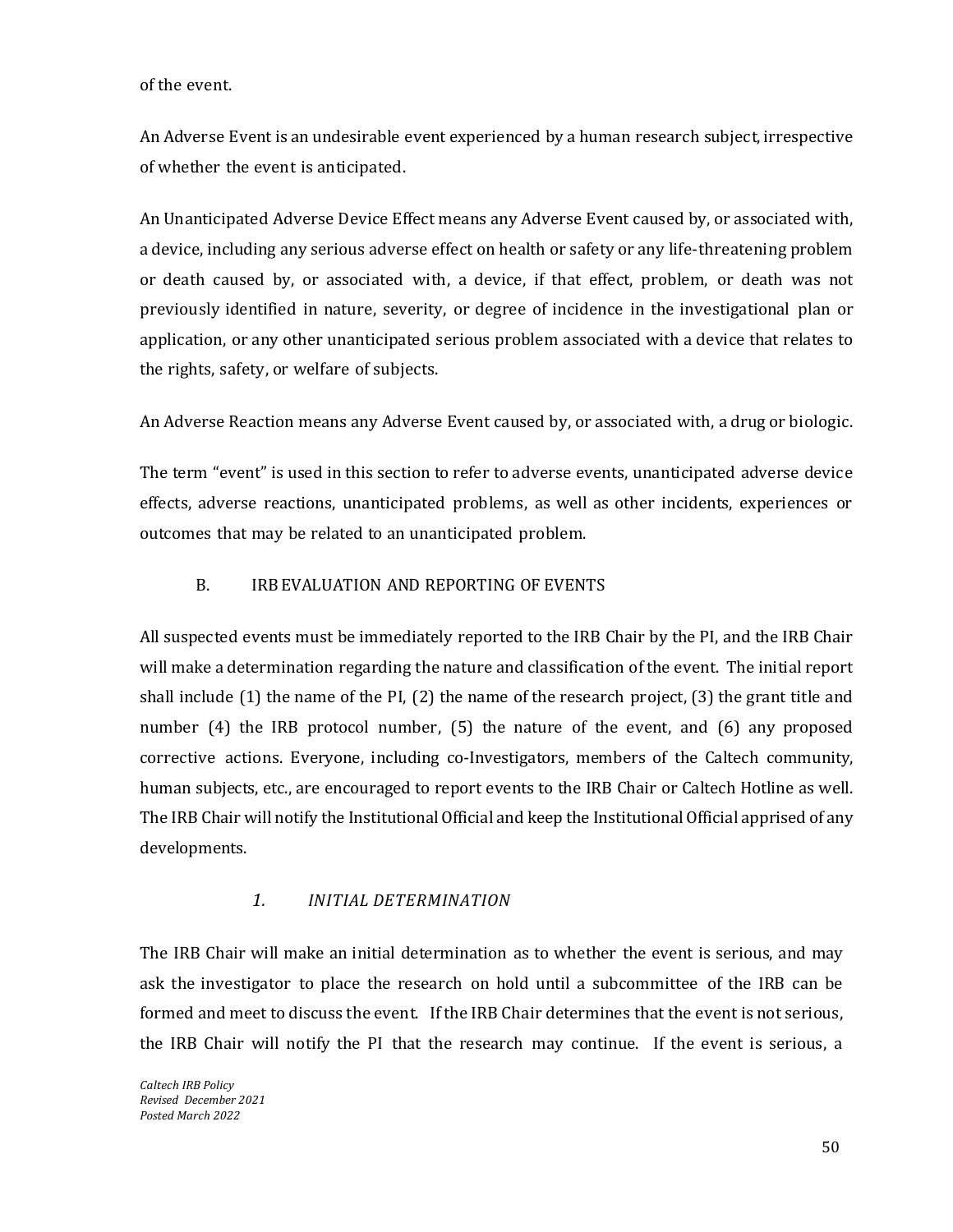of the event.

An Adverse Event is an undesirable event experienced by a human research subject, irrespective of whether the event is anticipated.

An Unanticipated Adverse Device Effect means any Adverse Event caused by, or associated with, a device, including any serious adverse effect on health or safety or any life-threatening problem or death caused by, or associated with, a device, if that effect, problem, or death was not previously identified in nature, severity, or degree of incidence in the investigational plan or application, or any other unanticipated serious problem associated with a device that relates to the rights, safety, or welfare of subjects.

An Adverse Reaction means any Adverse Event caused by, or associated with, a drug or biologic.

The term "event" is used in this section to refer to adverse events, unanticipated adverse device effects, adverse reactions, unanticipated problems, as well as other incidents, experiences or outcomes that may be related to an unanticipated problem.

## B. IRB EVALUATION AND REPORTING OF EVENTS

All suspected events must be immediately reported to the IRB Chair by the PI, and the IRB Chair will make a determination regarding the nature and classification of the event. The initial report shall include (1) the name of the PI, (2) the name of the research project, (3) the grant title and number (4) the IRB protocol number, (5) the nature of the event, and (6) any proposed corrective actions. Everyone, including co-Investigators, members of the Caltech community, human subjects, etc., are encouraged to report events to the IRB Chair or Caltech Hotline as well. The IRB Chair will notify the Institutional Official and keep the Institutional Official apprised of any developments.

### *1. INITIAL DETERMINATION*

The IRB Chair will make an initial determination as to whether the event is serious, and may ask the investigator to place the research on hold until a subcommittee of the IRB can be formed and meet to discuss the event. If the IRB Chair determines that the event is not serious, the IRB Chair will notify the PI that the research may continue. If the event is serious, a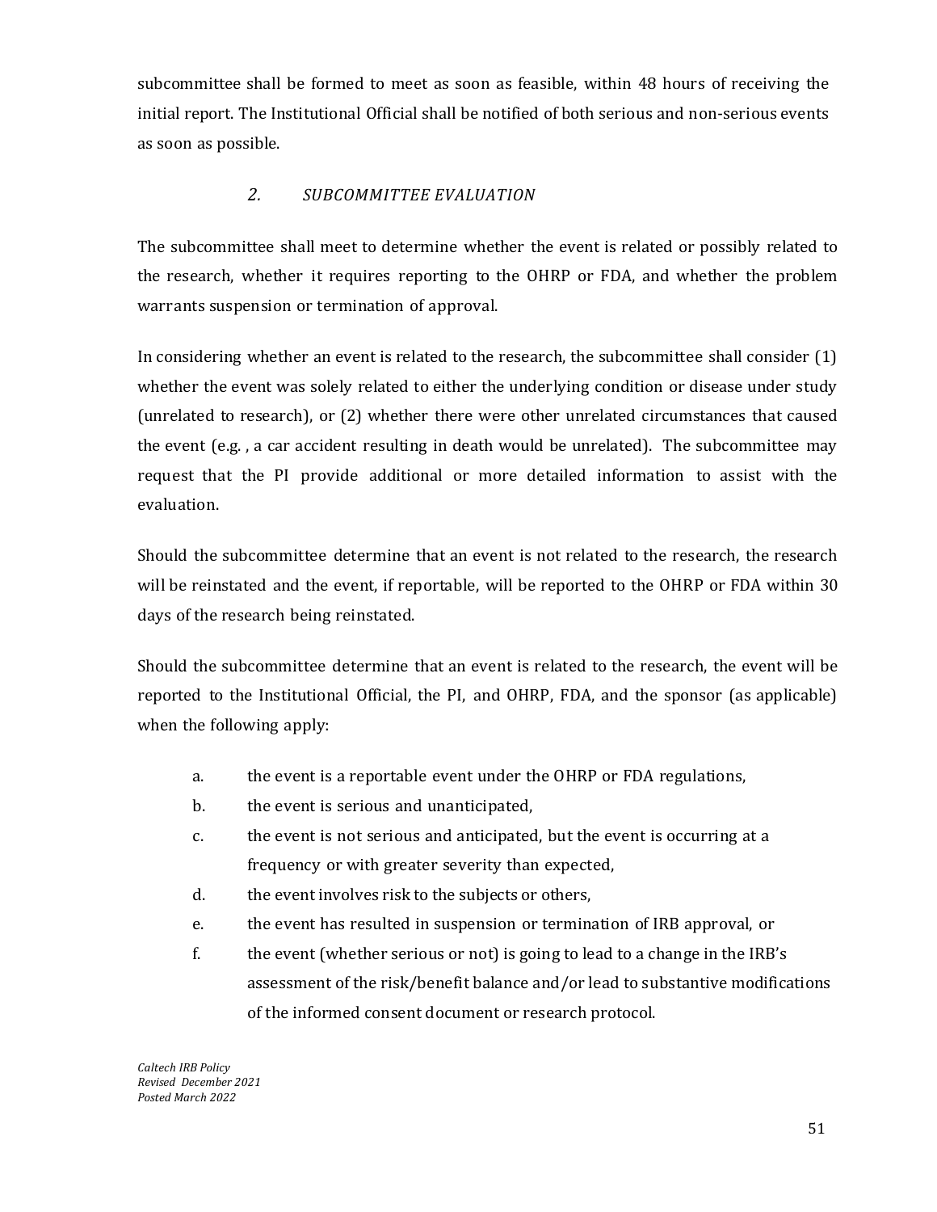subcommittee shall be formed to meet as soon as feasible, within 48 hours of receiving the initial report. The Institutional Official shall be notified of both serious and non-serious events as soon as possible.

### *2. SUBCOMMITTEE EVALUATION*

The subcommittee shall meet to determine whether the event is related or possibly related to the research, whether it requires reporting to the OHRP or FDA, and whether the problem warrants suspension or termination of approval.

In considering whether an event is related to the research, the subcommittee shall consider (1) whether the event was solely related to either the underlying condition or disease under study (unrelated to research), or (2) whether there were other unrelated circumstances that caused the event (e.g. , a car accident resulting in death would be unrelated). The subcommittee may request that the PI provide additional or more detailed information to assist with the evaluation.

Should the subcommittee determine that an event is not related to the research, the research will be reinstated and the event, if reportable, will be reported to the OHRP or FDA within 30 days of the research being reinstated.

Should the subcommittee determine that an event is related to the research, the event will be reported to the Institutional Official, the PI, and OHRP, FDA, and the sponsor (as applicable) when the following apply:

a. the event is a reportable event under the OHRP or FDA regulations,
b. the event is serious and unanticipated,
c. the event is not serious and anticipated, but the event is occurring at a frequency or with greater severity than expected,
d. the event involves risk to the subjects or others,
e. the event has resulted in suspension or termination of IRB approval, or
f. the event (whether serious or not) is going to lead to a change in the IRB's assessment of the risk/benefit balance and/or lead to substantive modifications of the informed consent document or research protocol.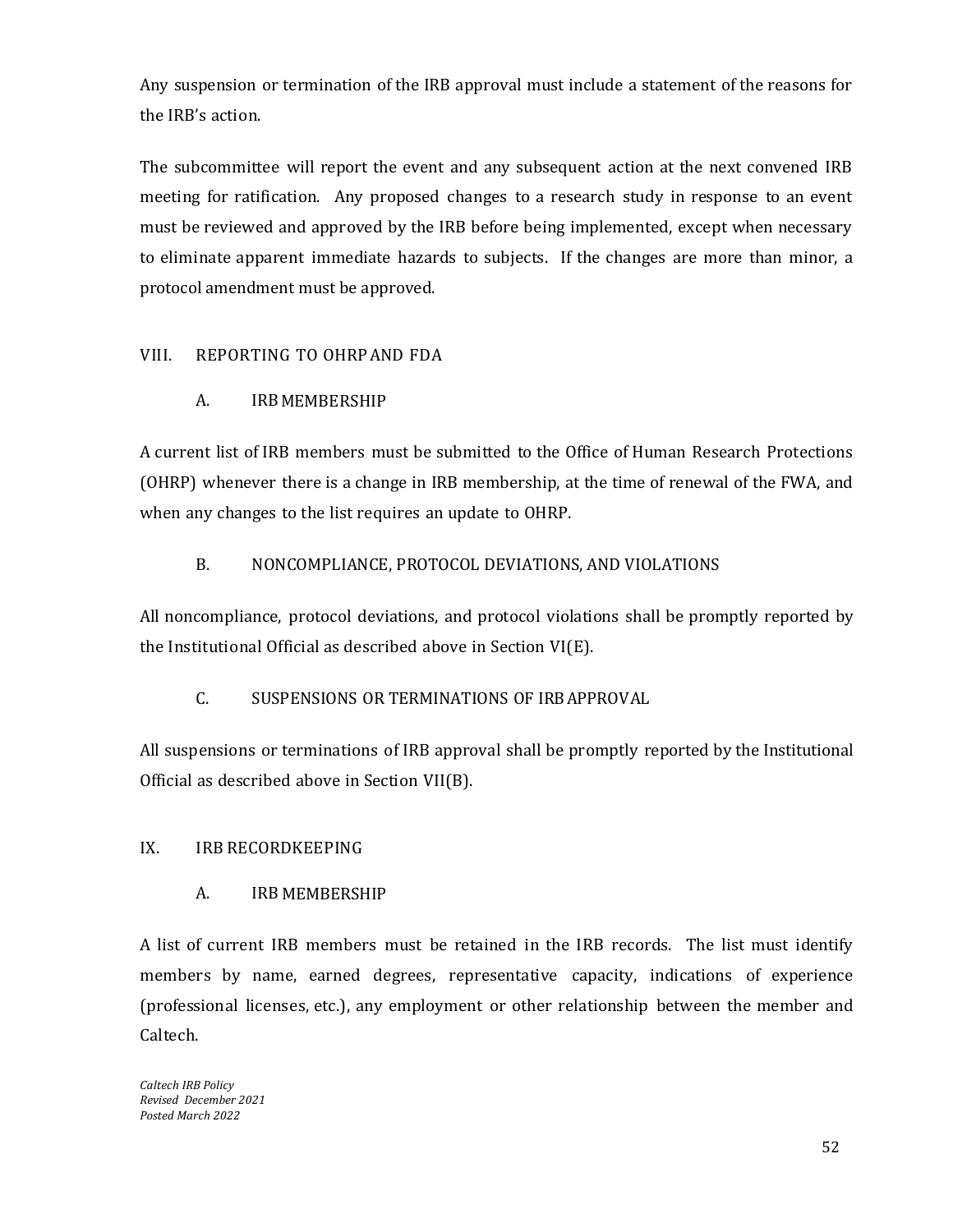Any suspension or termination of the IRB approval must include a statement of the reasons for the IRB's action.

The subcommittee will report the event and any subsequent action at the next convened IRB meeting for ratification. Any proposed changes to a research study in response to an event must be reviewed and approved by the IRB before being implemented, except when necessary to eliminate apparent immediate hazards to subjects. If the changes are more than minor, a protocol amendment must be approved.

## VIII. REPORTING TO OHRP AND FDA

### A. IRB MEMBERSHIP

A current list of IRB members must be submitted to the Office of Human Research Protections (OHRP) whenever there is a change in IRB membership, at the time of renewal of the FWA, and when any changes to the list requires an update to OHRP.

### B. NONCOMPLIANCE, PROTOCOL DEVIATIONS, AND VIOLATIONS

All noncompliance, protocol deviations, and protocol violations shall be promptly reported by the Institutional Official as described above in Section VI(E).

### C. SUSPENSIONS OR TERMINATIONS OF IRB APPROVAL

All suspensions or terminations of IRB approval shall be promptly reported by the Institutional Official as described above in Section VII(B).

## IX. IRB RECORDKEEPING

### A. IRB MEMBERSHIP

A list of current IRB members must be retained in the IRB records. The list must identify members by name, earned degrees, representative capacity, indications of experience (professional licenses, etc.), any employment or other relationship between the member and Caltech.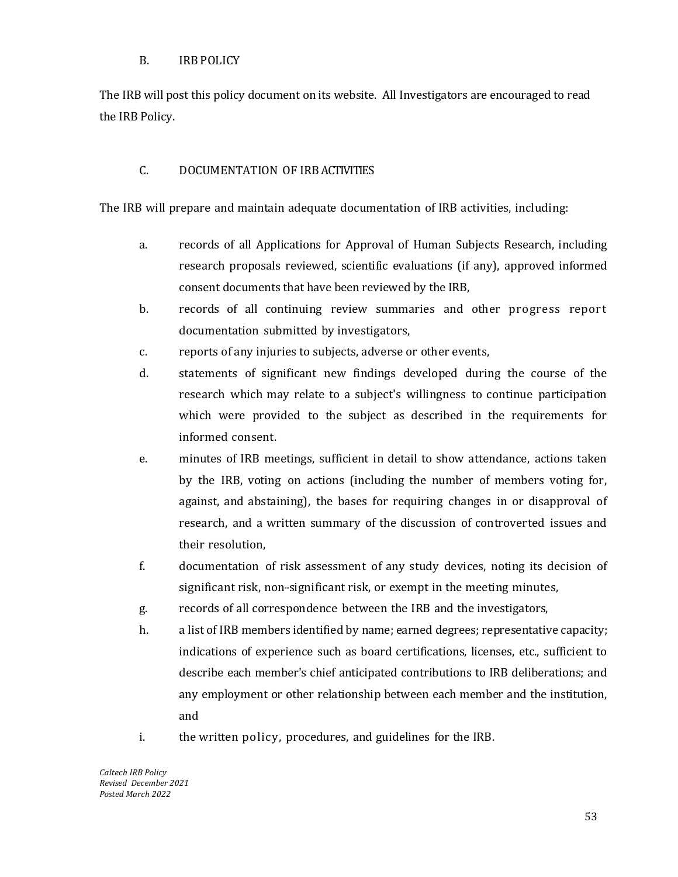## B. IRB POLICY

The IRB will post this policy document on its website. All Investigators are encouraged to read the IRB Policy.

## C. DOCUMENTATION OF IRB ACTIVITIES

The IRB will prepare and maintain adequate documentation of IRB activities, including:

a. records of all Applications for Approval of Human Subjects Research, including research proposals reviewed, scientific evaluations (if any), approved informed consent documents that have been reviewed by the IRB,

b. records of all continuing review summaries and other progress report documentation submitted by investigators,

c. reports of any injuries to subjects, adverse or other events,

d. statements of significant new findings developed during the course of the research which may relate to a subject's willingness to continue participation which were provided to the subject as described in the requirements for informed consent.

e. minutes of IRB meetings, sufficient in detail to show attendance, actions taken by the IRB, voting on actions (including the number of members voting for, against, and abstaining), the bases for requiring changes in or disapproval of research, and a written summary of the discussion of controverted issues and their resolution,

f. documentation of risk assessment of any study devices, noting its decision of significant risk, non-significant risk, or exempt in the meeting minutes,

g. records of all correspondence between the IRB and the investigators,

h. a list of IRB members identified by name; earned degrees; representative capacity; indications of experience such as board certifications, licenses, etc., sufficient to describe each member's chief anticipated contributions to IRB deliberations; and any employment or other relationship between each member and the institution, and

i. the written policy, procedures, and guidelines for the IRB.

*Caltech IRB Policy*
*Revised December 2021*
*Posted March 2022*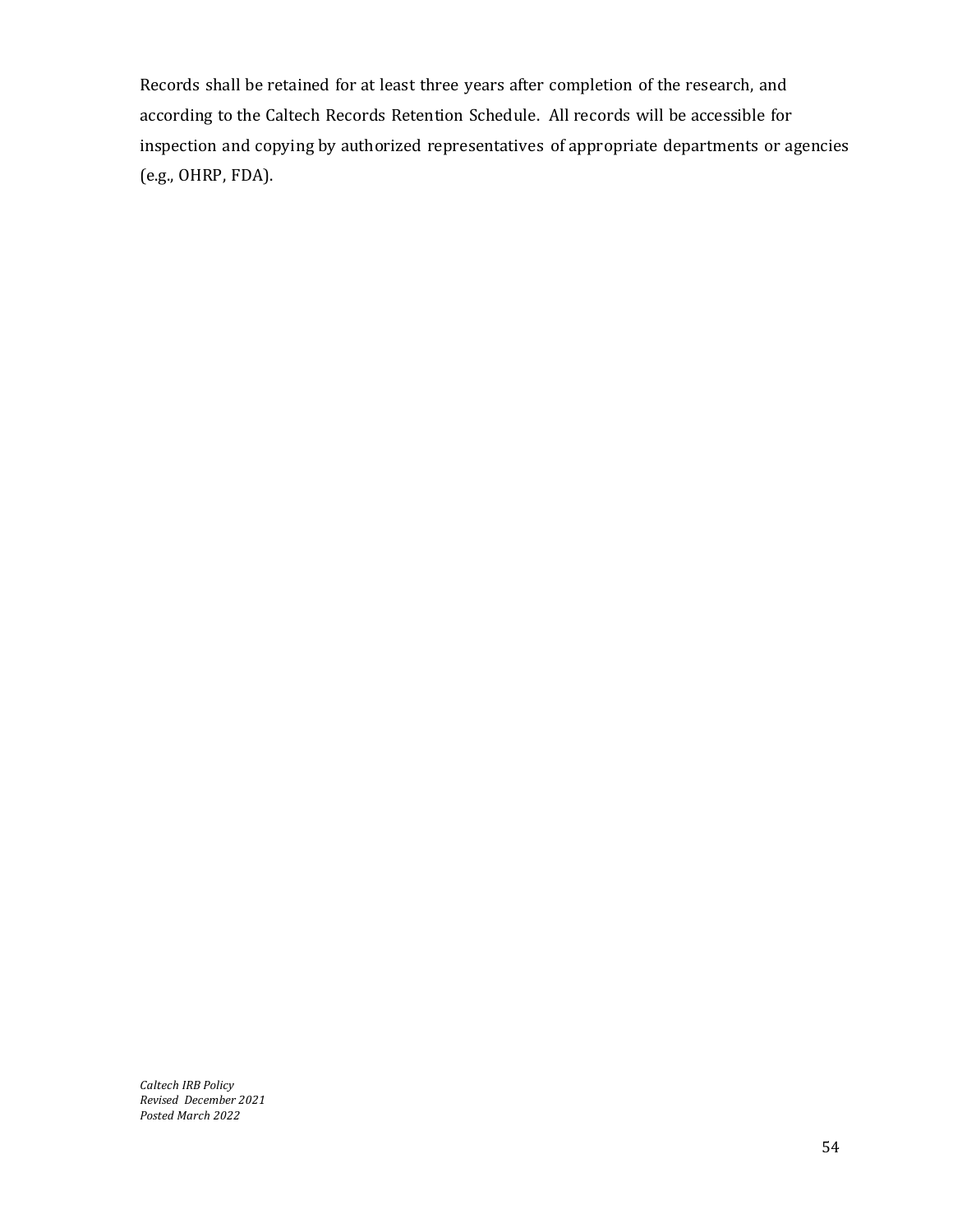Records shall be retained for at least three years after completion of the research, and according to the Caltech Records Retention Schedule. All records will be accessible for inspection and copying by authorized representatives of appropriate departments or agencies (e.g., OHRP, FDA).